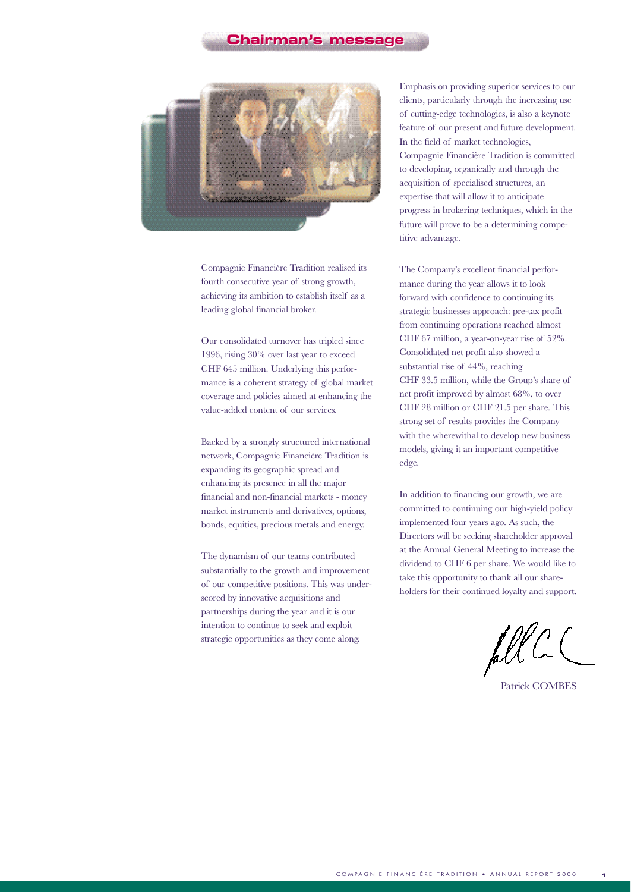# Chairman's message

Compagnie Financière Tradition realised its fourth consecutive year of strong growth, achieving its ambition to establish itself as a leading global financial broker.

Our consolidated turnover has tripled since 1996, rising 30% over last year to exceed CHF 645 million. Underlying this performance is a coherent strategy of global market coverage and policies aimed at enhancing the value-added content of our services.

Backed by a strongly structured international network, Compagnie Financière Tradition is expanding its geographic spread and enhancing its presence in all the major financial and non-financial markets - money market instruments and derivatives, options, bonds, equities, precious metals and energy.

The dynamism of our teams contributed substantially to the growth and improvement of our competitive positions. This was underscored by innovative acquisitions and partnerships during the year and it is our intention to continue to seek and exploit strategic opportunities as they come along.

Emphasis on providing superior services to our clients, particularly through the increasing use of cutting-edge technologies, is also a keynote feature of our present and future development. In the field of market technologies, Compagnie Financière Tradition is committed to developing, organically and through the acquisition of specialised structures, an expertise that will allow it to anticipate progress in brokering techniques, which in the future will prove to be a determining competitive advantage.

The Company's excellent financial performance during the year allows it to look forward with confidence to continuing its strategic businesses approach: pre-tax profit from continuing operations reached almost CHF 67 million, a year-on-year rise of 52%. Consolidated net profit also showed a substantial rise of 44%, reaching CHF 33.5 million, while the Group's share of net profit improved by almost 68%, to over CHF 28 million or CHF 21.5 per share. This strong set of results provides the Company with the wherewithal to develop new business models, giving it an important competitive edge.

In addition to financing our growth, we are committed to continuing our high-yield policy implemented four years ago. As such, the Directors will be seeking shareholder approval at the Annual General Meeting to increase the dividend to CHF 6 per share. We would like to take this opportunity to thank all our shareholders for their continued loyalty and support.

Patrick COMBES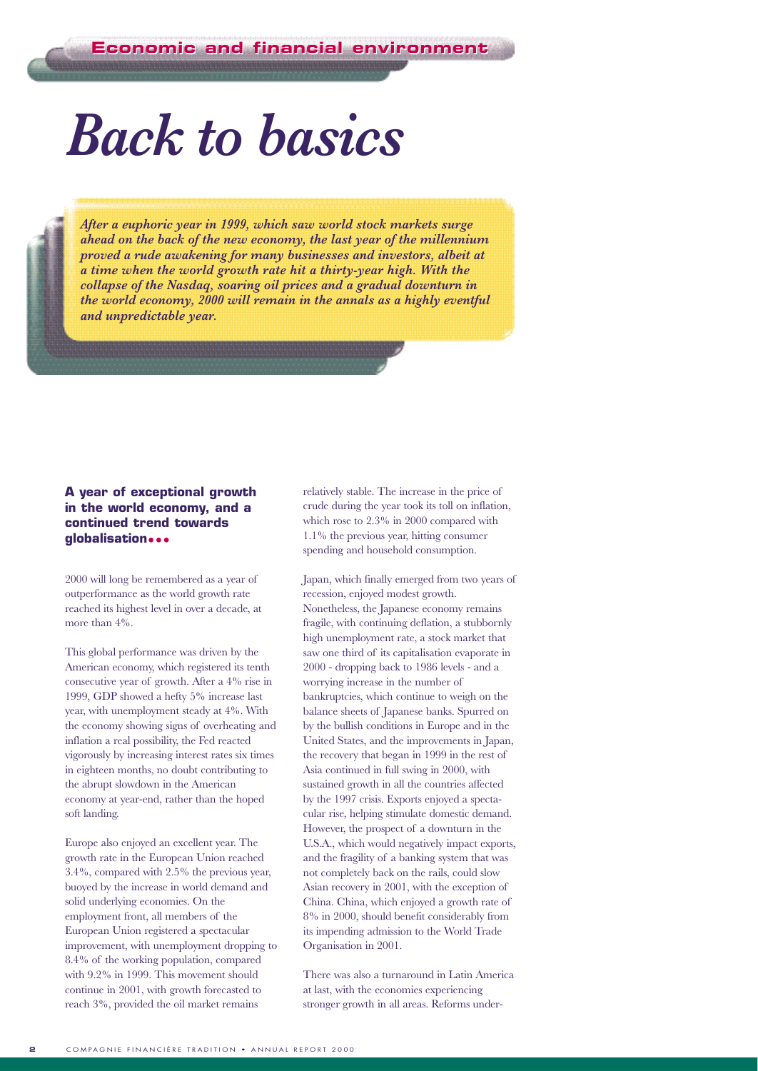Economic and financial environment

# Back to basics

***After a euphoric year in 1999, which saw world stock markets surge ahead on the back of the new economy, the last year of the millennium proved a rude awakening for many businesses and investors, albeit at a time when the world growth rate hit a thirty-year high. With the collapse of the Nasdaq, soaring oil prices and a gradual downturn in the world economy, 2000 will remain in the annals as a highly eventful and unpredictable year.***

## A year of exceptional growth in the world economy, and a continued trend towards globalisation...

2000 will long be remembered as a year of outperformance as the world growth rate reached its highest level in over a decade, at more than 4%.

This global performance was driven by the American economy, which registered its tenth consecutive year of growth. After a 4% rise in 1999, GDP showed a hefty 5% increase last year, with unemployment steady at 4%. With the economy showing signs of overheating and inflation a real possibility, the Fed reacted vigorously by increasing interest rates six times in eighteen months, no doubt contributing to the abrupt slowdown in the American economy at year-end, rather than the hoped soft landing.

Europe also enjoyed an excellent year. The growth rate in the European Union reached 3.4%, compared with 2.5% the previous year, buoyed by the increase in world demand and solid underlying economies. On the employment front, all members of the European Union registered a spectacular improvement, with unemployment dropping to 8.4% of the working population, compared with 9.2% in 1999. This movement should continue in 2001, with growth forecasted to reach 3%, provided the oil market remains relatively stable. The increase in the price of crude during the year took its toll on inflation, which rose to 2.3% in 2000 compared with 1.1% the previous year, hitting consumer spending and household consumption.

Japan, which finally emerged from two years of recession, enjoyed modest growth. Nonetheless, the Japanese economy remains fragile, with continuing deflation, a stubbornly high unemployment rate, a stock market that saw one third of its capitalisation evaporate in 2000 - dropping back to 1986 levels - and a worrying increase in the number of bankruptcies, which continue to weigh on the balance sheets of Japanese banks. Spurred on by the bullish conditions in Europe and in the United States, and the improvements in Japan, the recovery that began in 1999 in the rest of Asia continued in full swing in 2000, with sustained growth in all the countries affected by the 1997 crisis. Exports enjoyed a spectacular rise, helping stimulate domestic demand. However, the prospect of a downturn in the U.S.A., which would negatively impact exports, and the fragility of a banking system that was not completely back on the rails, could slow Asian recovery in 2001, with the exception of China. China, which enjoyed a growth rate of 8% in 2000, should benefit considerably from its impending admission to the World Trade Organisation in 2001.

There was also a turnaround in Latin America at last, with the economies experiencing stronger growth in all areas. Reforms under-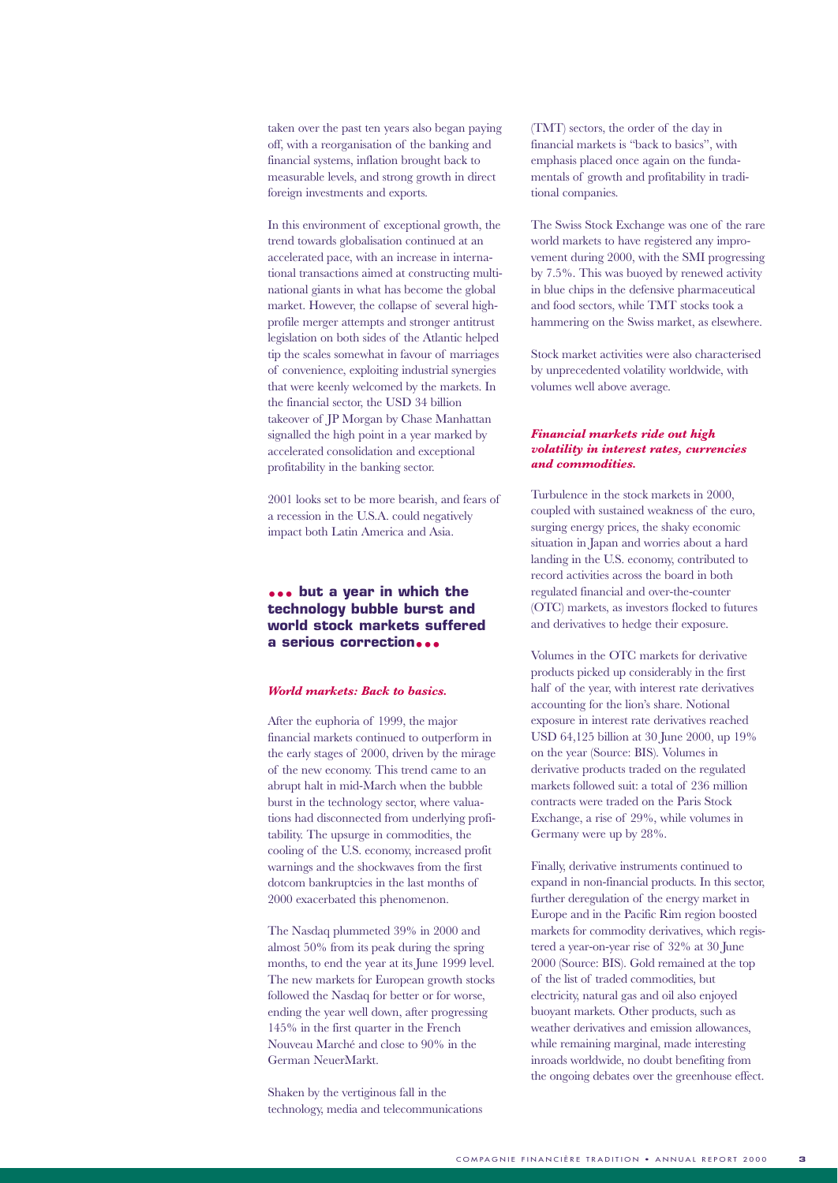taken over the past ten years also began paying off, with a reorganisation of the banking and financial systems, inflation brought back to measurable levels, and strong growth in direct foreign investments and exports.

In this environment of exceptional growth, the trend towards globalisation continued at an accelerated pace, with an increase in international transactions aimed at constructing multinational giants in what has become the global market. However, the collapse of several high-profile merger attempts and stronger antitrust legislation on both sides of the Atlantic helped tip the scales somewhat in favour of marriages of convenience, exploiting industrial synergies that were keenly welcomed by the markets. In the financial sector, the USD 34 billion takeover of JP Morgan by Chase Manhattan signalled the high point in a year marked by accelerated consolidation and exceptional profitability in the banking sector.

2001 looks set to be more bearish, and fears of a recession in the U.S.A. could negatively impact both Latin America and Asia.

## ••• but a year in which the technology bubble burst and world stock markets suffered a serious correction•••

### *World markets: Back to basics.*

After the euphoria of 1999, the major financial markets continued to outperform in the early stages of 2000, driven by the mirage of the new economy. This trend came to an abrupt halt in mid-March when the bubble burst in the technology sector, where valuations had disconnected from underlying profitability. The upsurge in commodities, the cooling of the U.S. economy, increased profit warnings and the shockwaves from the first dotcom bankruptcies in the last months of 2000 exacerbated this phenomenon.

The Nasdaq plummeted 39% in 2000 and almost 50% from its peak during the spring months, to end the year at its June 1999 level. The new markets for European growth stocks followed the Nasdaq for better or for worse, ending the year well down, after progressing 145% in the first quarter in the French Nouveau Marché and close to 90% in the German NeuerMarkt.

Shaken by the vertiginous fall in the technology, media and telecommunications (TMT) sectors, the order of the day in financial markets is "back to basics", with emphasis placed once again on the fundamentals of growth and profitability in traditional companies.

The Swiss Stock Exchange was one of the rare world markets to have registered any improvement during 2000, with the SMI progressing by 7.5%. This was buoyed by renewed activity in blue chips in the defensive pharmaceutical and food sectors, while TMT stocks took a hammering on the Swiss market, as elsewhere.

Stock market activities were also characterised by unprecedented volatility worldwide, with volumes well above average.

### *Financial markets ride out high volatility in interest rates, currencies and commodities.*

Turbulence in the stock markets in 2000, coupled with sustained weakness of the euro, surging energy prices, the shaky economic situation in Japan and worries about a hard landing in the U.S. economy, contributed to record activities across the board in both regulated financial and over-the-counter (OTC) markets, as investors flocked to futures and derivatives to hedge their exposure.

Volumes in the OTC markets for derivative products picked up considerably in the first half of the year, with interest rate derivatives accounting for the lion's share. Notional exposure in interest rate derivatives reached USD 64,125 billion at 30 June 2000, up 19% on the year (Source: BIS). Volumes in derivative products traded on the regulated markets followed suit: a total of 236 million contracts were traded on the Paris Stock Exchange, a rise of 29%, while volumes in Germany were up by 28%.

Finally, derivative instruments continued to expand in non-financial products. In this sector, further deregulation of the energy market in Europe and in the Pacific Rim region boosted markets for commodity derivatives, which registered a year-on-year rise of 32% at 30 June 2000 (Source: BIS). Gold remained at the top of the list of traded commodities, but electricity, natural gas and oil also enjoyed buoyant markets. Other products, such as weather derivatives and emission allowances, while remaining marginal, made interesting inroads worldwide, no doubt benefiting from the ongoing debates over the greenhouse effect.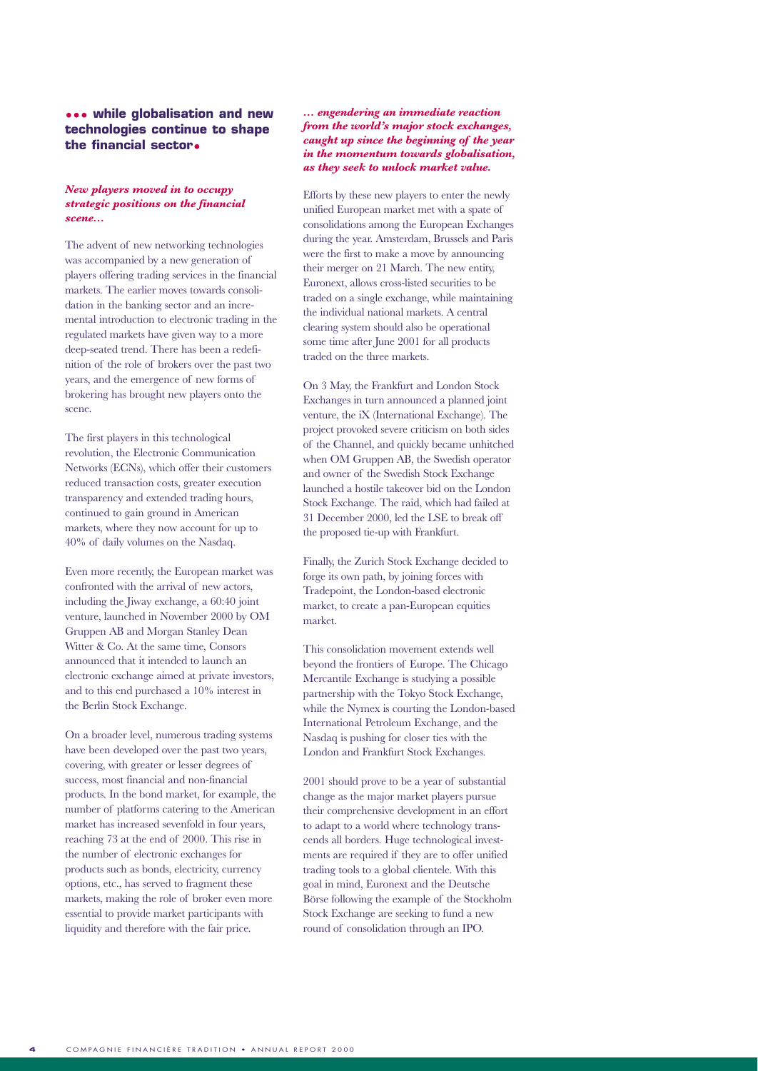## ••• while globalisation and new technologies continue to shape the financial sector•

***New players moved in to occupy strategic positions on the financial scene…***

The advent of new networking technologies was accompanied by a new generation of players offering trading services in the financial markets. The earlier moves towards consolidation in the banking sector and an incremental introduction to electronic trading in the regulated markets have given way to a more deep-seated trend. There has been a redefinition of the role of brokers over the past two years, and the emergence of new forms of brokering has brought new players onto the scene.

The first players in this technological revolution, the Electronic Communication Networks (ECNs), which offer their customers reduced transaction costs, greater execution transparency and extended trading hours, continued to gain ground in American markets, where they now account for up to 40% of daily volumes on the Nasdaq.

Even more recently, the European market was confronted with the arrival of new actors, including the Jiway exchange, a 60:40 joint venture, launched in November 2000 by OM Gruppen AB and Morgan Stanley Dean Witter & Co. At the same time, Consors announced that it intended to launch an electronic exchange aimed at private investors, and to this end purchased a 10% interest in the Berlin Stock Exchange.

On a broader level, numerous trading systems have been developed over the past two years, covering, with greater or lesser degrees of success, most financial and non-financial products. In the bond market, for example, the number of platforms catering to the American market has increased sevenfold in four years, reaching 73 at the end of 2000. This rise in the number of electronic exchanges for products such as bonds, electricity, currency options, etc., has served to fragment these markets, making the role of broker even more essential to provide market participants with liquidity and therefore with the fair price.

***… engendering an immediate reaction from the world's major stock exchanges, caught up since the beginning of the year in the momentum towards globalisation, as they seek to unlock market value.***

Efforts by these new players to enter the newly unified European market met with a spate of consolidations among the European Exchanges during the year. Amsterdam, Brussels and Paris were the first to make a move by announcing their merger on 21 March. The new entity, Euronext, allows cross-listed securities to be traded on a single exchange, while maintaining the individual national markets. A central clearing system should also be operational some time after June 2001 for all products traded on the three markets.

On 3 May, the Frankfurt and London Stock Exchanges in turn announced a planned joint venture, the iX (International Exchange). The project provoked severe criticism on both sides of the Channel, and quickly became unhitched when OM Gruppen AB, the Swedish operator and owner of the Swedish Stock Exchange launched a hostile takeover bid on the London Stock Exchange. The raid, which had failed at 31 December 2000, led the LSE to break off the proposed tie-up with Frankfurt.

Finally, the Zurich Stock Exchange decided to forge its own path, by joining forces with Tradepoint, the London-based electronic market, to create a pan-European equities market.

This consolidation movement extends well beyond the frontiers of Europe. The Chicago Mercantile Exchange is studying a possible partnership with the Tokyo Stock Exchange, while the Nymex is courting the London-based International Petroleum Exchange, and the Nasdaq is pushing for closer ties with the London and Frankfurt Stock Exchanges.

2001 should prove to be a year of substantial change as the major market players pursue their comprehensive development in an effort to adapt to a world where technology transcends all borders. Huge technological investments are required if they are to offer unified trading tools to a global clientele. With this goal in mind, Euronext and the Deutsche Börse following the example of the Stockholm Stock Exchange are seeking to fund a new round of consolidation through an IPO.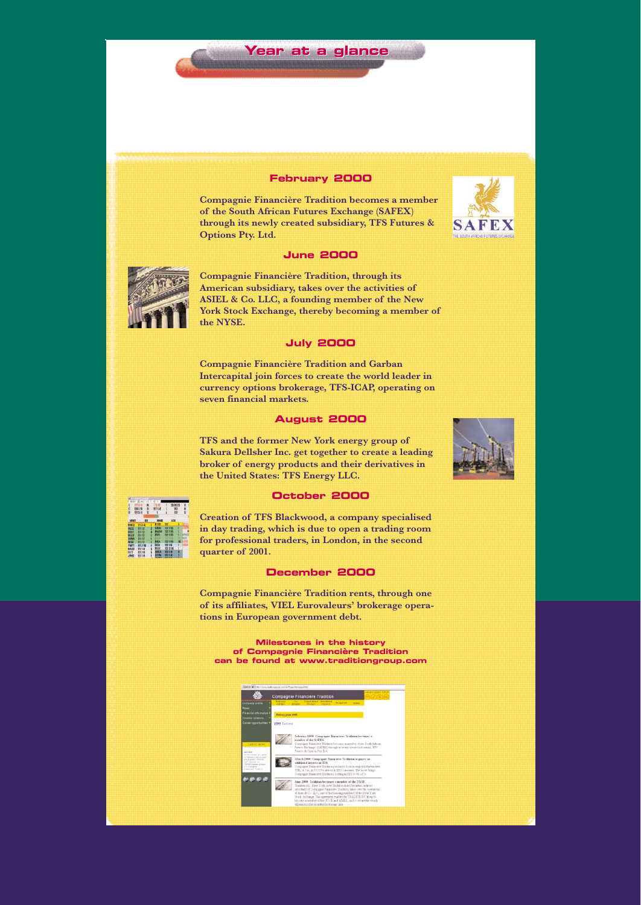# Year at a glance

### February 2000

**Compagnie Financière Tradition becomes a member of the South African Futures Exchange (SAFEX) through its newly created subsidiary, TFS Futures & Options Pty. Ltd.**

### June 2000

**Compagnie Financière Tradition, through its American subsidiary, takes over the activities of ASIEL & Co. LLC, a founding member of the New York Stock Exchange, thereby becoming a member of the NYSE.**

### July 2000

**Compagnie Financière Tradition and Garban Intercapital join forces to create the world leader in currency options brokerage, TFS-ICAP, operating on seven financial markets.**

### August 2000

**TFS and the former New York energy group of Sakura Dellsher Inc. get together to create a leading broker of energy products and their derivatives in the United States: TFS Energy LLC.**

### October 2000

**Creation of TFS Blackwood, a company specialised in day trading, which is due to open a trading room for professional traders, in London, in the second quarter of 2001.**

### December 2000

**Compagnie Financière Tradition rents, through one of its affiliates, VIEL Eurovaleurs' brokerage operations in European government debt.**

**Milestones in the history of Compagnie Financière Tradition can be found at www.traditiongroup.com**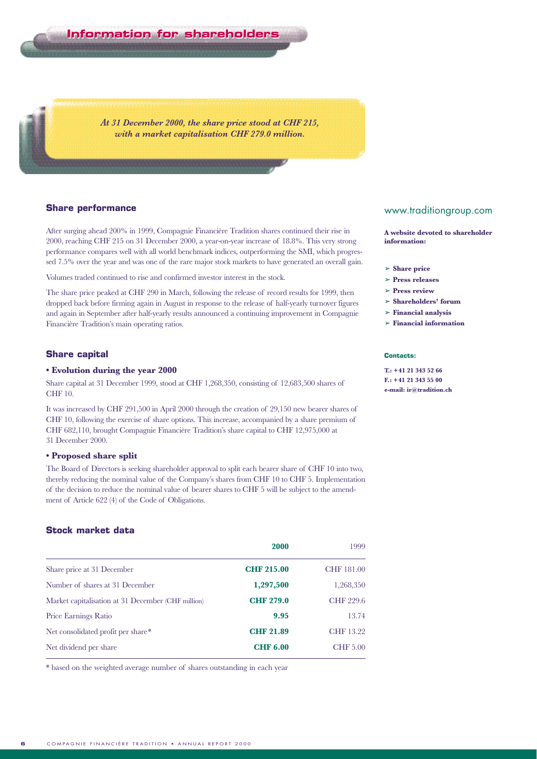# Information for shareholders

***At 31 December 2000, the share price stood at CHF 215, with a market capitalisation CHF 279.0 million.***

## Share performance

After surging ahead 200% in 1999, Compagnie Financière Tradition shares continued their rise in 2000, reaching CHF 215 on 31 December 2000, a year-on-year increase of 18.8%. This very strong performance compares well with all world benchmark indices, outperforming the SMI, which progressed 7.5% over the year and was one of the rare major stock markets to have generated an overall gain.

Volumes traded continued to rise and confirmed investor interest in the stock.

The share price peaked at CHF 290 in March, following the release of record results for 1999, then dropped back before firming again in August in response to the release of half-yearly turnover figures and again in September after half-yearly results announced a continuing improvement in Compagnie Financière Tradition's main operating ratios.

## Share capital

### • Evolution during the year 2000

Share capital at 31 December 1999, stood at CHF 1,268,350, consisting of 12,683,500 shares of CHF 10.

It was increased by CHF 291,500 in April 2000 through the creation of 29,150 new bearer shares of CHF 10, following the exercise of share options. This increase, accompanied by a share premium of CHF 682,110, brought Compagnie Financière Tradition's share capital to CHF 12,975,000 at 31 December 2000.

### • Proposed share split

The Board of Directors is seeking shareholder approval to split each bearer share of CHF 10 into two, thereby reducing the nominal value of the Company's shares from CHF 10 to CHF 5. Implementation of the decision to reduce the nominal value of bearer shares to CHF 5 will be subject to the amendment of Article 622 (4) of the Code of Obligations.

## Stock market data

| | 2000 | 1999 |
|---|---|---|
| Share price at 31 December | **CHF 215.00** | CHF 181.00 |
| Number of shares at 31 December | **1,297,500** | 1,268,350 |
| Market capitalisation at 31 December (CHF million) | **CHF 279.0** | CHF 229.6 |
| Price Earnings Ratio | **9.95** | 13.74 |
| Net consolidated profit per share* | **CHF 21.89** | CHF 13.22 |
| Net dividend per share | **CHF 6.00** | CHF 5.00 |

\* based on the weighted average number of shares outstanding in each year

www.traditiongroup.com

**A website devoted to shareholder information:**

- **Share price**
- **Press releases**
- **Press review**
- **Shareholders' forum**
- **Financial analysis**
- **Financial information**

**Contacts:**

**T.: +41 21 343 52 66**
**F.: +41 21 343 55 00**
**e-mail: ir@tradition.ch**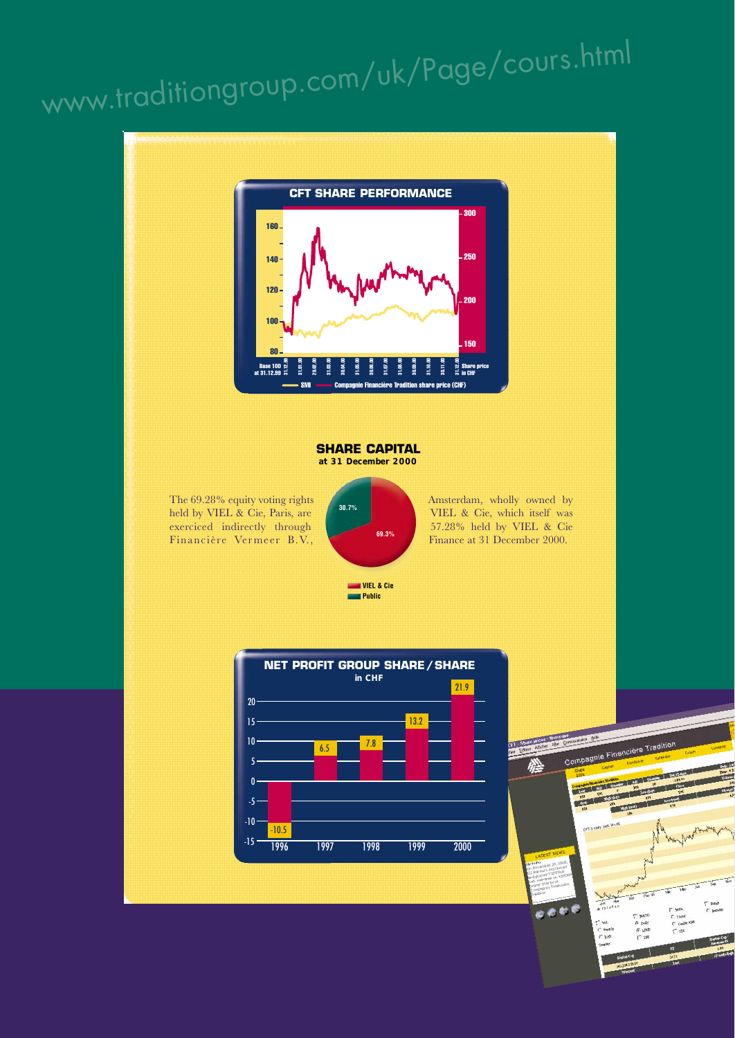www.traditiongroup.com/uk/Page/cours.html

## CFT SHARE PERFORMANCE

Base 100 at 31.12.99 — SMI — Compagnie Financière Tradition share price (CHF) — Share price in CHF

## SHARE CAPITAL
**at 31 December 2000**

The 69.28% equity voting rights held by VIEL & Cie, Paris, are exerciced indirectly through Financière Vermeer B.V., Amsterdam, wholly owned by VIEL & Cie, which itself was 57.28% held by VIEL & Cie Finance at 31 December 2000.

| Shareholder | % |
|---|---|
| VIEL & Cie | 69.3% |
| Public | 30.7% |

## NET PROFIT GROUP SHARE / SHARE
**in CHF**

| Year | CHF |
|---|---|
| 1996 | -10.5 |
| 1997 | 6.5 |
| 1998 | 7.8 |
| 1999 | 13.2 |
| 2000 | 21.9 |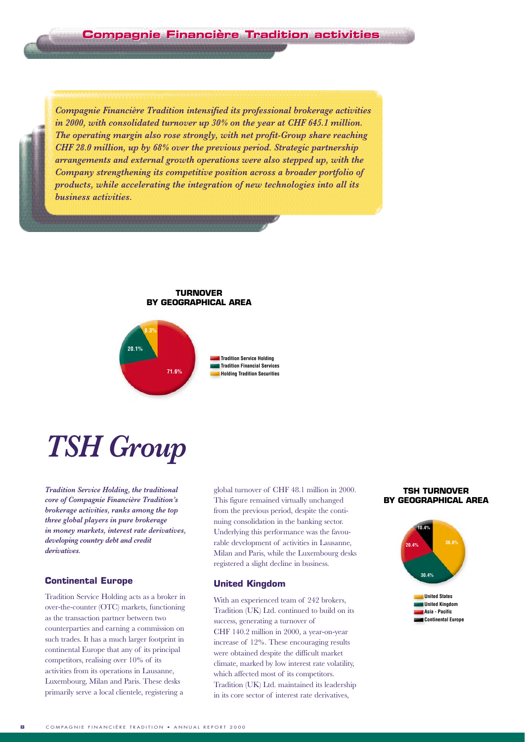## Compagnie Financière Tradition activities

*Compagnie Financière Tradition intensified its professional brokerage activities in 2000, with consolidated turnover up 30% on the year at CHF 645.1 million. The operating margin also rose strongly, with net profit-Group share reaching CHF 28.0 million, up by 68% over the previous period. Strategic partnership arrangements and external growth operations were also stepped up, with the Company strengthening its competitive position across a broader portfolio of products, while accelerating the integration of new technologies into all its business activities.*

**TURNOVER BY GEOGRAPHICAL AREA**

| Segment | Share |
|---|---|
| Tradition Service Holding | 71.6% |
| Tradition Financial Services | 20.1% |
| Holding Tradition Securities | 8.3% |

# *TSH Group*

***Tradition Service Holding, the traditional core of Compagnie Financière Tradition's brokerage activities, ranks among the top three global players in pure brokerage in money markets, interest rate derivatives, developing country debt and credit derivatives.***

### Continental Europe

Tradition Service Holding acts as a broker in over-the-counter (OTC) markets, functioning as the transaction partner between two counterparties and earning a commission on such trades. It has a much larger footprint in continental Europe that any of its principal competitors, realising over 10% of its activities from its operations in Lausanne, Luxembourg, Milan and Paris. These desks primarily serve a local clientele, registering a global turnover of CHF 48.1 million in 2000. This figure remained virtually unchanged from the previous period, despite the continuing consolidation in the banking sector. Underlying this performance was the favourable development of activities in Lausanne, Milan and Paris, while the Luxembourg desks registered a slight decline in business.

### United Kingdom

With an experienced team of 242 brokers, Tradition (UK) Ltd. continued to build on its success, generating a turnover of CHF 140.2 million in 2000, a year-on-year increase of 12%. These encouraging results were obtained despite the difficult market climate, marked by low interest rate volatility, which affected most of its competitors. Tradition (UK) Ltd. maintained its leadership in its core sector of interest rate derivatives,

**TSH TURNOVER BY GEOGRAPHICAL AREA**

| Area | Share |
|---|---|
| United States | 38.8% |
| United Kingdom | 30.4% |
| Asia - Pacific | 20.4% |
| Continental Europe | 10.4% |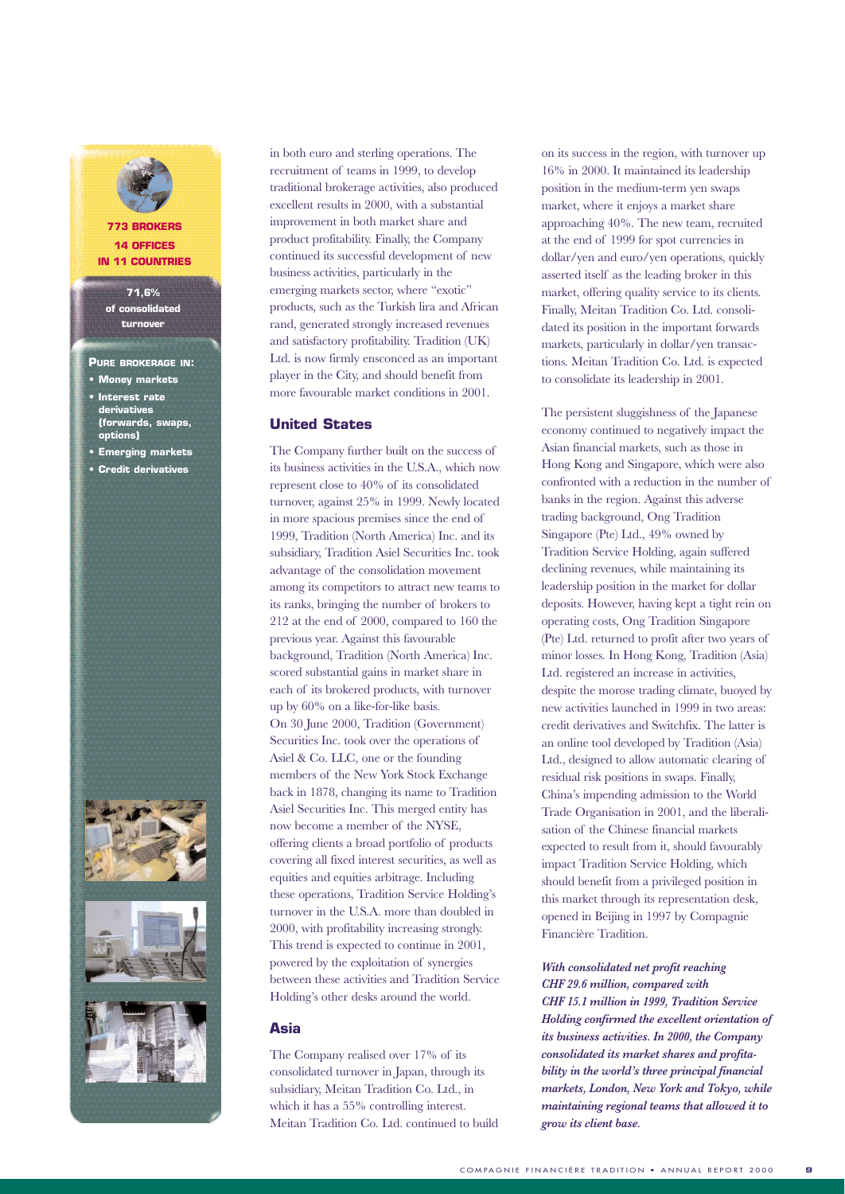**773 BROKERS**
**14 OFFICES**
**IN 11 COUNTRIES**

**71,6%**
**of consolidated turnover**

**PURE BROKERAGE IN:**

- **Money markets**
- **Interest rate derivatives (forwards, swaps, options)**
- **Emerging markets**
- **Credit derivatives**

in both euro and sterling operations. The recruitment of teams in 1999, to develop traditional brokerage activities, also produced excellent results in 2000, with a substantial improvement in both market share and product profitability. Finally, the Company continued its successful development of new business activities, particularly in the emerging markets sector, where "exotic" products, such as the Turkish lira and African rand, generated strongly increased revenues and satisfactory profitability. Tradition (UK) Ltd. is now firmly ensconced as an important player in the City, and should benefit from more favourable market conditions in 2001.

## United States

The Company further built on the success of its business activities in the U.S.A., which now represent close to 40% of its consolidated turnover, against 25% in 1999. Newly located in more spacious premises since the end of 1999, Tradition (North America) Inc. and its subsidiary, Tradition Asiel Securities Inc. took advantage of the consolidation movement among its competitors to attract new teams to its ranks, bringing the number of brokers to 212 at the end of 2000, compared to 160 the previous year. Against this favourable background, Tradition (North America) Inc. scored substantial gains in market share in each of its brokered products, with turnover up by 60% on a like-for-like basis.
On 30 June 2000, Tradition (Government) Securities Inc. took over the operations of Asiel & Co. LLC, one or the founding members of the New York Stock Exchange back in 1878, changing its name to Tradition Asiel Securities Inc. This merged entity has now become a member of the NYSE, offering clients a broad portfolio of products covering all fixed interest securities, as well as equities and equities arbitrage. Including these operations, Tradition Service Holding's turnover in the U.S.A. more than doubled in 2000, with profitability increasing strongly. This trend is expected to continue in 2001, powered by the exploitation of synergies between these activities and Tradition Service Holding's other desks around the world.

## Asia

The Company realised over 17% of its consolidated turnover in Japan, through its subsidiary, Meitan Tradition Co. Ltd., in which it has a 55% controlling interest. Meitan Tradition Co. Ltd. continued to build on its success in the region, with turnover up 16% in 2000. It maintained its leadership position in the medium-term yen swaps market, where it enjoys a market share approaching 40%. The new team, recruited at the end of 1999 for spot currencies in dollar/yen and euro/yen operations, quickly asserted itself as the leading broker in this market, offering quality service to its clients. Finally, Meitan Tradition Co. Ltd. consolidated its position in the important forwards markets, particularly in dollar/yen transactions. Meitan Tradition Co. Ltd. is expected to consolidate its leadership in 2001.

The persistent sluggishness of the Japanese economy continued to negatively impact the Asian financial markets, such as those in Hong Kong and Singapore, which were also confronted with a reduction in the number of banks in the region. Against this adverse trading background, Ong Tradition Singapore (Pte) Ltd., 49% owned by Tradition Service Holding, again suffered declining revenues, while maintaining its leadership position in the market for dollar deposits. However, having kept a tight rein on operating costs, Ong Tradition Singapore (Pte) Ltd. returned to profit after two years of minor losses. In Hong Kong, Tradition (Asia) Ltd. registered an increase in activities, despite the morose trading climate, buoyed by new activities launched in 1999 in two areas: credit derivatives and Switchfix. The latter is an online tool developed by Tradition (Asia) Ltd., designed to allow automatic clearing of residual risk positions in swaps. Finally, China's impending admission to the World Trade Organisation in 2001, and the liberalisation of the Chinese financial markets expected to result from it, should favourably impact Tradition Service Holding, which should benefit from a privileged position in this market through its representation desk, opened in Beijing in 1997 by Compagnie Financière Tradition.

***With consolidated net profit reaching CHF 29.6 million, compared with CHF 15.1 million in 1999, Tradition Service Holding confirmed the excellent orientation of its business activities. In 2000, the Company consolidated its market shares and profitability in the world's three principal financial markets, London, New York and Tokyo, while maintaining regional teams that allowed it to grow its client base.***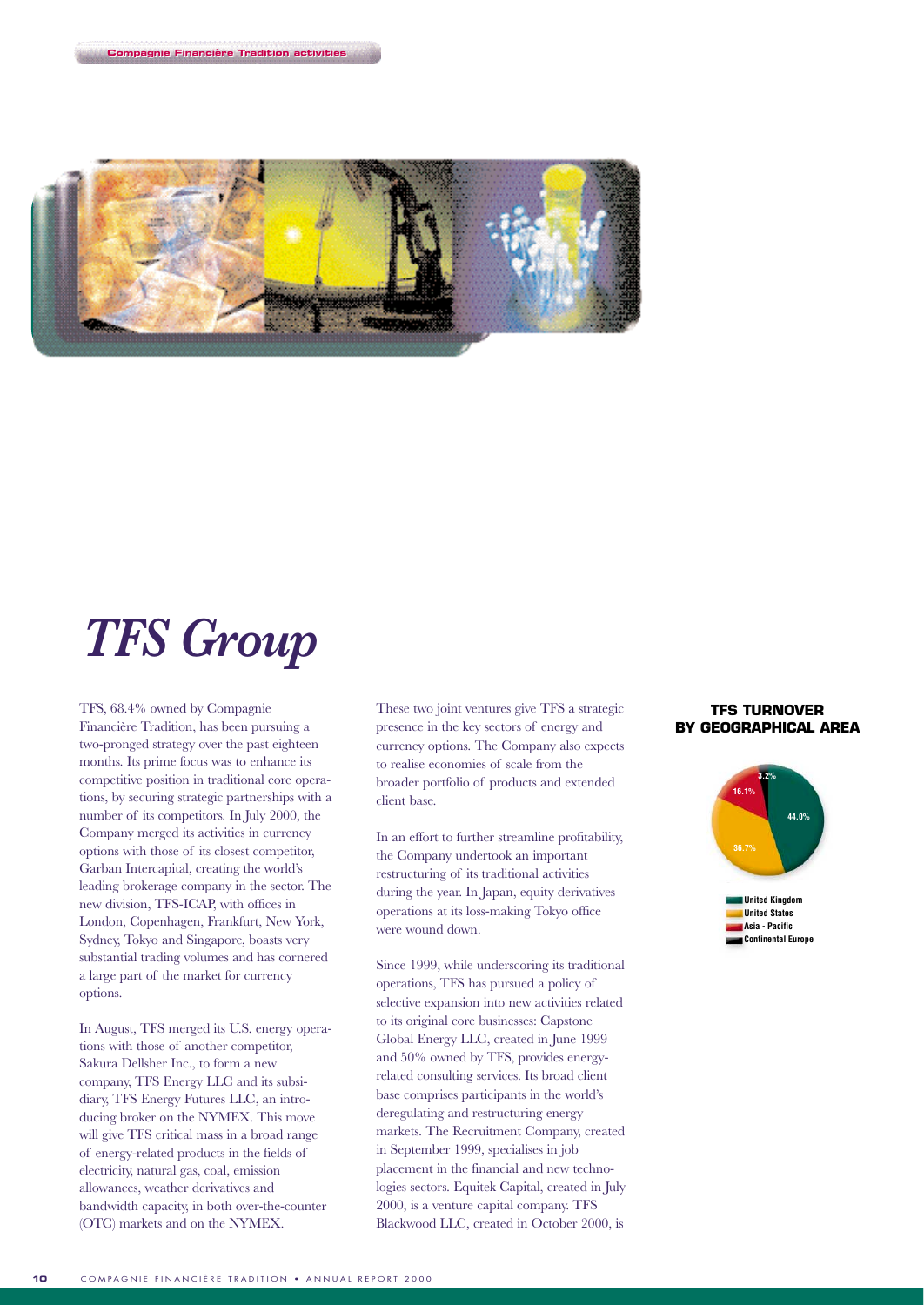# *TFS Group*

TFS, 68.4% owned by Compagnie Financière Tradition, has been pursuing a two-pronged strategy over the past eighteen months. Its prime focus was to enhance its competitive position in traditional core operations, by securing strategic partnerships with a number of its competitors. In July 2000, the Company merged its activities in currency options with those of its closest competitor, Garban Intercapital, creating the world's leading brokerage company in the sector. The new division, TFS-ICAP, with offices in London, Copenhagen, Frankfurt, New York, Sydney, Tokyo and Singapore, boasts very substantial trading volumes and has cornered a large part of the market for currency options.

In August, TFS merged its U.S. energy operations with those of another competitor, Sakura Dellsher Inc., to form a new company, TFS Energy LLC and its subsidiary, TFS Energy Futures LLC, an introducing broker on the NYMEX. This move will give TFS critical mass in a broad range of energy-related products in the fields of electricity, natural gas, coal, emission allowances, weather derivatives and bandwidth capacity, in both over-the-counter (OTC) markets and on the NYMEX.

These two joint ventures give TFS a strategic presence in the key sectors of energy and currency options. The Company also expects to realise economies of scale from the broader portfolio of products and extended client base.

In an effort to further streamline profitability, the Company undertook an important restructuring of its traditional activities during the year. In Japan, equity derivatives operations at its loss-making Tokyo office were wound down.

Since 1999, while underscoring its traditional operations, TFS has pursued a policy of selective expansion into new activities related to its original core businesses: Capstone Global Energy LLC, created in June 1999 and 50% owned by TFS, provides energy-related consulting services. Its broad client base comprises participants in the world's deregulating and restructuring energy markets. The Recruitment Company, created in September 1999, specialises in job placement in the financial and new technologies sectors. Equitek Capital, created in July 2000, is a venture capital company. TFS Blackwood LLC, created in October 2000, is

**TFS TURNOVER BY GEOGRAPHICAL AREA**

| Area | % |
|---|---|
| United Kingdom | 44.0% |
| United States | 36.7% |
| Asia - Pacific | 16.1% |
| Continental Europe | 3.2% |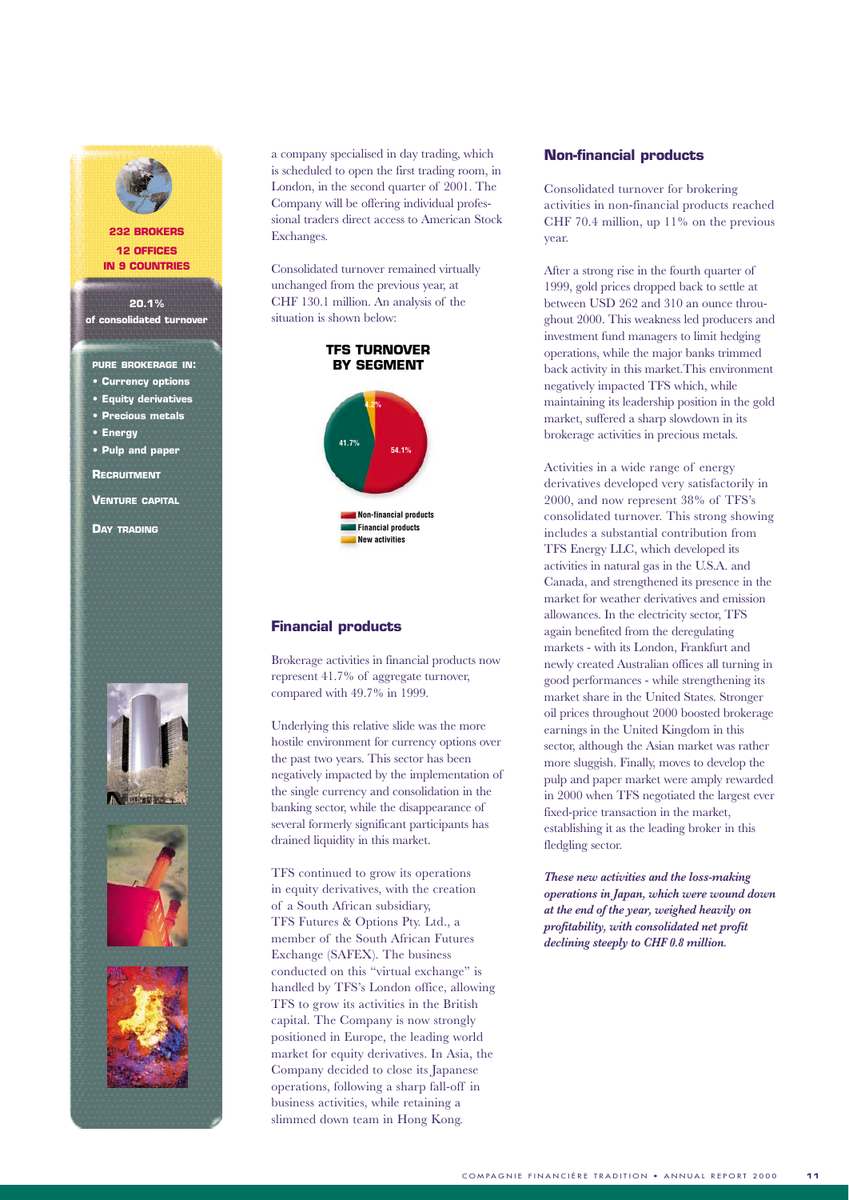**232 BROKERS**
**12 OFFICES**
**IN 9 COUNTRIES**

**20.1%**
**of consolidated turnover**

**PURE BROKERAGE IN:**
- **Currency options**
- **Equity derivatives**
- **Precious metals**
- **Energy**
- **Pulp and paper**

**RECRUITMENT**

**VENTURE CAPITAL**

**DAY TRADING**

a company specialised in day trading, which is scheduled to open the first trading room, in London, in the second quarter of 2001. The Company will be offering individual professional traders direct access to American Stock Exchanges.

Consolidated turnover remained virtually unchanged from the previous year, at CHF 130.1 million. An analysis of the situation is shown below:

**TFS TURNOVER BY SEGMENT**

| Segment | Share |
|---|---|
| Non-financial products | 54.1% |
| Financial products | 41.7% |
| New activities | 4.2% |

## Financial products

Brokerage activities in financial products now represent 41.7% of aggregate turnover, compared with 49.7% in 1999.

Underlying this relative slide was the more hostile environment for currency options over the past two years. This sector has been negatively impacted by the implementation of the single currency and consolidation in the banking sector, while the disappearance of several formerly significant participants has drained liquidity in this market.

TFS continued to grow its operations in equity derivatives, with the creation of a South African subsidiary, TFS Futures & Options Pty. Ltd., a member of the South African Futures Exchange (SAFEX). The business conducted on this "virtual exchange" is handled by TFS's London office, allowing TFS to grow its activities in the British capital. The Company is now strongly positioned in Europe, the leading world market for equity derivatives. In Asia, the Company decided to close its Japanese operations, following a sharp fall-off in business activities, while retaining a slimmed down team in Hong Kong.

## Non-financial products

Consolidated turnover for brokering activities in non-financial products reached CHF 70.4 million, up 11% on the previous year.

After a strong rise in the fourth quarter of 1999, gold prices dropped back to settle at between USD 262 and 310 an ounce throughout 2000. This weakness led producers and investment fund managers to limit hedging operations, while the major banks trimmed back activity in this market.This environment negatively impacted TFS which, while maintaining its leadership position in the gold market, suffered a sharp slowdown in its brokerage activities in precious metals.

Activities in a wide range of energy derivatives developed very satisfactorily in 2000, and now represent 38% of TFS's consolidated turnover. This strong showing includes a substantial contribution from TFS Energy LLC, which developed its activities in natural gas in the U.S.A. and Canada, and strengthened its presence in the market for weather derivatives and emission allowances. In the electricity sector, TFS again benefited from the deregulating markets - with its London, Frankfurt and newly created Australian offices all turning in good performances - while strengthening its market share in the United States. Stronger oil prices throughout 2000 boosted brokerage earnings in the United Kingdom in this sector, although the Asian market was rather more sluggish. Finally, moves to develop the pulp and paper market were amply rewarded in 2000 when TFS negotiated the largest ever fixed-price transaction in the market, establishing it as the leading broker in this fledgling sector.

***These new activities and the loss-making operations in Japan, which were wound down at the end of the year, weighed heavily on profitability, with consolidated net profit declining steeply to CHF 0.8 million.***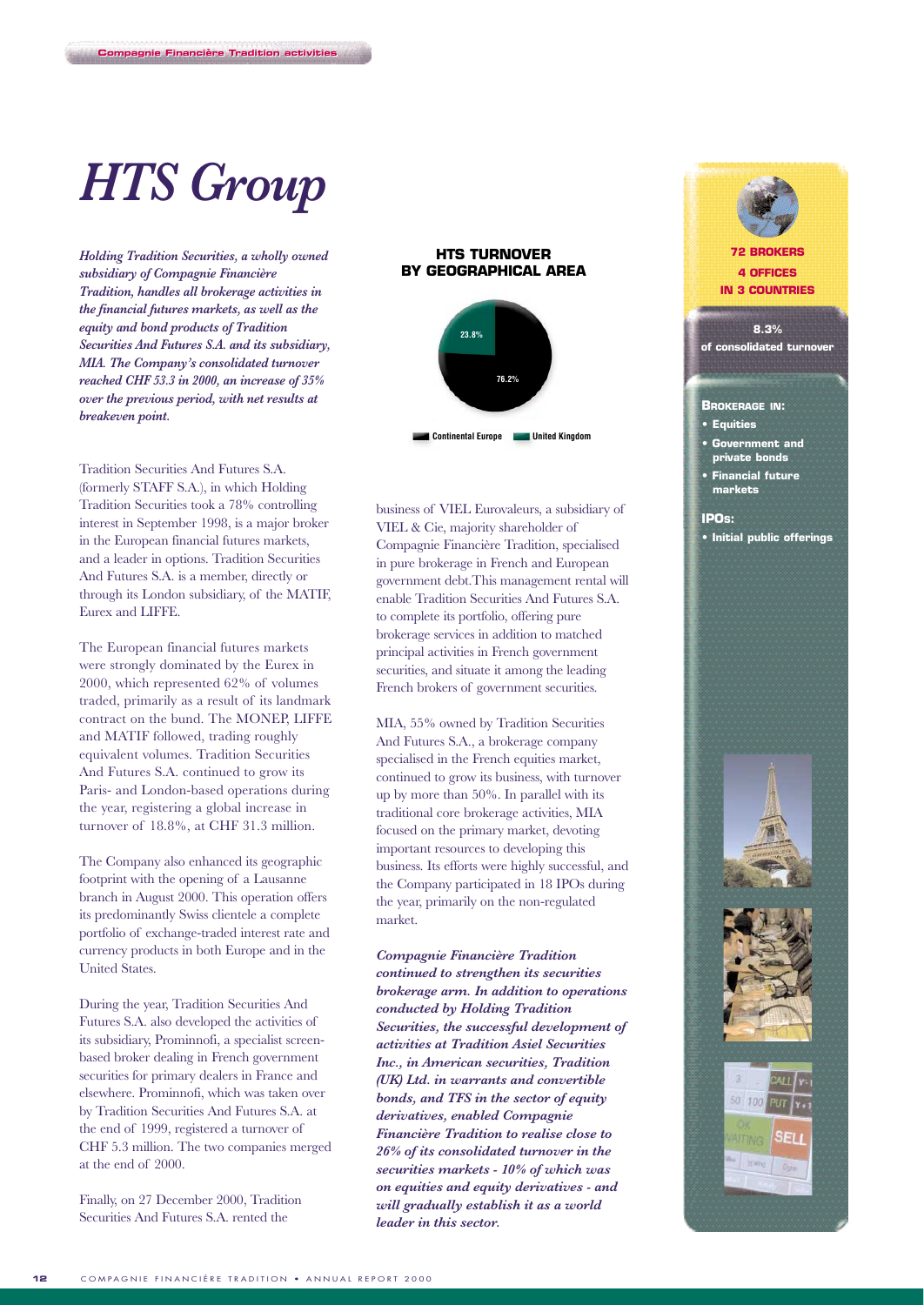# HTS Group

***Holding Tradition Securities, a wholly owned subsidiary of Compagnie Financière Tradition, handles all brokerage activities in the financial futures markets, as well as the equity and bond products of Tradition Securities And Futures S.A. and its subsidiary, MIA. The Company's consolidated turnover reached CHF 53.3 in 2000, an increase of 35% over the previous period, with net results at breakeven point.***

Tradition Securities And Futures S.A. (formerly STAFF S.A.), in which Holding Tradition Securities took a 78% controlling interest in September 1998, is a major broker in the European financial futures markets, and a leader in options. Tradition Securities And Futures S.A. is a member, directly or through its London subsidiary, of the MATIF, Eurex and LIFFE.

The European financial futures markets were strongly dominated by the Eurex in 2000, which represented 62% of volumes traded, primarily as a result of its landmark contract on the bund. The MONEP, LIFFE and MATIF followed, trading roughly equivalent volumes. Tradition Securities And Futures S.A. continued to grow its Paris- and London-based operations during the year, registering a global increase in turnover of 18.8%, at CHF 31.3 million.

The Company also enhanced its geographic footprint with the opening of a Lausanne branch in August 2000. This operation offers its predominantly Swiss clientele a complete portfolio of exchange-traded interest rate and currency products in both Europe and in the United States.

During the year, Tradition Securities And Futures S.A. also developed the activities of its subsidiary, Prominnofi, a specialist screen-based broker dealing in French government securities for primary dealers in France and elsewhere. Prominnofi, which was taken over by Tradition Securities And Futures S.A. at the end of 1999, registered a turnover of CHF 5.3 million. The two companies merged at the end of 2000.

Finally, on 27 December 2000, Tradition Securities And Futures S.A. rented the business of VIEL Eurovaleurs, a subsidiary of VIEL & Cie, majority shareholder of Compagnie Financière Tradition, specialised in pure brokerage in French and European government debt.This management rental will enable Tradition Securities And Futures S.A. to complete its portfolio, offering pure brokerage services in addition to matched principal activities in French government securities, and situate it among the leading French brokers of government securities.

**HTS TURNOVER BY GEOGRAPHICAL AREA**

| Area | Share |
|---|---|
| Continental Europe | 76.2% |
| United Kingdom | 23.8% |

MIA, 55% owned by Tradition Securities And Futures S.A., a brokerage company specialised in the French equities market, continued to grow its business, with turnover up by more than 50%. In parallel with its traditional core brokerage activities, MIA focused on the primary market, devoting important resources to developing this business. Its efforts were highly successful, and the Company participated in 18 IPOs during the year, primarily on the non-regulated market.

***Compagnie Financière Tradition continued to strengthen its securities brokerage arm. In addition to operations conducted by Holding Tradition Securities, the successful development of activities at Tradition Asiel Securities Inc., in American securities, Tradition (UK) Ltd. in warrants and convertible bonds, and TFS in the sector of equity derivatives, enabled Compagnie Financière Tradition to realise close to 26% of its consolidated turnover in the securities markets - 10% of which was on equities and equity derivatives - and will gradually establish it as a world leader in this sector.***

**72 BROKERS**
**4 OFFICES**
**IN 3 COUNTRIES**

**8.3%**
**of consolidated turnover**

**BROKERAGE IN:**
- **Equities**
- **Government and private bonds**
- **Financial future markets**

**IPOs:**
- **Initial public offerings**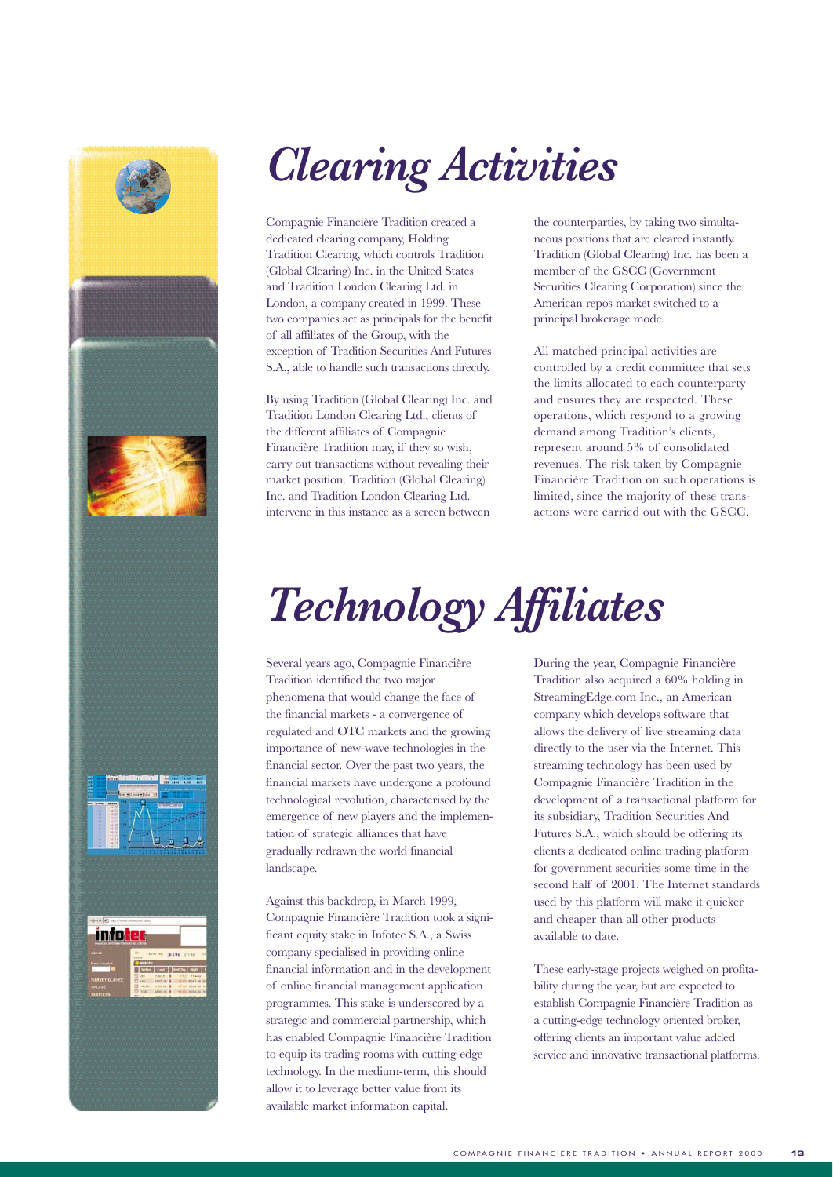# Clearing Activities

Compagnie Financière Tradition created a dedicated clearing company, Holding Tradition Clearing, which controls Tradition (Global Clearing) Inc. in the United States and Tradition London Clearing Ltd. in London, a company created in 1999. These two companies act as principals for the benefit of all affiliates of the Group, with the exception of Tradition Securities And Futures S.A., able to handle such transactions directly.

By using Tradition (Global Clearing) Inc. and Tradition London Clearing Ltd., clients of the different affiliates of Compagnie Financière Tradition may, if they so wish, carry out transactions without revealing their market position. Tradition (Global Clearing) Inc. and Tradition London Clearing Ltd. intervene in this instance as a screen between the counterparties, by taking two simultaneous positions that are cleared instantly. Tradition (Global Clearing) Inc. has been a member of the GSCC (Government Securities Clearing Corporation) since the American repos market switched to a principal brokerage mode.

All matched principal activities are controlled by a credit committee that sets the limits allocated to each counterparty and ensures they are respected. These operations, which respond to a growing demand among Tradition's clients, represent around 5% of consolidated revenues. The risk taken by Compagnie Financière Tradition on such operations is limited, since the majority of these transactions were carried out with the GSCC.

# Technology Affiliates

Several years ago, Compagnie Financière Tradition identified the two major phenomena that would change the face of the financial markets - a convergence of regulated and OTC markets and the growing importance of new-wave technologies in the financial sector. Over the past two years, the financial markets have undergone a profound technological revolution, characterised by the emergence of new players and the implementation of strategic alliances that have gradually redrawn the world financial landscape.

Against this backdrop, in March 1999, Compagnie Financière Tradition took a significant equity stake in Infotec S.A., a Swiss company specialised in providing online financial information and in the development of online financial management application programmes. This stake is underscored by a strategic and commercial partnership, which has enabled Compagnie Financière Tradition to equip its trading rooms with cutting-edge technology. In the medium-term, this should allow it to leverage better value from its available market information capital.

During the year, Compagnie Financière Tradition also acquired a 60% holding in StreamingEdge.com Inc., an American company which develops software that allows the delivery of live streaming data directly to the user via the Internet. This streaming technology has been used by Compagnie Financière Tradition in the development of a transactional platform for its subsidiary, Tradition Securities And Futures S.A., which should be offering its clients a dedicated online trading platform for government securities some time in the second half of 2001. The Internet standards used by this platform will make it quicker and cheaper than all other products available to date.

These early-stage projects weighed on profitability during the year, but are expected to establish Compagnie Financière Tradition as a cutting-edge technology oriented broker, offering clients an important value added service and innovative transactional platforms.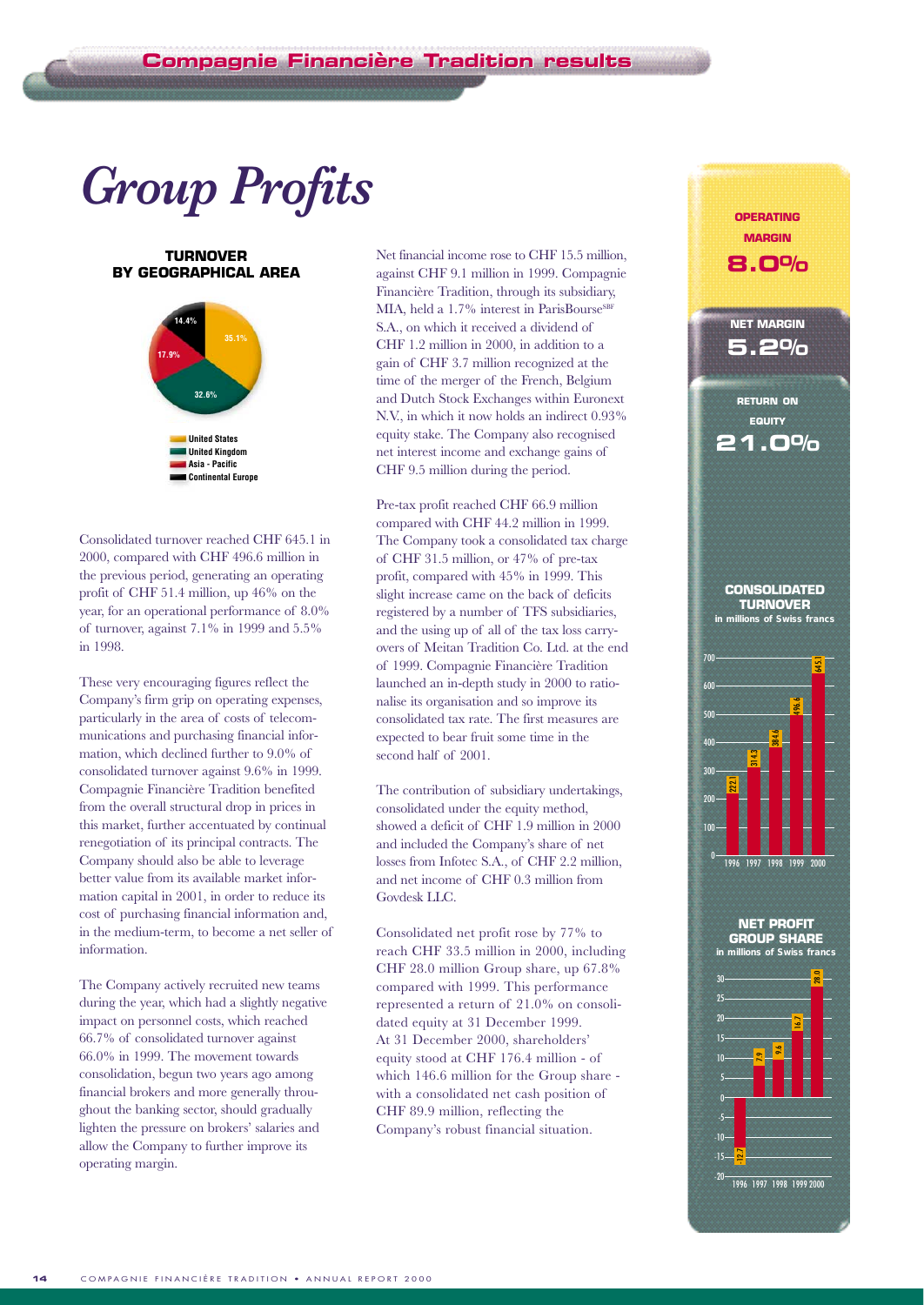# *Group Profits*

**TURNOVER BY GEOGRAPHICAL AREA**

| Area | Share |
|---|---|
| United States | 35.1% |
| United Kingdom | 32.6% |
| Asia - Pacific | 17.9% |
| Continental Europe | 14.4% |

Consolidated turnover reached CHF 645.1 in 2000, compared with CHF 496.6 million in the previous period, generating an operating profit of CHF 51.4 million, up 46% on the year, for an operational performance of 8.0% of turnover, against 7.1% in 1999 and 5.5% in 1998.

These very encouraging figures reflect the Company's firm grip on operating expenses, particularly in the area of costs of telecommunications and purchasing financial information, which declined further to 9.0% of consolidated turnover against 9.6% in 1999. Compagnie Financière Tradition benefited from the overall structural drop in prices in this market, further accentuated by continual renegotiation of its principal contracts. The Company should also be able to leverage better value from its available market information capital in 2001, in order to reduce its cost of purchasing financial information and, in the medium-term, to become a net seller of information.

The Company actively recruited new teams during the year, which had a slightly negative impact on personnel costs, which reached 66.7% of consolidated turnover against 66.0% in 1999. The movement towards consolidation, begun two years ago among financial brokers and more generally throughout the banking sector, should gradually lighten the pressure on brokers' salaries and allow the Company to further improve its operating margin.

Net financial income rose to CHF 15.5 million, against CHF 9.1 million in 1999. Compagnie Financière Tradition, through its subsidiary, MIA, held a 1.7% interest in ParisBourse[SBF] S.A., on which it received a dividend of CHF 1.2 million in 2000, in addition to a gain of CHF 3.7 million recognized at the time of the merger of the French, Belgium and Dutch Stock Exchanges within Euronext N.V., in which it now holds an indirect 0.93% equity stake. The Company also recognised net interest income and exchange gains of CHF 9.5 million during the period.

Pre-tax profit reached CHF 66.9 million compared with CHF 44.2 million in 1999. The Company took a consolidated tax charge of CHF 31.5 million, or 47% of pre-tax profit, compared with 45% in 1999. This slight increase came on the back of deficits registered by a number of TFS subsidiaries, and the using up of all of the tax loss carry-overs of Meitan Tradition Co. Ltd. at the end of 1999. Compagnie Financière Tradition launched an in-depth study in 2000 to rationalise its organisation and so improve its consolidated tax rate. The first measures are expected to bear fruit some time in the second half of 2001.

The contribution of subsidiary undertakings, consolidated under the equity method, showed a deficit of CHF 1.9 million in 2000 and included the Company's share of net losses from Infotec S.A., of CHF 2.2 million, and net income of CHF 0.3 million from Govdesk LLC.

Consolidated net profit rose by 77% to reach CHF 33.5 million in 2000, including CHF 28.0 million Group share, up 67.8% compared with 1999. This performance represented a return of 21.0% on consolidated equity at 31 December 1999. At 31 December 2000, shareholders' equity stood at CHF 176.4 million - of which 146.6 million for the Group share - with a consolidated net cash position of CHF 89.9 million, reflecting the Company's robust financial situation.

**OPERATING MARGIN**
**8.0%**

**NET MARGIN**
**5.2%**

**RETURN ON EQUITY**
**21.0%**

**CONSOLIDATED TURNOVER**
in millions of Swiss francs

| 1996 | 1997 | 1998 | 1999 | 2000 |
|---|---|---|---|---|
| 222.1 | 314.3 | 384.4 | 496.6 | 645.1 |

**NET PROFIT GROUP SHARE**
in millions of Swiss francs

| 1996 | 1997 | 1998 | 1999 | 2000 |
|---|---|---|---|---|
| -17.7 | 7.9 | 9.6 | 16.7 | 28.0 |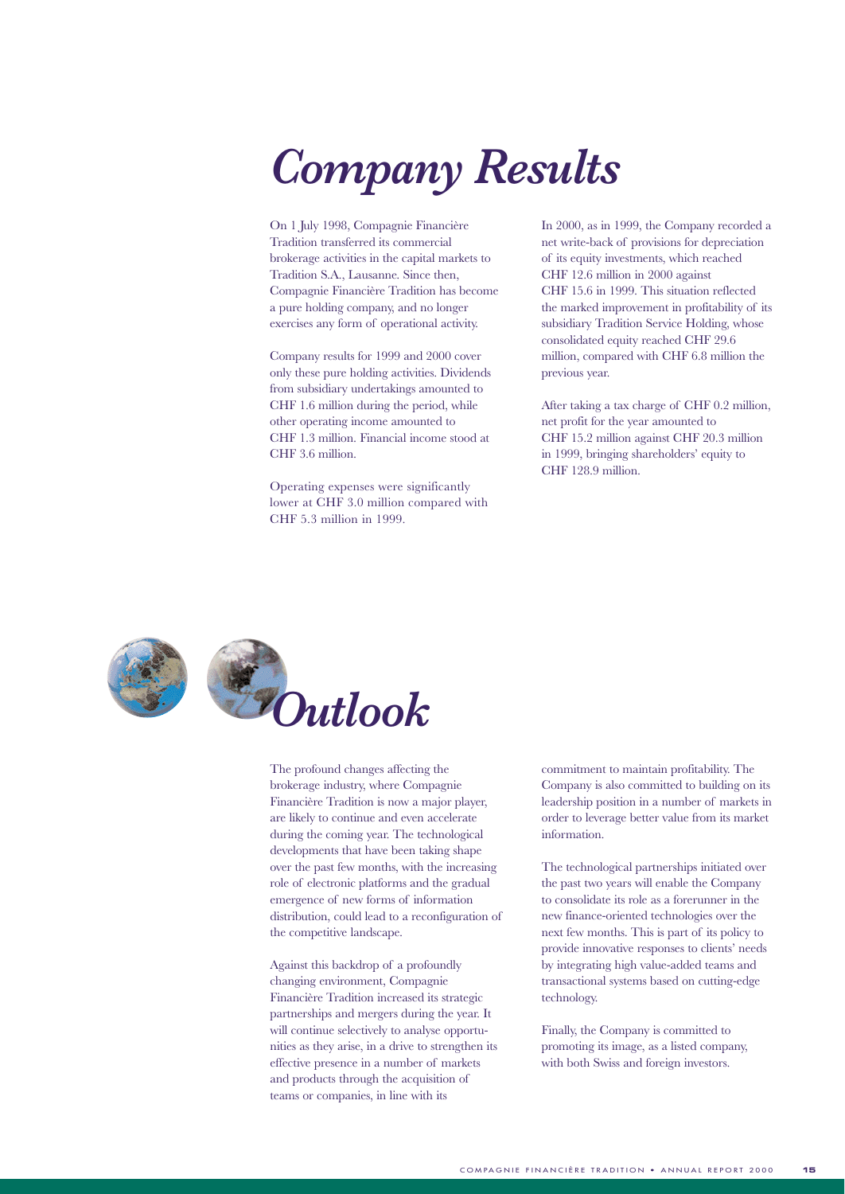# *Company Results*

On 1 July 1998, Compagnie Financière Tradition transferred its commercial brokerage activities in the capital markets to Tradition S.A., Lausanne. Since then, Compagnie Financière Tradition has become a pure holding company, and no longer exercises any form of operational activity.

Company results for 1999 and 2000 cover only these pure holding activities. Dividends from subsidiary undertakings amounted to CHF 1.6 million during the period, while other operating income amounted to CHF 1.3 million. Financial income stood at CHF 3.6 million.

Operating expenses were significantly lower at CHF 3.0 million compared with CHF 5.3 million in 1999.

In 2000, as in 1999, the Company recorded a net write-back of provisions for depreciation of its equity investments, which reached CHF 12.6 million in 2000 against CHF 15.6 in 1999. This situation reflected the marked improvement in profitability of its subsidiary Tradition Service Holding, whose consolidated equity reached CHF 29.6 million, compared with CHF 6.8 million the previous year.

After taking a tax charge of CHF 0.2 million, net profit for the year amounted to CHF 15.2 million against CHF 20.3 million in 1999, bringing shareholders' equity to CHF 128.9 million.

# *Outlook*

The profound changes affecting the brokerage industry, where Compagnie Financière Tradition is now a major player, are likely to continue and even accelerate during the coming year. The technological developments that have been taking shape over the past few months, with the increasing role of electronic platforms and the gradual emergence of new forms of information distribution, could lead to a reconfiguration of the competitive landscape.

Against this backdrop of a profoundly changing environment, Compagnie Financière Tradition increased its strategic partnerships and mergers during the year. It will continue selectively to analyse opportunities as they arise, in a drive to strengthen its effective presence in a number of markets and products through the acquisition of teams or companies, in line with its commitment to maintain profitability. The Company is also committed to building on its leadership position in a number of markets in order to leverage better value from its market information.

The technological partnerships initiated over the past two years will enable the Company to consolidate its role as a forerunner in the new finance-oriented technologies over the next few months. This is part of its policy to provide innovative responses to clients' needs by integrating high value-added teams and transactional systems based on cutting-edge technology.

Finally, the Company is committed to promoting its image, as a listed company, with both Swiss and foreign investors.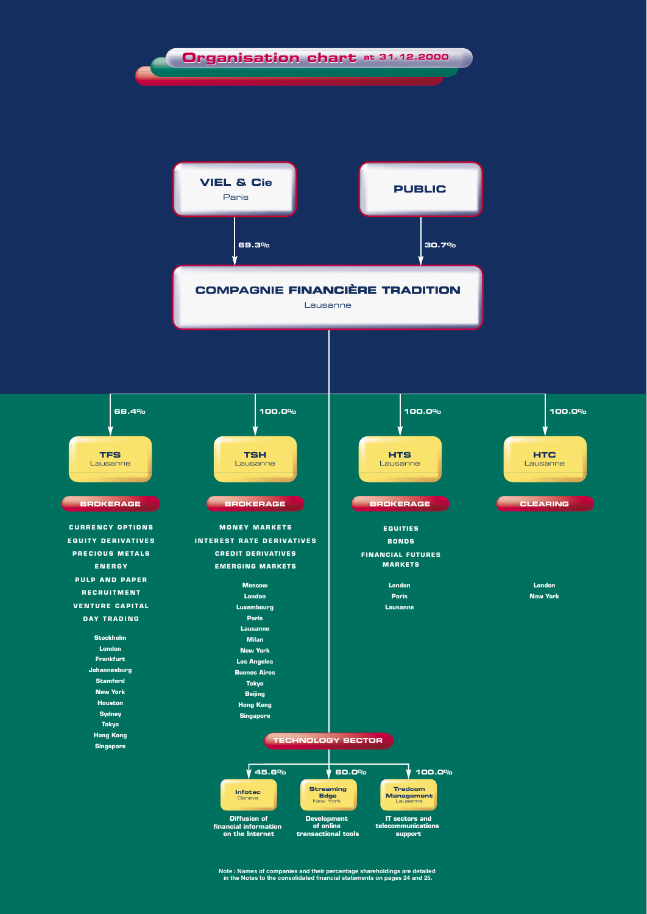# Organisation chart at 31.12.2000

**VIEL & Cie** – Paris → 69.3%

**PUBLIC** → 30.7%

## COMPAGNIE FINANCIÈRE TRADITION
Lausanne

### TFS – Lausanne (68.4%)

**BROKERAGE**

- CURRENCY OPTIONS
- EQUITY DERIVATIVES
- PRECIOUS METALS
- ENERGY
- PULP AND PAPER
- RECRUITMENT
- VENTURE CAPITAL
- DAY TRADING

Stockholm, London, Frankfurt, Johannesburg, Stamford, New York, Houston, Sydney, Tokyo, Hong Kong, Singapore

### TSH – Lausanne (100.0%)

**BROKERAGE**

- MONEY MARKETS
- INTEREST RATE DERIVATIVES
- CREDIT DERIVATIVES
- EMERGING MARKETS

Moscow, London, Luxembourg, Paris, Lausanne, Milan, New York, Los Angeles, Buenos Aires, Tokyo, Beijing, Hong Kong, Singapore

### HTS – Lausanne (100.0%)

**BROKERAGE**

- EQUITIES
- BONDS
- FINANCIAL FUTURES MARKETS

London, Paris, Lausanne

### HTC – Lausanne (100.0%)

**CLEARING**

London, New York

### TECHNOLOGY SECTOR

- **Infotec** – Geneva (45.6%): Diffusion of financial information on the Internet
- **Streaming Edge** – New York (60.0%): Development of online transactional tools
- **Tradcom Management** – Lausanne (100.0%): IT sectors and telecommunications support

Note : Names of companies and their percentage shareholdings are detailed in the Notes to the consolidated financial statements on pages 24 and 25.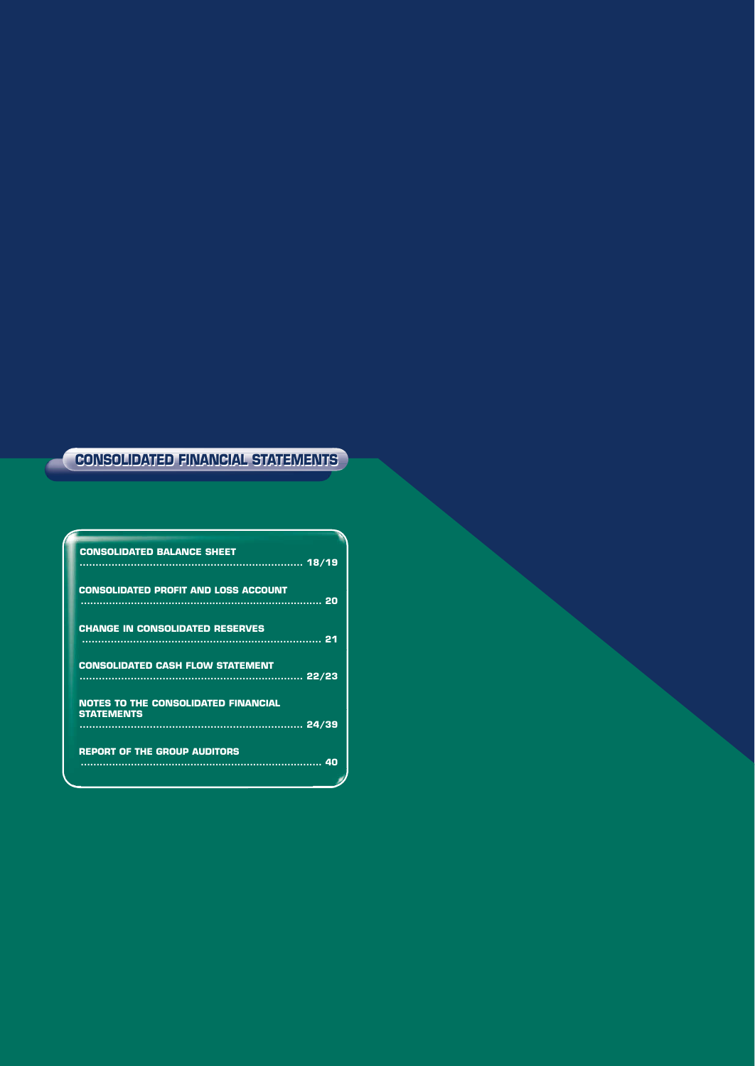# CONSOLIDATED FINANCIAL STATEMENTS

| | |
|---|---|
| CONSOLIDATED BALANCE SHEET | 18/19 |
| CONSOLIDATED PROFIT AND LOSS ACCOUNT | 20 |
| CHANGE IN CONSOLIDATED RESERVES | 21 |
| CONSOLIDATED CASH FLOW STATEMENT | 22/23 |
| NOTES TO THE CONSOLIDATED FINANCIAL STATEMENTS | 24/39 |
| REPORT OF THE GROUP AUDITORS | 40 |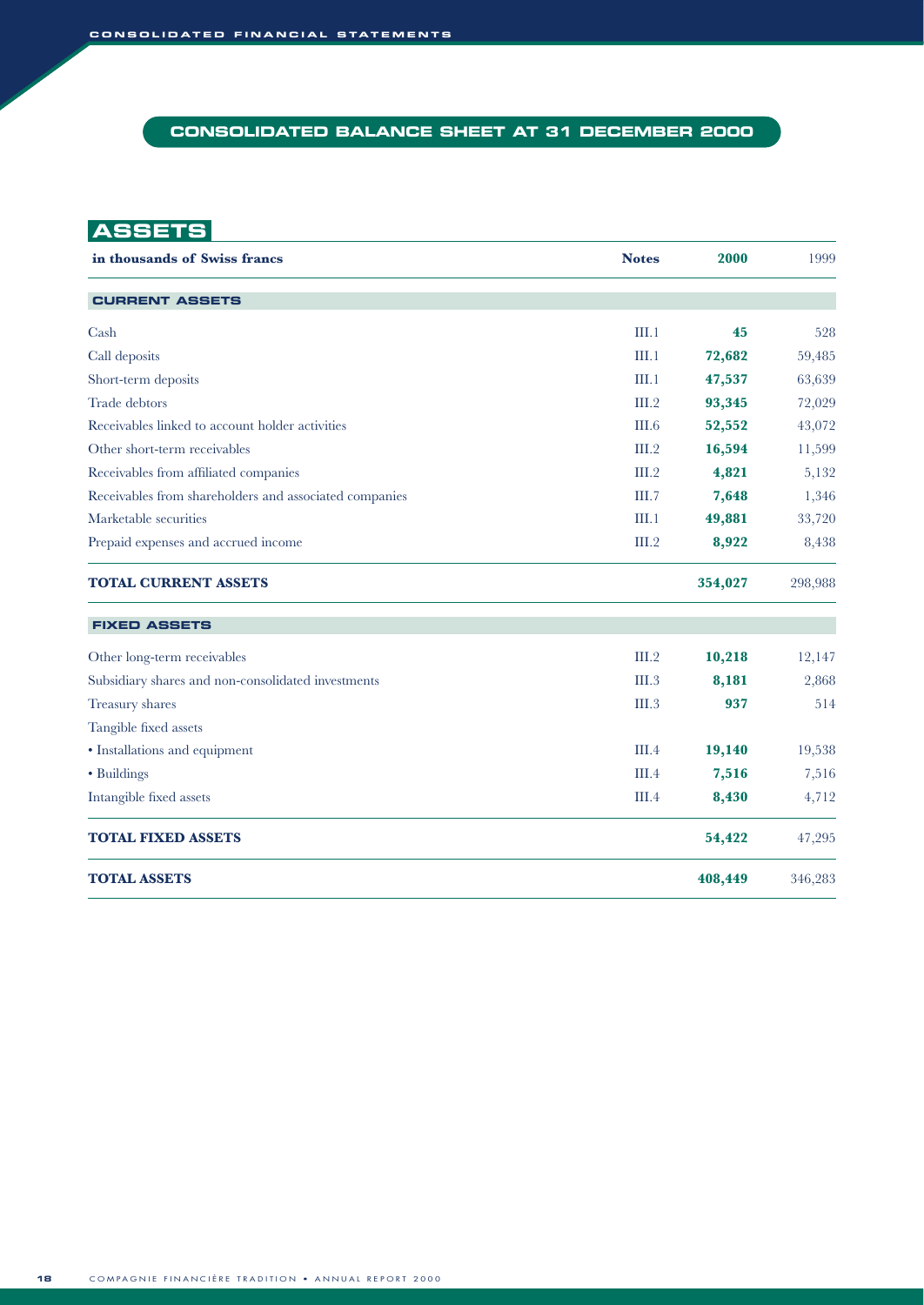# CONSOLIDATED BALANCE SHEET AT 31 DECEMBER 2000

## ASSETS

| in thousands of Swiss francs | Notes | 2000 | 1999 |
|---|---|---|---|
| **CURRENT ASSETS** | | | |
| Cash | III.1 | **45** | 528 |
| Call deposits | III.1 | **72,682** | 59,485 |
| Short-term deposits | III.1 | **47,537** | 63,639 |
| Trade debtors | III.2 | **93,345** | 72,029 |
| Receivables linked to account holder activities | III.6 | **52,552** | 43,072 |
| Other short-term receivables | III.2 | **16,594** | 11,599 |
| Receivables from affiliated companies | III.2 | **4,821** | 5,132 |
| Receivables from shareholders and associated companies | III.7 | **7,648** | 1,346 |
| Marketable securities | III.1 | **49,881** | 33,720 |
| Prepaid expenses and accrued income | III.2 | **8,922** | 8,438 |
| **TOTAL CURRENT ASSETS** | | **354,027** | 298,988 |
| **FIXED ASSETS** | | | |
| Other long-term receivables | III.2 | **10,218** | 12,147 |
| Subsidiary shares and non-consolidated investments | III.3 | **8,181** | 2,868 |
| Treasury shares | III.3 | **937** | 514 |
| Tangible fixed assets | | | |
| • Installations and equipment | III.4 | **19,140** | 19,538 |
| • Buildings | III.4 | **7,516** | 7,516 |
| Intangible fixed assets | III.4 | **8,430** | 4,712 |
| **TOTAL FIXED ASSETS** | | **54,422** | 47,295 |
| **TOTAL ASSETS** | | **408,449** | 346,283 |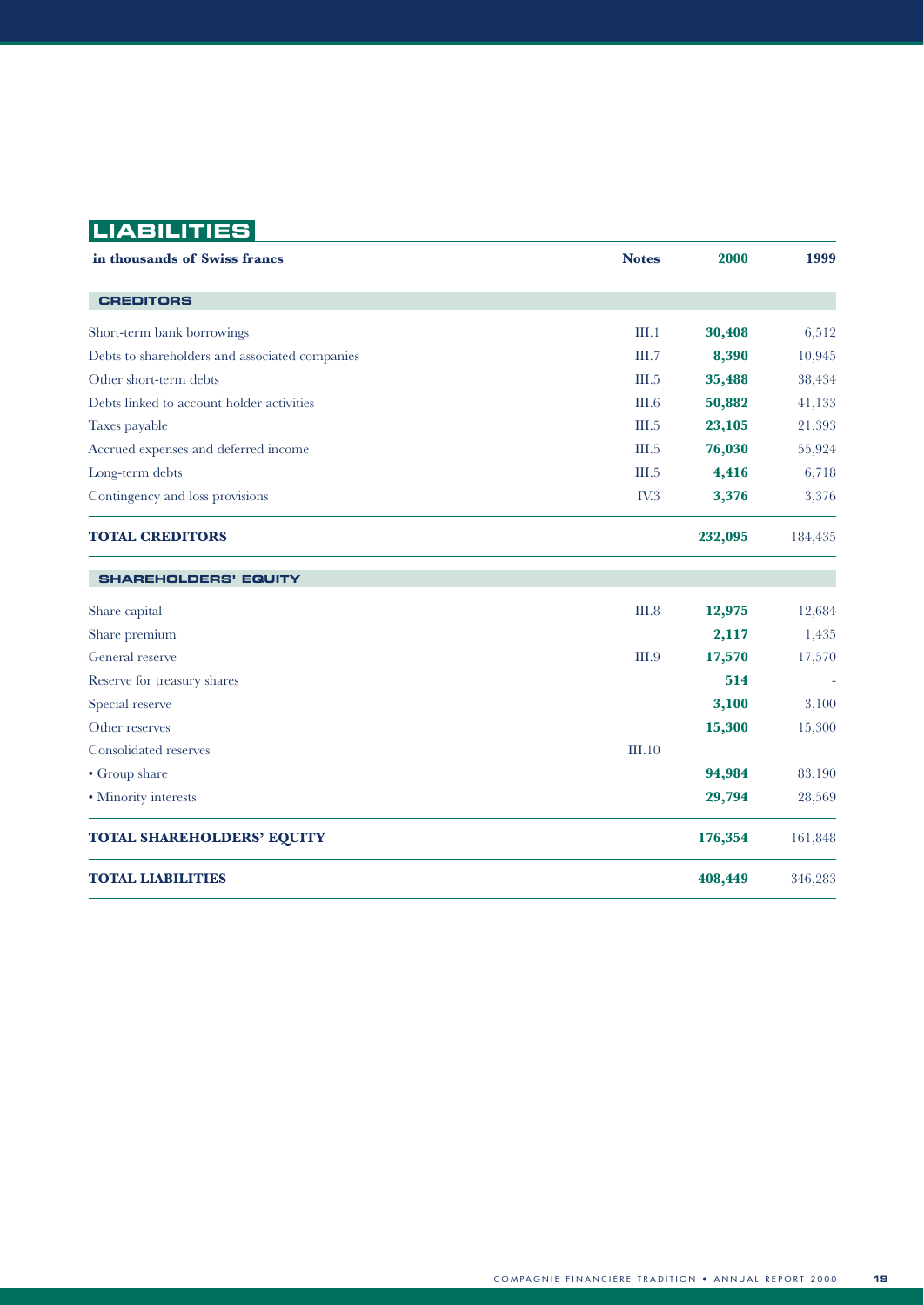## LIABILITIES

| in thousands of Swiss francs | Notes | 2000 | 1999 |
|---|---|---|---|
| **CREDITORS** | | | |
| Short-term bank borrowings | III.1 | **30,408** | 6,512 |
| Debts to shareholders and associated companies | III.7 | **8,390** | 10,945 |
| Other short-term debts | III.5 | **35,488** | 38,434 |
| Debts linked to account holder activities | III.6 | **50,882** | 41,133 |
| Taxes payable | III.5 | **23,105** | 21,393 |
| Accrued expenses and deferred income | III.5 | **76,030** | 55,924 |
| Long-term debts | III.5 | **4,416** | 6,718 |
| Contingency and loss provisions | IV.3 | **3,376** | 3,376 |
| **TOTAL CREDITORS** | | **232,095** | 184,435 |
| **SHAREHOLDERS' EQUITY** | | | |
| Share capital | III.8 | **12,975** | 12,684 |
| Share premium | | **2,117** | 1,435 |
| General reserve | III.9 | **17,570** | 17,570 |
| Reserve for treasury shares | | **514** | - |
| Special reserve | | **3,100** | 3,100 |
| Other reserves | | **15,300** | 15,300 |
| Consolidated reserves | III.10 | | |
| • Group share | | **94,984** | 83,190 |
| • Minority interests | | **29,794** | 28,569 |
| **TOTAL SHAREHOLDERS' EQUITY** | | **176,354** | 161,848 |
| **TOTAL LIABILITIES** | | **408,449** | 346,283 |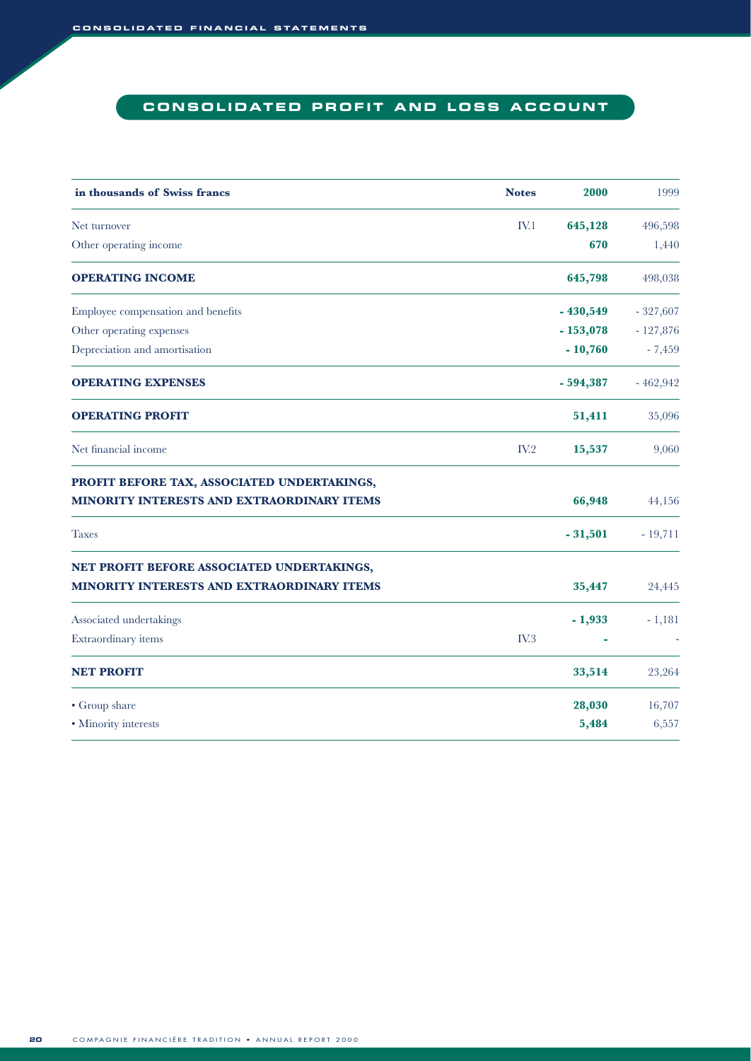# CONSOLIDATED PROFIT AND LOSS ACCOUNT

| in thousands of Swiss francs | Notes | 2000 | 1999 |
|---|---|---|---|
| Net turnover | IV.1 | **645,128** | 496,598 |
| Other operating income | | **670** | 1,440 |
| **OPERATING INCOME** | | **645,798** | 498,038 |
| Employee compensation and benefits | | **- 430,549** | - 327,607 |
| Other operating expenses | | **- 153,078** | - 127,876 |
| Depreciation and amortisation | | **- 10,760** | - 7,459 |
| **OPERATING EXPENSES** | | **- 594,387** | - 462,942 |
| **OPERATING PROFIT** | | **51,411** | 35,096 |
| Net financial income | IV.2 | **15,537** | 9,060 |
| **PROFIT BEFORE TAX, ASSOCIATED UNDERTAKINGS, MINORITY INTERESTS AND EXTRAORDINARY ITEMS** | | **66,948** | 44,156 |
| Taxes | | **- 31,501** | - 19,711 |
| **NET PROFIT BEFORE ASSOCIATED UNDERTAKINGS, MINORITY INTERESTS AND EXTRAORDINARY ITEMS** | | **35,447** | 24,445 |
| Associated undertakings | | **- 1,933** | - 1,181 |
| Extraordinary items | IV.3 | **-** | - |
| **NET PROFIT** | | **33,514** | 23,264 |
| • Group share | | **28,030** | 16,707 |
| • Minority interests | | **5,484** | 6,557 |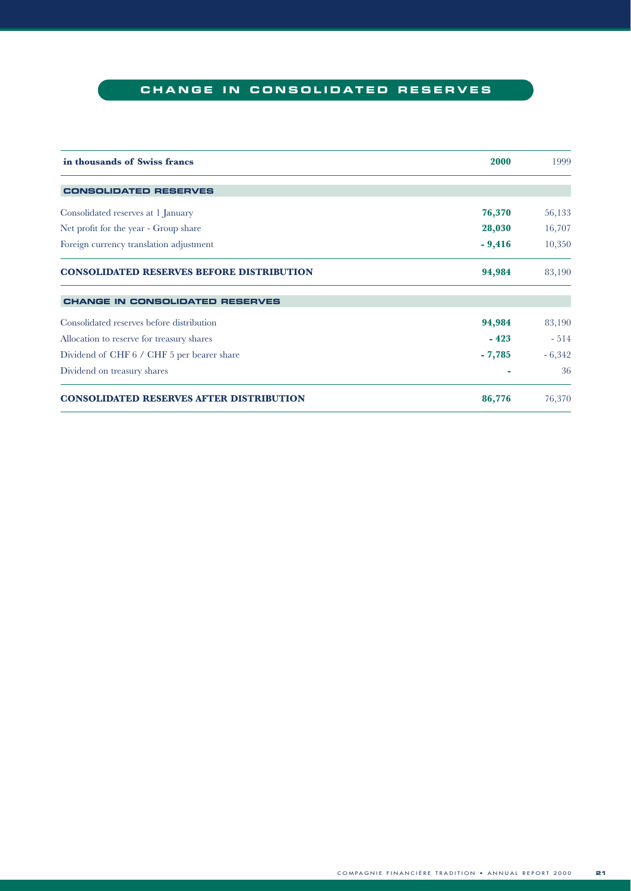# CHANGE IN CONSOLIDATED RESERVES

| in thousands of Swiss francs | 2000 | 1999 |
|---|---|---|
| **CONSOLIDATED RESERVES** | | |
| Consolidated reserves at 1 January | **76,370** | 56,133 |
| Net profit for the year - Group share | **28,030** | 16,707 |
| Foreign currency translation adjustment | **- 9,416** | 10,350 |
| **CONSOLIDATED RESERVES BEFORE DISTRIBUTION** | **94,984** | 83,190 |
| **CHANGE IN CONSOLIDATED RESERVES** | | |
| Consolidated reserves before distribution | **94,984** | 83,190 |
| Allocation to reserve for treasury shares | **- 423** | - 514 |
| Dividend of CHF 6 / CHF 5 per bearer share | **- 7,785** | - 6,342 |
| Dividend on treasury shares | **-** | 36 |
| **CONSOLIDATED RESERVES AFTER DISTRIBUTION** | **86,776** | 76,370 |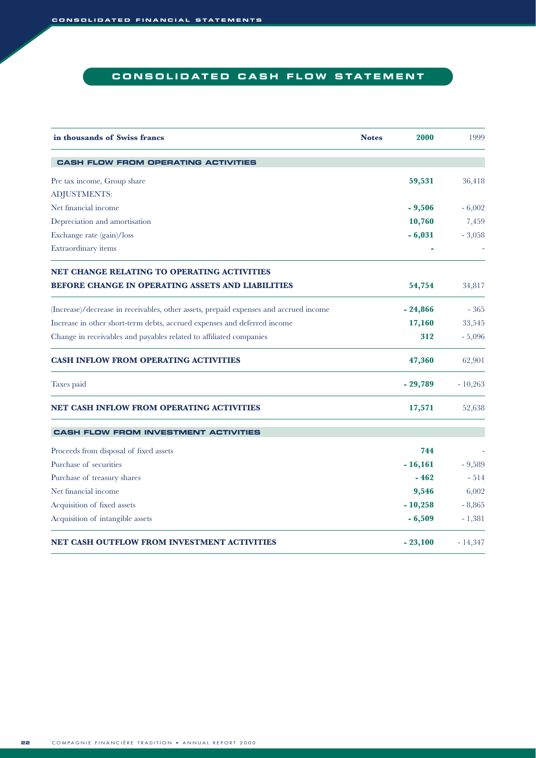# CONSOLIDATED CASH FLOW STATEMENT

| in thousands of Swiss francs | Notes | 2000 | 1999 |
|---|---|---|---|
| **CASH FLOW FROM OPERATING ACTIVITIES** | | | |
| Pre tax income, Group share | | **59,531** | 36,418 |
| ADJUSTMENTS: | | | |
| Net financial income | | **- 9,506** | - 6,002 |
| Depreciation and amortisation | | **10,760** | 7,459 |
| Exchange rate (gain)/loss | | **- 6,031** | - 3,058 |
| Extraordinary items | | **-** | - |
| **NET CHANGE RELATING TO OPERATING ACTIVITIES BEFORE CHANGE IN OPERATING ASSETS AND LIABILITIES** | | **54,754** | 34,817 |
| (Increase)/decrease in receivables, other assets, prepaid expenses and accrued income | | **- 24,866** | - 365 |
| Increase in other short-term debts, accrued expenses and deferred income | | **17,160** | 33,545 |
| Change in receivables and payables related to affiliated companies | | **312** | - 5,096 |
| **CASH INFLOW FROM OPERATING ACTIVITIES** | | **47,360** | 62,901 |
| Taxes paid | | **- 29,789** | - 10,263 |
| **NET CASH INFLOW FROM OPERATING ACTIVITIES** | | **17,571** | 52,638 |
| **CASH FLOW FROM INVESTMENT ACTIVITIES** | | | |
| Proceeds from disposal of fixed assets | | **744** | - |
| Purchase of securities | | **- 16,161** | - 9,589 |
| Purchase of treasury shares | | **- 462** | - 514 |
| Net financial income | | **9,546** | 6,002 |
| Acquisition of fixed assets | | **- 10,258** | - 8,865 |
| Acquisition of intangible assets | | **- 6,509** | - 1,381 |
| **NET CASH OUTFLOW FROM INVESTMENT ACTIVITIES** | | **- 23,100** | - 14,347 |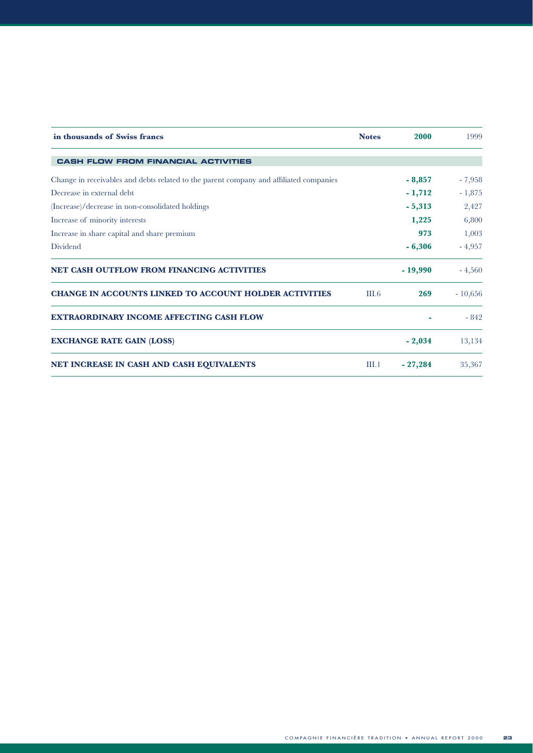| in thousands of Swiss francs | Notes | 2000 | 1999 |
|---|---|---|---|
| **CASH FLOW FROM FINANCIAL ACTIVITIES** | | | |
| Change in receivables and debts related to the parent company and affiliated companies | | **- 8,857** | - 7,958 |
| Decrease in external debt | | **- 1,712** | - 1,875 |
| (Increase)/decrease in non-consolidated holdings | | **- 5,313** | 2,427 |
| Increase of minority interests | | **1,225** | 6,800 |
| Increase in share capital and share premium | | **973** | 1,003 |
| Dividend | | **- 6,306** | - 4,957 |
| **NET CASH OUTFLOW FROM FINANCING ACTIVITIES** | | **- 19,990** | - 4,560 |
| **CHANGE IN ACCOUNTS LINKED TO ACCOUNT HOLDER ACTIVITIES** | III.6 | **269** | - 10,656 |
| **EXTRAORDINARY INCOME AFFECTING CASH FLOW** | | **-** | - 842 |
| **EXCHANGE RATE GAIN (LOSS)** | | **- 2,034** | 13,134 |
| **NET INCREASE IN CASH AND CASH EQUIVALENTS** | III.1 | **- 27,284** | 35,367 |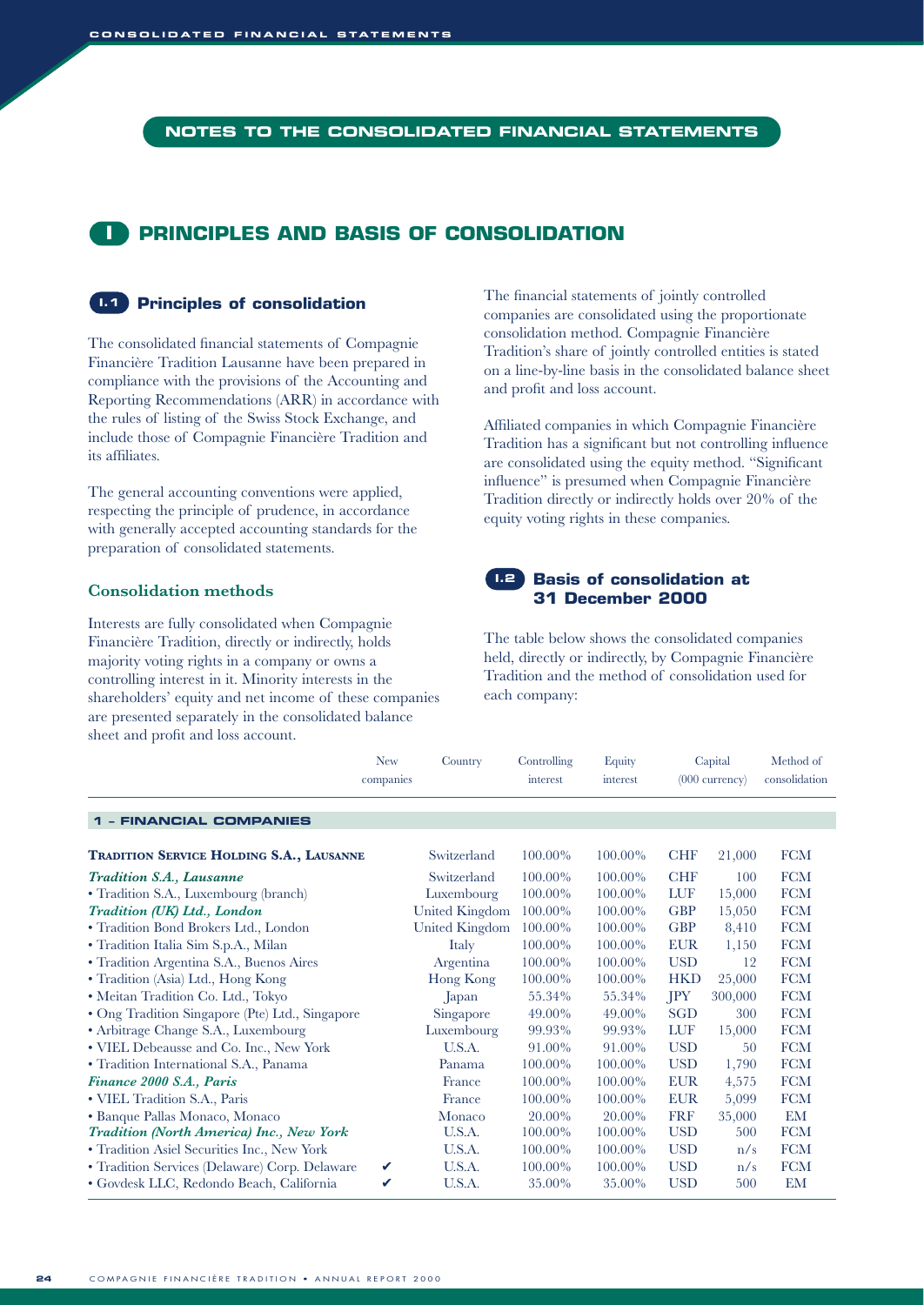# NOTES TO THE CONSOLIDATED FINANCIAL STATEMENTS

## I PRINCIPLES AND BASIS OF CONSOLIDATION

### I.1 Principles of consolidation

The consolidated financial statements of Compagnie Financière Tradition Lausanne have been prepared in compliance with the provisions of the Accounting and Reporting Recommendations (ARR) in accordance with the rules of listing of the Swiss Stock Exchange, and include those of Compagnie Financière Tradition and its affiliates.

The general accounting conventions were applied, respecting the principle of prudence, in accordance with generally accepted accounting standards for the preparation of consolidated statements.

#### Consolidation methods

Interests are fully consolidated when Compagnie Financière Tradition, directly or indirectly, holds majority voting rights in a company or owns a controlling interest in it. Minority interests in the shareholders' equity and net income of these companies are presented separately in the consolidated balance sheet and profit and loss account.

The financial statements of jointly controlled companies are consolidated using the proportionate consolidation method. Compagnie Financière Tradition's share of jointly controlled entities is stated on a line-by-line basis in the consolidated balance sheet and profit and loss account.

Affiliated companies in which Compagnie Financière Tradition has a significant but not controlling influence are consolidated using the equity method. "Significant influence" is presumed when Compagnie Financière Tradition directly or indirectly holds over 20% of the equity voting rights in these companies.

### I.2 Basis of consolidation at 31 December 2000

The table below shows the consolidated companies held, directly or indirectly, by Compagnie Financière Tradition and the method of consolidation used for each company:

| | New companies | Country | Controlling interest | Equity interest | Capital (000 currency) | | Method of consolidation |
|---|---|---|---|---|---|---|---|
| **1 – FINANCIAL COMPANIES** | | | | | | | |
| **TRADITION SERVICE HOLDING S.A., LAUSANNE** | | Switzerland | 100.00% | 100.00% | CHF | 21,000 | FCM |
| ***Tradition S.A., Lausanne*** | | Switzerland | 100.00% | 100.00% | CHF | 100 | FCM |
| • Tradition S.A., Luxembourg (branch) | | Luxembourg | 100.00% | 100.00% | LUF | 15,000 | FCM |
| ***Tradition (UK) Ltd., London*** | | United Kingdom | 100.00% | 100.00% | GBP | 15,050 | FCM |
| • Tradition Bond Brokers Ltd., London | | United Kingdom | 100.00% | 100.00% | GBP | 8,410 | FCM |
| • Tradition Italia Sim S.p.A., Milan | | Italy | 100.00% | 100.00% | EUR | 1,150 | FCM |
| • Tradition Argentina S.A., Buenos Aires | | Argentina | 100.00% | 100.00% | USD | 12 | FCM |
| • Tradition (Asia) Ltd., Hong Kong | | Hong Kong | 100.00% | 100.00% | HKD | 25,000 | FCM |
| • Meitan Tradition Co. Ltd., Tokyo | | Japan | 55.34% | 55.34% | JPY | 300,000 | FCM |
| • Ong Tradition Singapore (Pte) Ltd., Singapore | | Singapore | 49.00% | 49.00% | SGD | 300 | FCM |
| • Arbitrage Change S.A., Luxembourg | | Luxembourg | 99.93% | 99.93% | LUF | 15,000 | FCM |
| • VIEL Debeausse and Co. Inc., New York | | U.S.A. | 91.00% | 91.00% | USD | 50 | FCM |
| • Tradition International S.A., Panama | | Panama | 100.00% | 100.00% | USD | 1,790 | FCM |
| ***Finance 2000 S.A., Paris*** | | France | 100.00% | 100.00% | EUR | 4,575 | FCM |
| • VIEL Tradition S.A., Paris | | France | 100.00% | 100.00% | EUR | 5,099 | FCM |
| • Banque Pallas Monaco, Monaco | | Monaco | 20.00% | 20.00% | FRF | 35,000 | EM |
| ***Tradition (North America) Inc., New York*** | | U.S.A. | 100.00% | 100.00% | USD | 500 | FCM |
| • Tradition Asiel Securities Inc., New York | | U.S.A. | 100.00% | 100.00% | USD | n/s | FCM |
| • Tradition Services (Delaware) Corp. Delaware | ✔ | U.S.A. | 100.00% | 100.00% | USD | n/s | FCM |
| • Govdesk LLC, Redondo Beach, California | ✔ | U.S.A. | 35.00% | 35.00% | USD | 500 | EM |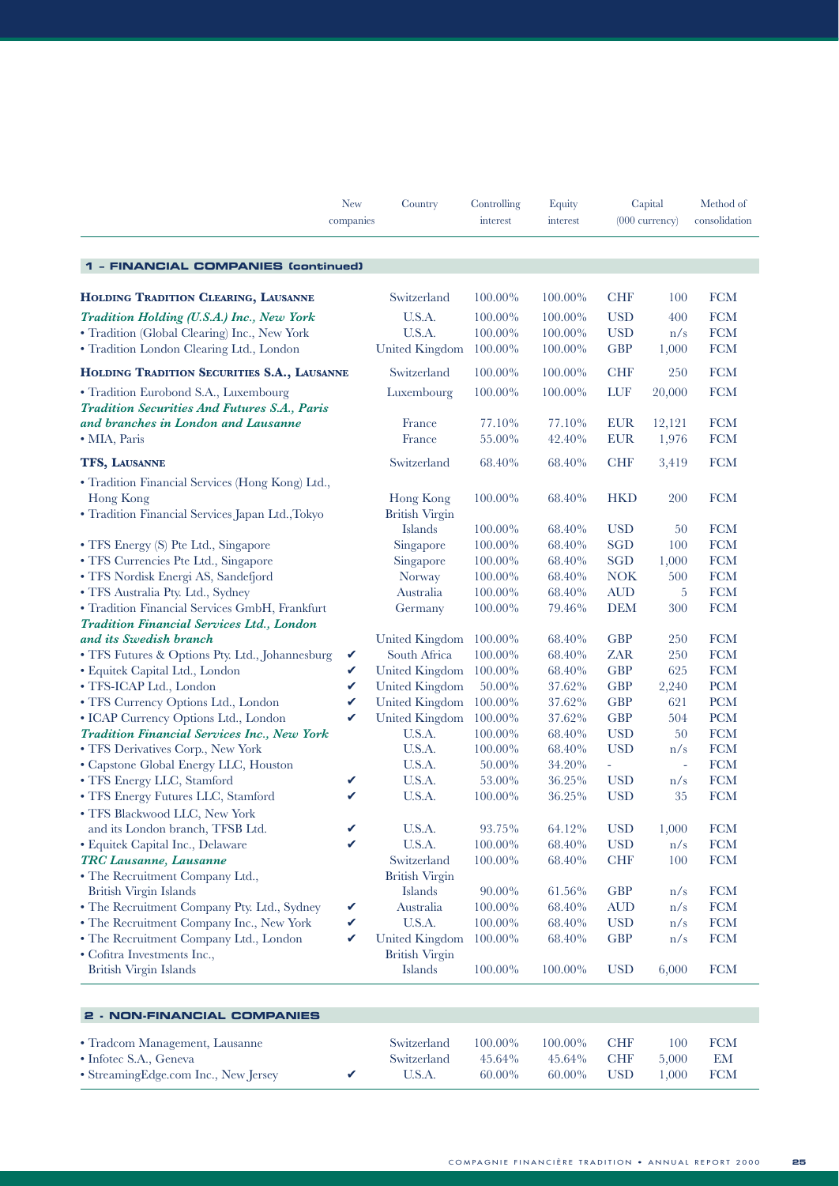| | New companies | Country | Controlling interest | Equity interest | Capital (000 currency) | | Method of consolidation |
|---|---|---|---|---|---|---|---|
| **1 - FINANCIAL COMPANIES (continued)** | | | | | | | |
| **HOLDING TRADITION CLEARING, LAUSANNE** | | Switzerland | 100.00% | 100.00% | CHF | 100 | FCM |
| ***Tradition Holding (U.S.A.) Inc., New York*** | | U.S.A. | 100.00% | 100.00% | USD | 400 | FCM |
| • Tradition (Global Clearing) Inc., New York | | U.S.A. | 100.00% | 100.00% | USD | n/s | FCM |
| • Tradition London Clearing Ltd., London | | United Kingdom | 100.00% | 100.00% | GBP | 1,000 | FCM |
| **HOLDING TRADITION SECURITIES S.A., LAUSANNE** | | Switzerland | 100.00% | 100.00% | CHF | 250 | FCM |
| • Tradition Eurobond S.A., Luxembourg | | Luxembourg | 100.00% | 100.00% | LUF | 20,000 | FCM |
| ***Tradition Securities And Futures S.A., Paris and branches in London and Lausanne*** | | France | 77.10% | 77.10% | EUR | 12,121 | FCM |
| • MIA, Paris | | France | 55.00% | 42.40% | EUR | 1,976 | FCM |
| **TFS, LAUSANNE** | | Switzerland | 68.40% | 68.40% | CHF | 3,419 | FCM |
| • Tradition Financial Services (Hong Kong) Ltd., Hong Kong | | Hong Kong | 100.00% | 68.40% | HKD | 200 | FCM |
| • Tradition Financial Services Japan Ltd.,Tokyo | | British Virgin Islands | 100.00% | 68.40% | USD | 50 | FCM |
| • TFS Energy (S) Pte Ltd., Singapore | | Singapore | 100.00% | 68.40% | SGD | 100 | FCM |
| • TFS Currencies Pte Ltd., Singapore | | Singapore | 100.00% | 68.40% | SGD | 1,000 | FCM |
| • TFS Nordisk Energi AS, Sandefjord | | Norway | 100.00% | 68.40% | NOK | 500 | FCM |
| • TFS Australia Pty. Ltd., Sydney | | Australia | 100.00% | 68.40% | AUD | 5 | FCM |
| • Tradition Financial Services GmbH, Frankfurt | | Germany | 100.00% | 79.46% | DEM | 300 | FCM |
| ***Tradition Financial Services Ltd., London and its Swedish branch*** | | United Kingdom | 100.00% | 68.40% | GBP | 250 | FCM |
| • TFS Futures & Options Pty. Ltd., Johannesburg | ✔ | South Africa | 100.00% | 68.40% | ZAR | 250 | FCM |
| • Equitek Capital Ltd., London | ✔ | United Kingdom | 100.00% | 68.40% | GBP | 625 | FCM |
| • TFS-ICAP Ltd., London | ✔ | United Kingdom | 50.00% | 37.62% | GBP | 2,240 | PCM |
| • TFS Currency Options Ltd., London | ✔ | United Kingdom | 100.00% | 37.62% | GBP | 621 | PCM |
| • ICAP Currency Options Ltd., London | ✔ | United Kingdom | 100.00% | 37.62% | GBP | 504 | PCM |
| ***Tradition Financial Services Inc., New York*** | | U.S.A. | 100.00% | 68.40% | USD | 50 | FCM |
| • TFS Derivatives Corp., New York | | U.S.A. | 100.00% | 68.40% | USD | n/s | FCM |
| • Capstone Global Energy LLC, Houston | | U.S.A. | 50.00% | 34.20% | - | - | FCM |
| • TFS Energy LLC, Stamford | ✔ | U.S.A. | 53.00% | 36.25% | USD | n/s | FCM |
| • TFS Energy Futures LLC, Stamford | ✔ | U.S.A. | 100.00% | 36.25% | USD | 35 | FCM |
| • TFS Blackwood LLC, New York and its London branch, TFSB Ltd. | ✔ | U.S.A. | 93.75% | 64.12% | USD | 1,000 | FCM |
| • Equitek Capital Inc., Delaware | ✔ | U.S.A. | 100.00% | 68.40% | USD | n/s | FCM |
| ***TRC Lausanne, Lausanne*** | | Switzerland | 100.00% | 68.40% | CHF | 100 | FCM |
| • The Recruitment Company Ltd., British Virgin Islands | | British Virgin Islands | 90.00% | 61.56% | GBP | n/s | FCM |
| • The Recruitment Company Pty. Ltd., Sydney | ✔ | Australia | 100.00% | 68.40% | AUD | n/s | FCM |
| • The Recruitment Company Inc., New York | ✔ | U.S.A. | 100.00% | 68.40% | USD | n/s | FCM |
| • The Recruitment Company Ltd., London | ✔ | United Kingdom | 100.00% | 68.40% | GBP | n/s | FCM |
| • Cofitra Investments Inc., British Virgin Islands | | British Virgin Islands | 100.00% | 100.00% | USD | 6,000 | FCM |
| **2 - NON-FINANCIAL COMPANIES** | | | | | | | |
| • Tradcom Management, Lausanne | | Switzerland | 100.00% | 100.00% | CHF | 100 | FCM |
| • Infotec S.A., Geneva | | Switzerland | 45.64% | 45.64% | CHF | 5,000 | EM |
| • StreamingEdge.com Inc., New Jersey | ✔ | U.S.A. | 60.00% | 60.00% | USD | 1,000 | FCM |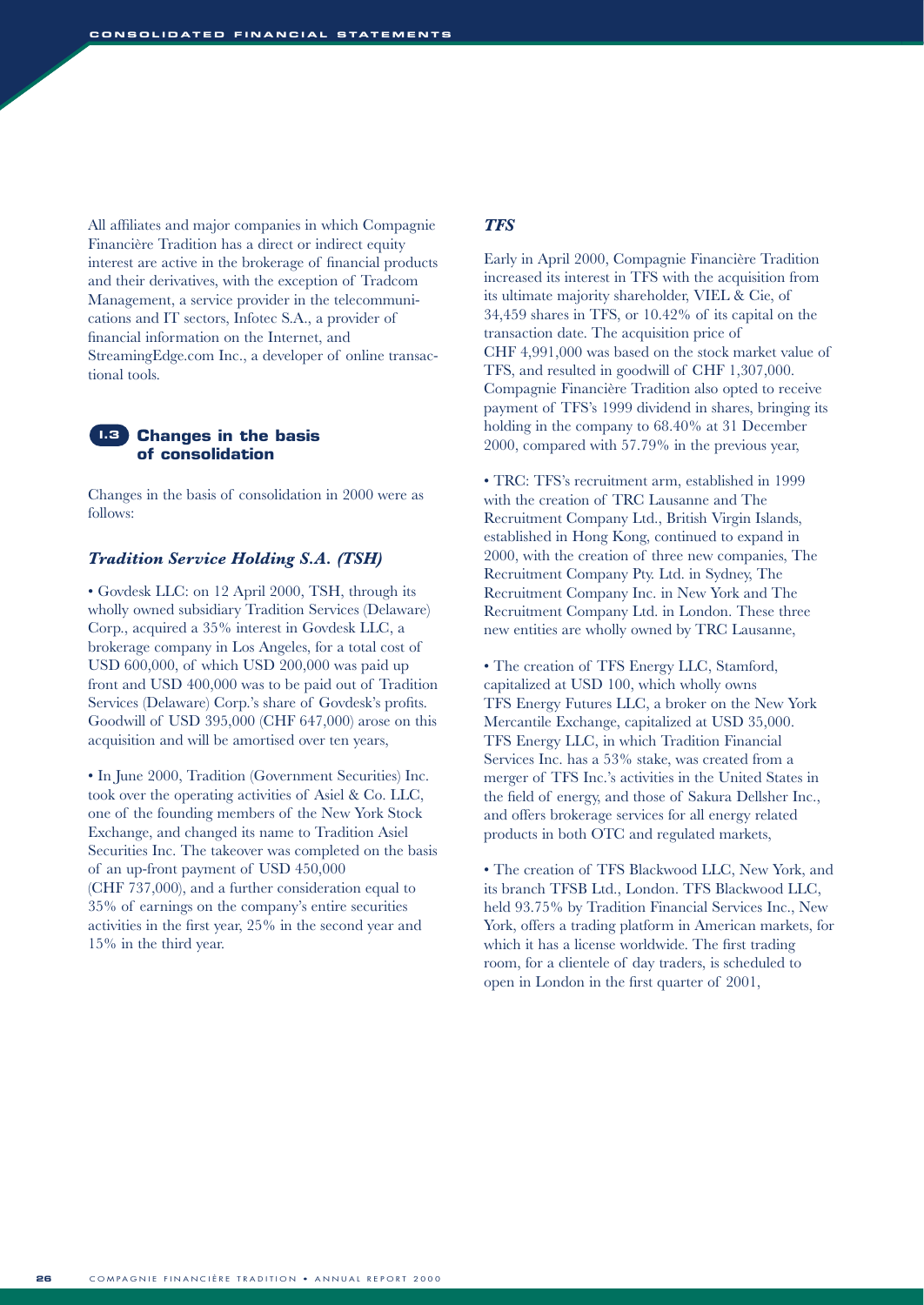All affiliates and major companies in which Compagnie Financière Tradition has a direct or indirect equity interest are active in the brokerage of financial products and their derivatives, with the exception of Tradcom Management, a service provider in the telecommunications and IT sectors, Infotec S.A., a provider of financial information on the Internet, and StreamingEdge.com Inc., a developer of online transactional tools.

## 1.3 Changes in the basis of consolidation

Changes in the basis of consolidation in 2000 were as follows:

### *Tradition Service Holding S.A. (TSH)*

• Govdesk LLC: on 12 April 2000, TSH, through its wholly owned subsidiary Tradition Services (Delaware) Corp., acquired a 35% interest in Govdesk LLC, a brokerage company in Los Angeles, for a total cost of USD 600,000, of which USD 200,000 was paid up front and USD 400,000 was to be paid out of Tradition Services (Delaware) Corp.'s share of Govdesk's profits. Goodwill of USD 395,000 (CHF 647,000) arose on this acquisition and will be amortised over ten years,

• In June 2000, Tradition (Government Securities) Inc. took over the operating activities of Asiel & Co. LLC, one of the founding members of the New York Stock Exchange, and changed its name to Tradition Asiel Securities Inc. The takeover was completed on the basis of an up-front payment of USD 450,000 (CHF 737,000), and a further consideration equal to 35% of earnings on the company's entire securities activities in the first year, 25% in the second year and 15% in the third year.

### *TFS*

Early in April 2000, Compagnie Financière Tradition increased its interest in TFS with the acquisition from its ultimate majority shareholder, VIEL & Cie, of 34,459 shares in TFS, or 10.42% of its capital on the transaction date. The acquisition price of CHF 4,991,000 was based on the stock market value of TFS, and resulted in goodwill of CHF 1,307,000. Compagnie Financière Tradition also opted to receive payment of TFS's 1999 dividend in shares, bringing its holding in the company to 68.40% at 31 December 2000, compared with 57.79% in the previous year,

• TRC: TFS's recruitment arm, established in 1999 with the creation of TRC Lausanne and The Recruitment Company Ltd., British Virgin Islands, established in Hong Kong, continued to expand in 2000, with the creation of three new companies, The Recruitment Company Pty. Ltd. in Sydney, The Recruitment Company Inc. in New York and The Recruitment Company Ltd. in London. These three new entities are wholly owned by TRC Lausanne,

• The creation of TFS Energy LLC, Stamford, capitalized at USD 100, which wholly owns TFS Energy Futures LLC, a broker on the New York Mercantile Exchange, capitalized at USD 35,000. TFS Energy LLC, in which Tradition Financial Services Inc. has a 53% stake, was created from a merger of TFS Inc.'s activities in the United States in the field of energy, and those of Sakura Dellsher Inc., and offers brokerage services for all energy related products in both OTC and regulated markets,

• The creation of TFS Blackwood LLC, New York, and its branch TFSB Ltd., London. TFS Blackwood LLC, held 93.75% by Tradition Financial Services Inc., New York, offers a trading platform in American markets, for which it has a license worldwide. The first trading room, for a clientele of day traders, is scheduled to open in London in the first quarter of 2001,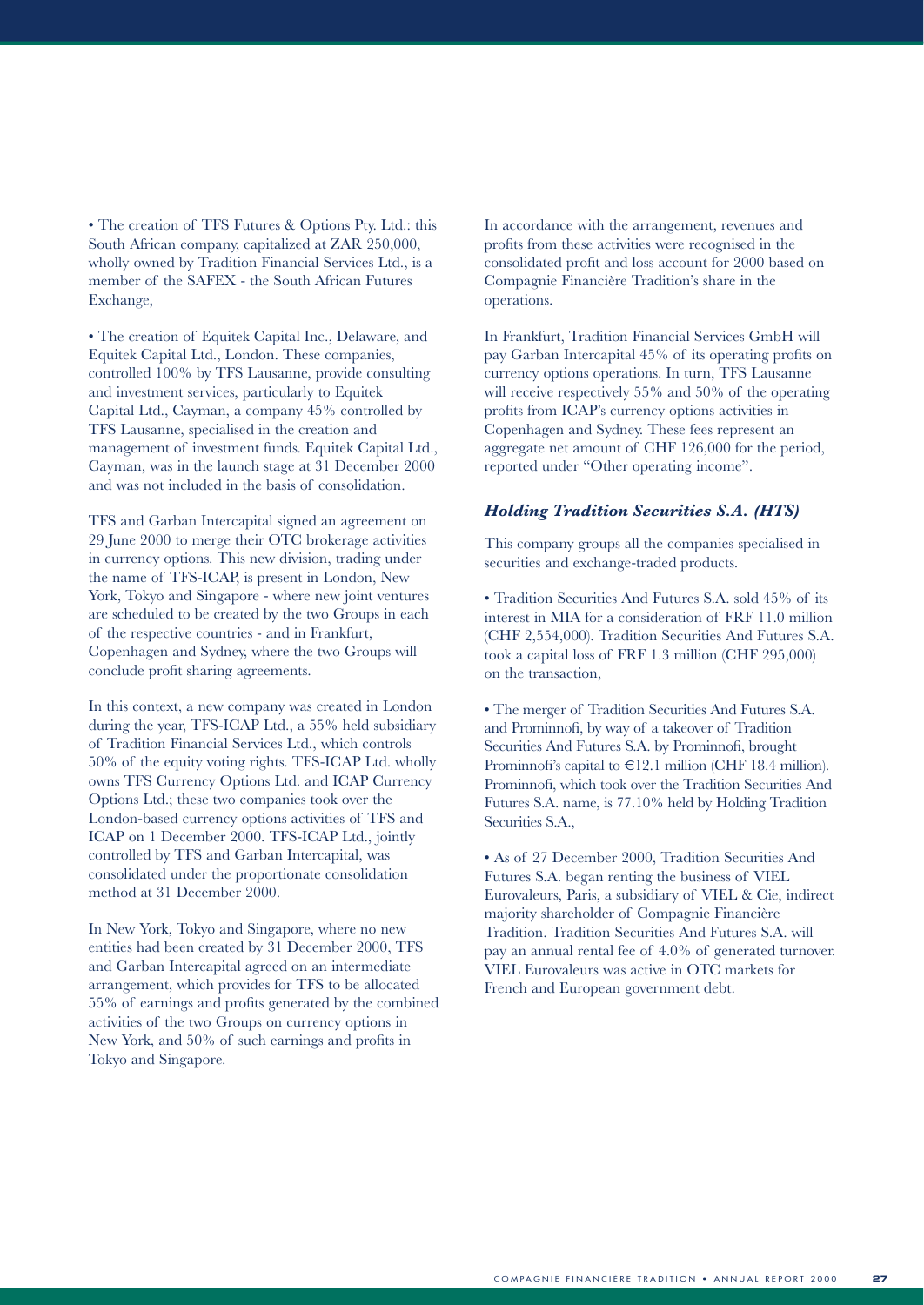• The creation of TFS Futures & Options Pty. Ltd.: this South African company, capitalized at ZAR 250,000, wholly owned by Tradition Financial Services Ltd., is a member of the SAFEX - the South African Futures Exchange,

• The creation of Equitek Capital Inc., Delaware, and Equitek Capital Ltd., London. These companies, controlled 100% by TFS Lausanne, provide consulting and investment services, particularly to Equitek Capital Ltd., Cayman, a company 45% controlled by TFS Lausanne, specialised in the creation and management of investment funds. Equitek Capital Ltd., Cayman, was in the launch stage at 31 December 2000 and was not included in the basis of consolidation.

TFS and Garban Intercapital signed an agreement on 29 June 2000 to merge their OTC brokerage activities in currency options. This new division, trading under the name of TFS-ICAP, is present in London, New York, Tokyo and Singapore - where new joint ventures are scheduled to be created by the two Groups in each of the respective countries - and in Frankfurt, Copenhagen and Sydney, where the two Groups will conclude profit sharing agreements.

In this context, a new company was created in London during the year, TFS-ICAP Ltd., a 55% held subsidiary of Tradition Financial Services Ltd., which controls 50% of the equity voting rights. TFS-ICAP Ltd. wholly owns TFS Currency Options Ltd. and ICAP Currency Options Ltd.; these two companies took over the London-based currency options activities of TFS and ICAP on 1 December 2000. TFS-ICAP Ltd., jointly controlled by TFS and Garban Intercapital, was consolidated under the proportionate consolidation method at 31 December 2000.

In New York, Tokyo and Singapore, where no new entities had been created by 31 December 2000, TFS and Garban Intercapital agreed on an intermediate arrangement, which provides for TFS to be allocated 55% of earnings and profits generated by the combined activities of the two Groups on currency options in New York, and 50% of such earnings and profits in Tokyo and Singapore.

In accordance with the arrangement, revenues and profits from these activities were recognised in the consolidated profit and loss account for 2000 based on Compagnie Financière Tradition's share in the operations.

In Frankfurt, Tradition Financial Services GmbH will pay Garban Intercapital 45% of its operating profits on currency options operations. In turn, TFS Lausanne will receive respectively 55% and 50% of the operating profits from ICAP's currency options activities in Copenhagen and Sydney. These fees represent an aggregate net amount of CHF 126,000 for the period, reported under "Other operating income".

### *Holding Tradition Securities S.A. (HTS)*

This company groups all the companies specialised in securities and exchange-traded products.

• Tradition Securities And Futures S.A. sold 45% of its interest in MIA for a consideration of FRF 11.0 million (CHF 2,554,000). Tradition Securities And Futures S.A. took a capital loss of FRF 1.3 million (CHF 295,000) on the transaction,

• The merger of Tradition Securities And Futures S.A. and Prominnofi, by way of a takeover of Tradition Securities And Futures S.A. by Prominnofi, brought Prominnofi's capital to €12.1 million (CHF 18.4 million). Prominnofi, which took over the Tradition Securities And Futures S.A. name, is 77.10% held by Holding Tradition Securities S.A.,

• As of 27 December 2000, Tradition Securities And Futures S.A. began renting the business of VIEL Eurovaleurs, Paris, a subsidiary of VIEL & Cie, indirect majority shareholder of Compagnie Financière Tradition. Tradition Securities And Futures S.A. will pay an annual rental fee of 4.0% of generated turnover. VIEL Eurovaleurs was active in OTC markets for French and European government debt.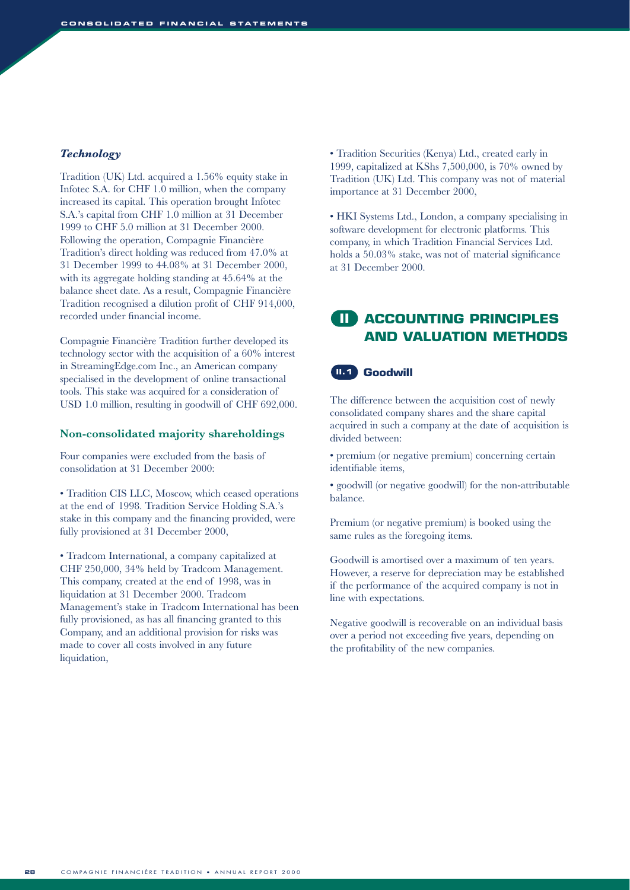### *Technology*

Tradition (UK) Ltd. acquired a 1.56% equity stake in Infotec S.A. for CHF 1.0 million, when the company increased its capital. This operation brought Infotec S.A.'s capital from CHF 1.0 million at 31 December 1999 to CHF 5.0 million at 31 December 2000. Following the operation, Compagnie Financière Tradition's direct holding was reduced from 47.0% at 31 December 1999 to 44.08% at 31 December 2000, with its aggregate holding standing at 45.64% at the balance sheet date. As a result, Compagnie Financière Tradition recognised a dilution profit of CHF 914,000, recorded under financial income.

Compagnie Financière Tradition further developed its technology sector with the acquisition of a 60% interest in StreamingEdge.com Inc., an American company specialised in the development of online transactional tools. This stake was acquired for a consideration of USD 1.0 million, resulting in goodwill of CHF 692,000.

### Non-consolidated majority shareholdings

Four companies were excluded from the basis of consolidation at 31 December 2000:

• Tradition CIS LLC, Moscow, which ceased operations at the end of 1998. Tradition Service Holding S.A.'s stake in this company and the financing provided, were fully provisioned at 31 December 2000,

• Tradcom International, a company capitalized at CHF 250,000, 34% held by Tradcom Management. This company, created at the end of 1998, was in liquidation at 31 December 2000. Tradcom Management's stake in Tradcom International has been fully provisioned, as has all financing granted to this Company, and an additional provision for risks was made to cover all costs involved in any future liquidation,

• Tradition Securities (Kenya) Ltd., created early in 1999, capitalized at KShs 7,500,000, is 70% owned by Tradition (UK) Ltd. This company was not of material importance at 31 December 2000,

• HKI Systems Ltd., London, a company specialising in software development for electronic platforms. This company, in which Tradition Financial Services Ltd. holds a 50.03% stake, was not of material significance at 31 December 2000.

## II ACCOUNTING PRINCIPLES AND VALUATION METHODS

### II.1 Goodwill

The difference between the acquisition cost of newly consolidated company shares and the share capital acquired in such a company at the date of acquisition is divided between:

• premium (or negative premium) concerning certain identifiable items,

• goodwill (or negative goodwill) for the non-attributable balance.

Premium (or negative premium) is booked using the same rules as the foregoing items.

Goodwill is amortised over a maximum of ten years. However, a reserve for depreciation may be established if the performance of the acquired company is not in line with expectations.

Negative goodwill is recoverable on an individual basis over a period not exceeding five years, depending on the profitability of the new companies.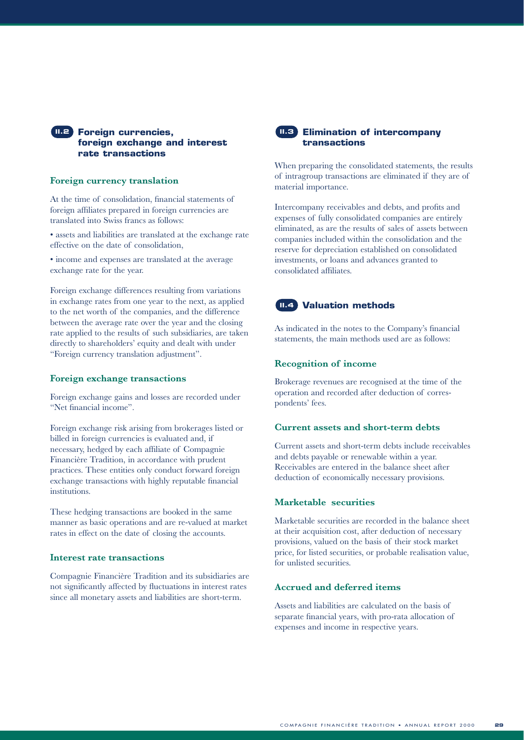## II.2 Foreign currencies, foreign exchange and interest rate transactions

### Foreign currency translation

At the time of consolidation, financial statements of foreign affiliates prepared in foreign currencies are translated into Swiss francs as follows:

- assets and liabilities are translated at the exchange rate effective on the date of consolidation,
- income and expenses are translated at the average exchange rate for the year.

Foreign exchange differences resulting from variations in exchange rates from one year to the next, as applied to the net worth of the companies, and the difference between the average rate over the year and the closing rate applied to the results of such subsidiaries, are taken directly to shareholders' equity and dealt with under "Foreign currency translation adjustment".

### Foreign exchange transactions

Foreign exchange gains and losses are recorded under "Net financial income".

Foreign exchange risk arising from brokerages listed or billed in foreign currencies is evaluated and, if necessary, hedged by each affiliate of Compagnie Financière Tradition, in accordance with prudent practices. These entities only conduct forward foreign exchange transactions with highly reputable financial institutions.

These hedging transactions are booked in the same manner as basic operations and are re-valued at market rates in effect on the date of closing the accounts.

### Interest rate transactions

Compagnie Financière Tradition and its subsidiaries are not significantly affected by fluctuations in interest rates since all monetary assets and liabilities are short-term.

## II.3 Elimination of intercompany transactions

When preparing the consolidated statements, the results of intragroup transactions are eliminated if they are of material importance.

Intercompany receivables and debts, and profits and expenses of fully consolidated companies are entirely eliminated, as are the results of sales of assets between companies included within the consolidation and the reserve for depreciation established on consolidated investments, or loans and advances granted to consolidated affiliates.

## II.4 Valuation methods

As indicated in the notes to the Company's financial statements, the main methods used are as follows:

### Recognition of income

Brokerage revenues are recognised at the time of the operation and recorded after deduction of correspondents' fees.

### Current assets and short-term debts

Current assets and short-term debts include receivables and debts payable or renewable within a year. Receivables are entered in the balance sheet after deduction of economically necessary provisions.

### Marketable securities

Marketable securities are recorded in the balance sheet at their acquisition cost, after deduction of necessary provisions, valued on the basis of their stock market price, for listed securities, or probable realisation value, for unlisted securities.

### Accrued and deferred items

Assets and liabilities are calculated on the basis of separate financial years, with pro-rata allocation of expenses and income in respective years.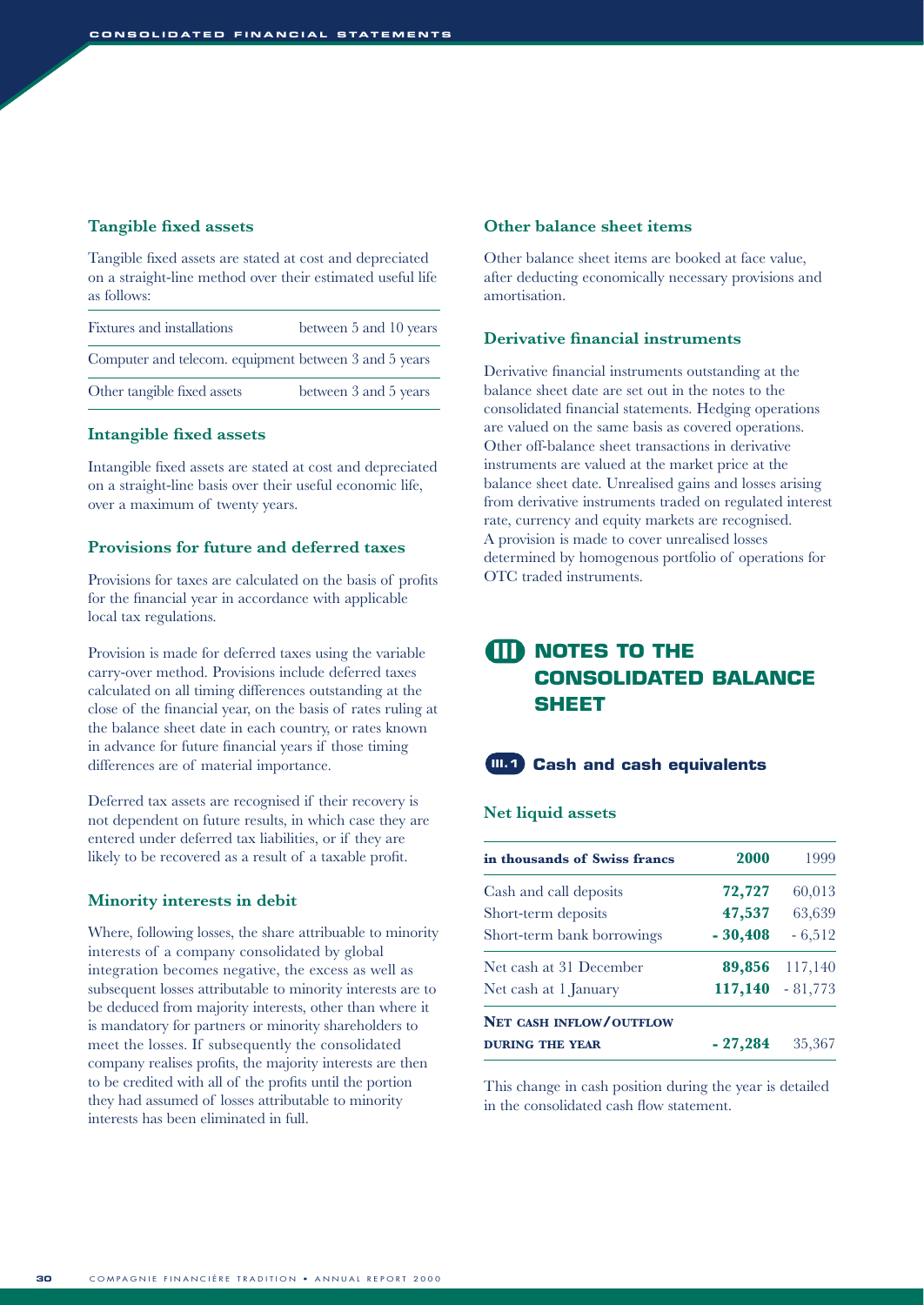### Tangible fixed assets

Tangible fixed assets are stated at cost and depreciated on a straight-line method over their estimated useful life as follows:

| | |
|---|---|
| Fixtures and installations | between 5 and 10 years |
| Computer and telecom. equipment | between 3 and 5 years |
| Other tangible fixed assets | between 3 and 5 years |

### Intangible fixed assets

Intangible fixed assets are stated at cost and depreciated on a straight-line basis over their useful economic life, over a maximum of twenty years.

### Provisions for future and deferred taxes

Provisions for taxes are calculated on the basis of profits for the financial year in accordance with applicable local tax regulations.

Provision is made for deferred taxes using the variable carry-over method. Provisions include deferred taxes calculated on all timing differences outstanding at the close of the financial year, on the basis of rates ruling at the balance sheet date in each country, or rates known in advance for future financial years if those timing differences are of material importance.

Deferred tax assets are recognised if their recovery is not dependent on future results, in which case they are entered under deferred tax liabilities, or if they are likely to be recovered as a result of a taxable profit.

### Minority interests in debit

Where, following losses, the share attribuable to minority interests of a company consolidated by global integration becomes negative, the excess as well as subsequent losses attributable to minority interests are to be deduced from majority interests, other than where it is mandatory for partners or minority shareholders to meet the losses. If subsequently the consolidated company realises profits, the majority interests are then to be credited with all of the profits until the portion they had assumed of losses attributable to minority interests has been eliminated in full.

### Other balance sheet items

Other balance sheet items are booked at face value, after deducting economically necessary provisions and amortisation.

### Derivative financial instruments

Derivative financial instruments outstanding at the balance sheet date are set out in the notes to the consolidated financial statements. Hedging operations are valued on the same basis as covered operations. Other off-balance sheet transactions in derivative instruments are valued at the market price at the balance sheet date. Unrealised gains and losses arising from derivative instruments traded on regulated interest rate, currency and equity markets are recognised. A provision is made to cover unrealised losses determined by homogenous portfolio of operations for OTC traded instruments.

# III NOTES TO THE CONSOLIDATED BALANCE SHEET

## III.1 Cash and cash equivalents

### Net liquid assets

| in thousands of Swiss francs | **2000** | 1999 |
|---|---|---|
| Cash and call deposits | **72,727** | 60,013 |
| Short-term deposits | **47,537** | 63,639 |
| Short-term bank borrowings | **- 30,408** | - 6,512 |
| Net cash at 31 December | **89,856** | 117,140 |
| Net cash at 1 January | **117,140** | - 81,773 |
| **NET CASH INFLOW/OUTFLOW DURING THE YEAR** | **- 27,284** | 35,367 |

This change in cash position during the year is detailed in the consolidated cash flow statement.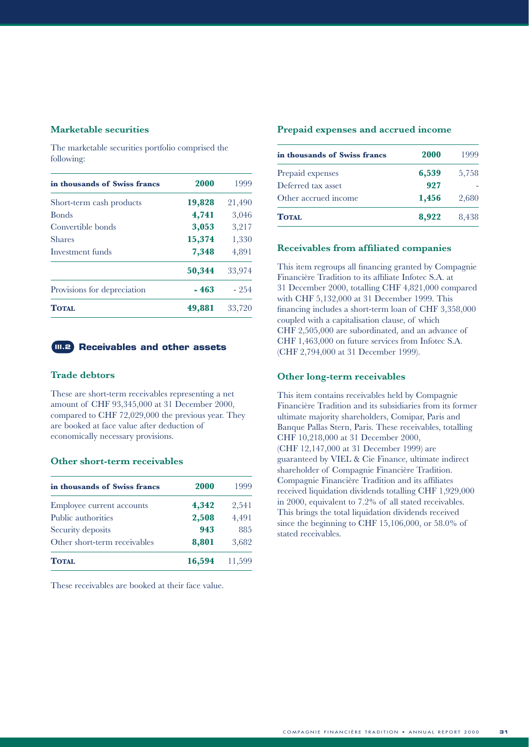### Marketable securities

The marketable securities portfolio comprised the following:

| in thousands of Swiss francs | 2000 | 1999 |
|---|---|---|
| Short-term cash products | **19,828** | 21,490 |
| Bonds | **4,741** | 3,046 |
| Convertible bonds | **3,053** | 3,217 |
| Shares | **15,374** | 1,330 |
| Investment funds | **7,348** | 4,891 |
| | **50,344** | 33,974 |
| Provisions for depreciation | **- 463** | - 254 |
| **Total** | **49,881** | 33,720 |

## III.2 Receivables and other assets

### Trade debtors

These are short-term receivables representing a net amount of CHF 93,345,000 at 31 December 2000, compared to CHF 72,029,000 the previous year. They are booked at face value after deduction of economically necessary provisions.

### Other short-term receivables

| in thousands of Swiss francs | 2000 | 1999 |
|---|---|---|
| Employee current accounts | **4,342** | 2,541 |
| Public authorities | **2,508** | 4,491 |
| Security deposits | **943** | 885 |
| Other short-term receivables | **8,801** | 3,682 |
| **Total** | **16,594** | 11,599 |

These receivables are booked at their face value.

### Prepaid expenses and accrued income

| in thousands of Swiss francs | 2000 | 1999 |
|---|---|---|
| Prepaid expenses | **6,539** | 5,758 |
| Deferred tax asset | **927** | - |
| Other accrued income | **1,456** | 2,680 |
| **Total** | **8,922** | 8,438 |

### Receivables from affiliated companies

This item regroups all financing granted by Compagnie Financière Tradition to its affiliate Infotec S.A. at 31 December 2000, totalling CHF 4,821,000 compared with CHF 5,132,000 at 31 December 1999. This financing includes a short-term loan of CHF 3,358,000 coupled with a capitalisation clause, of which CHF 2,505,000 are subordinated, and an advance of CHF 1,463,000 on future services from Infotec S.A. (CHF 2,794,000 at 31 December 1999).

### Other long-term receivables

This item contains receivables held by Compagnie Financière Tradition and its subsidiaries from its former ultimate majority shareholders, Comipar, Paris and Banque Pallas Stern, Paris. These receivables, totalling CHF 10,218,000 at 31 December 2000, (CHF 12,147,000 at 31 December 1999) are guaranteed by VIEL & Cie Finance, ultimate indirect shareholder of Compagnie Financière Tradition. Compagnie Financière Tradition and its affiliates received liquidation dividends totalling CHF 1,929,000 in 2000, equivalent to 7.2% of all stated receivables. This brings the total liquidation dividends received since the beginning to CHF 15,106,000, or 58.0% of stated receivables.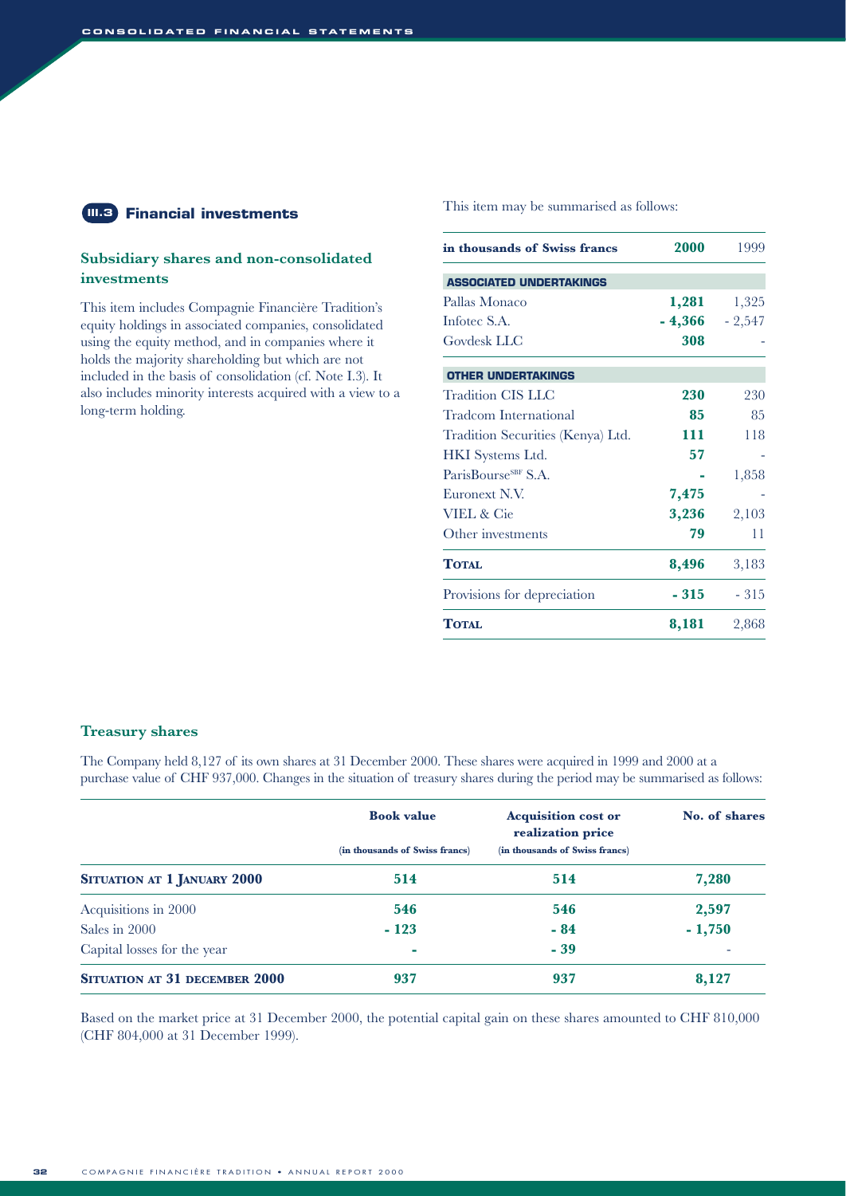## III.3 Financial investments

### Subsidiary shares and non-consolidated investments

This item includes Compagnie Financière Tradition's equity holdings in associated companies, consolidated using the equity method, and in companies where it holds the majority shareholding but which are not included in the basis of consolidation (cf. Note I.3). It also includes minority interests acquired with a view to a long-term holding.

This item may be summarised as follows:

| in thousands of Swiss francs | 2000 | 1999 |
|---|---|---|
| **ASSOCIATED UNDERTAKINGS** | | |
| Pallas Monaco | **1,281** | 1,325 |
| Infotec S.A. | **- 4,366** | - 2,547 |
| Govdesk LLC | **308** | - |
| **OTHER UNDERTAKINGS** | | |
| Tradition CIS LLC | **230** | 230 |
| Tradcom International | **85** | 85 |
| Tradition Securities (Kenya) Ltd. | **111** | 118 |
| HKI Systems Ltd. | **57** | - |
| ParisBourse[SBF] S.A. | **-** | 1,858 |
| Euronext N.V. | **7,475** | - |
| VIEL & Cie | **3,236** | 2,103 |
| Other investments | **79** | 11 |
| **TOTAL** | **8,496** | 3,183 |
| Provisions for depreciation | **- 315** | - 315 |
| **TOTAL** | **8,181** | 2,868 |

### Treasury shares

The Company held 8,127 of its own shares at 31 December 2000. These shares were acquired in 1999 and 2000 at a purchase value of CHF 937,000. Changes in the situation of treasury shares during the period may be summarised as follows:

| | Book value (in thousands of Swiss francs) | Acquisition cost or realization price (in thousands of Swiss francs) | No. of shares |
|---|---|---|---|
| **SITUATION AT 1 JANUARY 2000** | **514** | **514** | **7,280** |
| Acquisitions in 2000 | **546** | **546** | **2,597** |
| Sales in 2000 | **- 123** | **- 84** | **- 1,750** |
| Capital losses for the year | **-** | **- 39** | - |
| **SITUATION AT 31 DECEMBER 2000** | **937** | **937** | **8,127** |

Based on the market price at 31 December 2000, the potential capital gain on these shares amounted to CHF 810,000 (CHF 804,000 at 31 December 1999).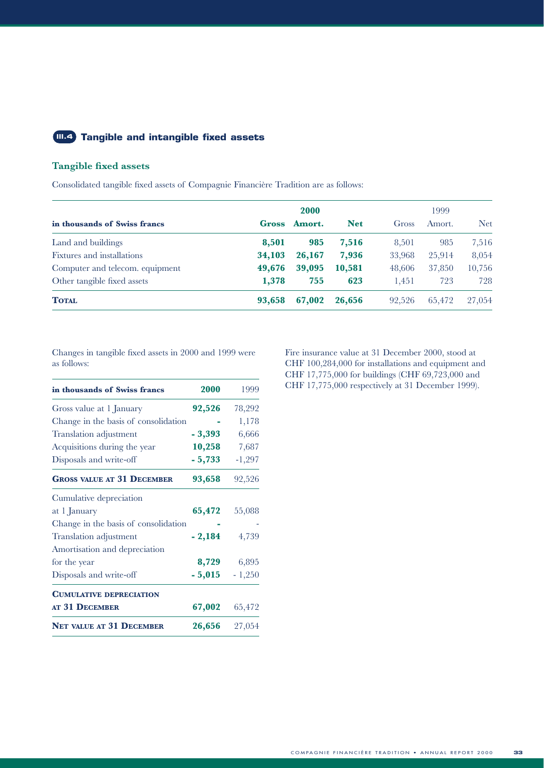## III.4 Tangible and intangible fixed assets

### Tangible fixed assets

Consolidated tangible fixed assets of Compagnie Financière Tradition are as follows:

| in thousands of Swiss francs | 2000 | | | 1999 | | |
|---|---|---|---|---|---|---|
| | **Gross** | **Amort.** | **Net** | Gross | Amort. | Net |
| Land and buildings | **8,501** | **985** | **7,516** | 8,501 | 985 | 7,516 |
| Fixtures and installations | **34,103** | **26,167** | **7,936** | 33,968 | 25,914 | 8,054 |
| Computer and telecom. equipment | **49,676** | **39,095** | **10,581** | 48,606 | 37,850 | 10,756 |
| Other tangible fixed assets | **1,378** | **755** | **623** | 1,451 | 723 | 728 |
| **TOTAL** | **93,658** | **67,002** | **26,656** | 92,526 | 65,472 | 27,054 |

Changes in tangible fixed assets in 2000 and 1999 were as follows:

| in thousands of Swiss francs | 2000 | 1999 |
|---|---|---|
| Gross value at 1 January | **92,526** | 78,292 |
| Change in the basis of consolidation | **-** | 1,178 |
| Translation adjustment | **- 3,393** | 6,666 |
| Acquisitions during the year | **10,258** | 7,687 |
| Disposals and write-off | **- 5,733** | -1,297 |
| **GROSS VALUE AT 31 DECEMBER** | **93,658** | 92,526 |
| Cumulative depreciation at 1 January | **65,472** | 55,088 |
| Change in the basis of consolidation | **-** | - |
| Translation adjustment | **- 2,184** | 4,739 |
| Amortisation and depreciation for the year | **8,729** | 6,895 |
| Disposals and write-off | **- 5,015** | - 1,250 |
| **CUMULATIVE DEPRECIATION AT 31 DECEMBER** | **67,002** | 65,472 |
| **NET VALUE AT 31 DECEMBER** | **26,656** | 27,054 |

Fire insurance value at 31 December 2000, stood at CHF 100,284,000 for installations and equipment and CHF 17,775,000 for buildings (CHF 69,723,000 and CHF 17,775,000 respectively at 31 December 1999).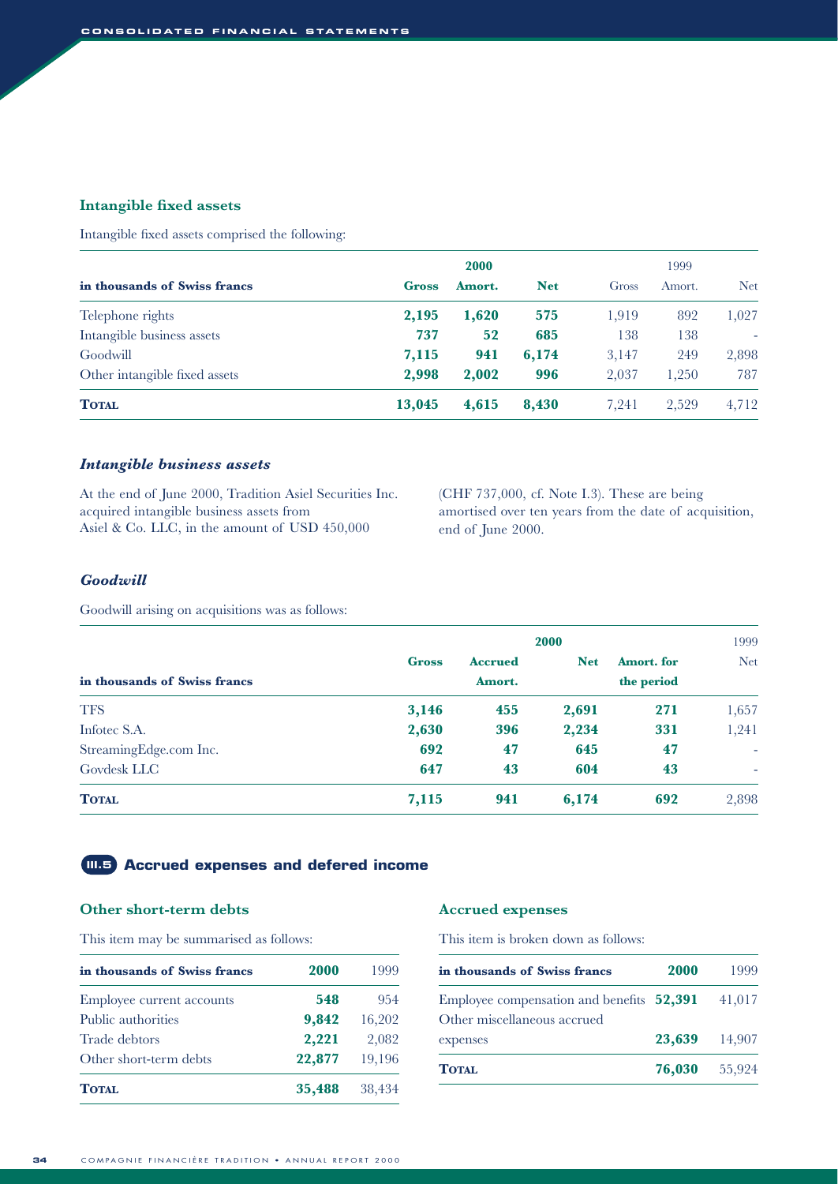### Intangible fixed assets

Intangible fixed assets comprised the following:

| in thousands of Swiss francs | 2000 | | | 1999 | | |
|---|---|---|---|---|---|---|
| | **Gross** | **Amort.** | **Net** | Gross | Amort. | Net |
| Telephone rights | **2,195** | **1,620** | **575** | 1,919 | 892 | 1,027 |
| Intangible business assets | **737** | **52** | **685** | 138 | 138 | - |
| Goodwill | **7,115** | **941** | **6,174** | 3,147 | 249 | 2,898 |
| Other intangible fixed assets | **2,998** | **2,002** | **996** | 2,037 | 1,250 | 787 |
| **TOTAL** | **13,045** | **4,615** | **8,430** | 7,241 | 2,529 | 4,712 |

#### *Intangible business assets*

At the end of June 2000, Tradition Asiel Securities Inc. acquired intangible business assets from Asiel & Co. LLC, in the amount of USD 450,000 (CHF 737,000, cf. Note I.3). These are being amortised over ten years from the date of acquisition, end of June 2000.

#### *Goodwill*

Goodwill arising on acquisitions was as follows:

| in thousands of Swiss francs | 2000 | | | | 1999 |
|---|---|---|---|---|---|
| | **Gross** | **Accrued Amort.** | **Net** | **Amort. for the period** | Net |
| TFS | **3,146** | **455** | **2,691** | **271** | 1,657 |
| Infotec S.A. | **2,630** | **396** | **2,234** | **331** | 1,241 |
| StreamingEdge.com Inc. | **692** | **47** | **645** | **47** | - |
| Govdesk LLC | **647** | **43** | **604** | **43** | - |
| **TOTAL** | **7,115** | **941** | **6,174** | **692** | 2,898 |

## III.5 Accrued expenses and defered income

### Other short-term debts

This item may be summarised as follows:

| in thousands of Swiss francs | 2000 | 1999 |
|---|---|---|
| Employee current accounts | **548** | 954 |
| Public authorities | **9,842** | 16,202 |
| Trade debtors | **2,221** | 2,082 |
| Other short-term debts | **22,877** | 19,196 |
| **TOTAL** | **35,488** | 38,434 |

### Accrued expenses

This item is broken down as follows:

| in thousands of Swiss francs | 2000 | 1999 |
|---|---|---|
| Employee compensation and benefits | **52,391** | 41,017 |
| Other miscellaneous accrued expenses | **23,639** | 14,907 |
| **TOTAL** | **76,030** | 55,924 |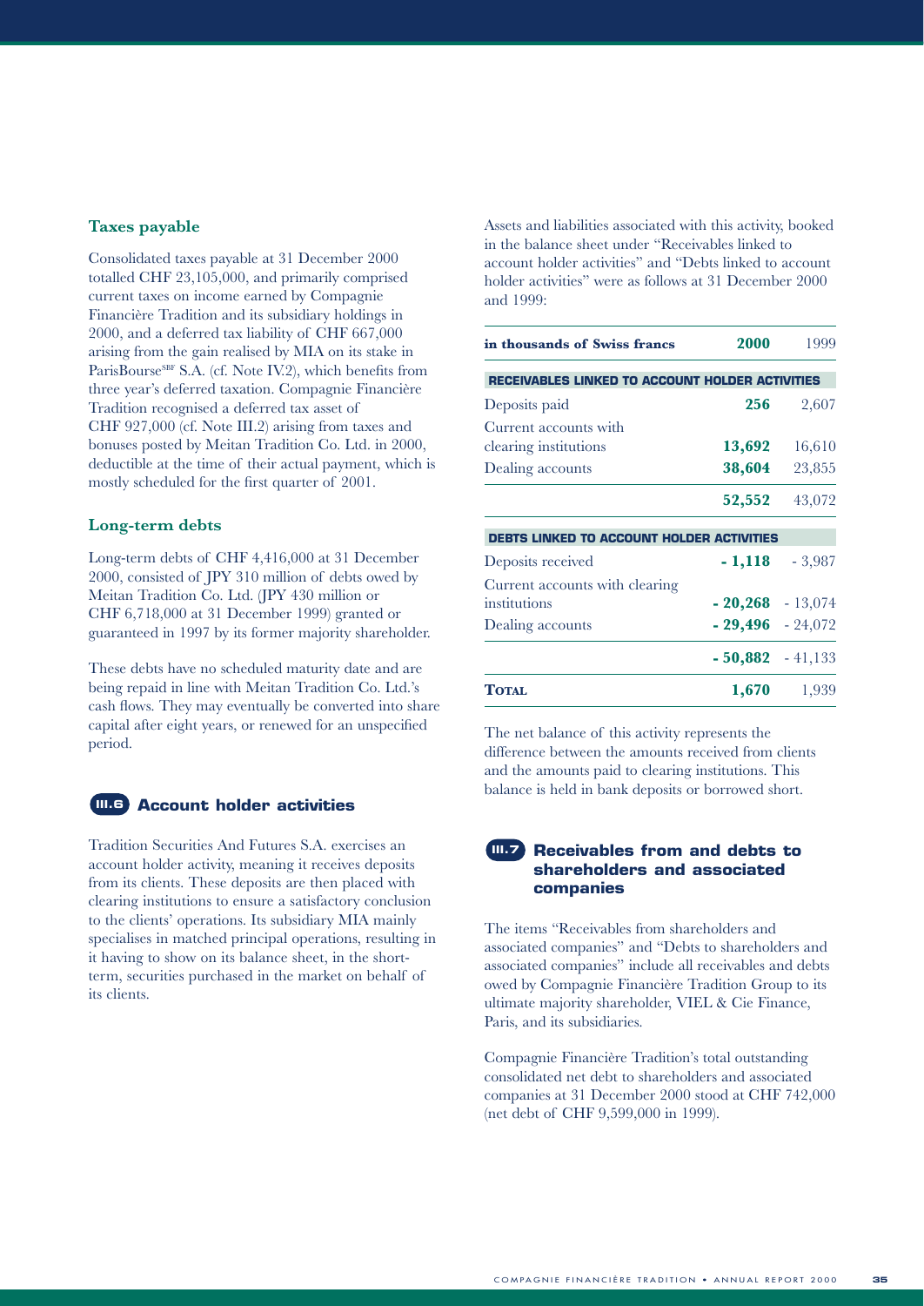### Taxes payable

Consolidated taxes payable at 31 December 2000 totalled CHF 23,105,000, and primarily comprised current taxes on income earned by Compagnie Financière Tradition and its subsidiary holdings in 2000, and a deferred tax liability of CHF 667,000 arising from the gain realised by MIA on its stake in ParisBourse[SBF] S.A. (cf. Note IV.2), which benefits from three year's deferred taxation. Compagnie Financière Tradition recognised a deferred tax asset of CHF 927,000 (cf. Note III.2) arising from taxes and bonuses posted by Meitan Tradition Co. Ltd. in 2000, deductible at the time of their actual payment, which is mostly scheduled for the first quarter of 2001.

### Long-term debts

Long-term debts of CHF 4,416,000 at 31 December 2000, consisted of JPY 310 million of debts owed by Meitan Tradition Co. Ltd. (JPY 430 million or CHF 6,718,000 at 31 December 1999) granted or guaranteed in 1997 by its former majority shareholder.

These debts have no scheduled maturity date and are being repaid in line with Meitan Tradition Co. Ltd.'s cash flows. They may eventually be converted into share capital after eight years, or renewed for an unspecified period.

## III.6 Account holder activities

Tradition Securities And Futures S.A. exercises an account holder activity, meaning it receives deposits from its clients. These deposits are then placed with clearing institutions to ensure a satisfactory conclusion to the clients' operations. Its subsidiary MIA mainly specialises in matched principal operations, resulting in it having to show on its balance sheet, in the short-term, securities purchased in the market on behalf of its clients.

Assets and liabilities associated with this activity, booked in the balance sheet under "Receivables linked to account holder activities" and "Debts linked to account holder activities" were as follows at 31 December 2000 and 1999:

| in thousands of Swiss francs | 2000 | 1999 |
|---|---|---|
| **RECEIVABLES LINKED TO ACCOUNT HOLDER ACTIVITIES** | | |
| Deposits paid | **256** | 2,607 |
| Current accounts with clearing institutions | **13,692** | 16,610 |
| Dealing accounts | **38,604** | 23,855 |
| | **52,552** | 43,072 |
| **DEBTS LINKED TO ACCOUNT HOLDER ACTIVITIES** | | |
| Deposits received | **- 1,118** | - 3,987 |
| Current accounts with clearing institutions | **- 20,268** | - 13,074 |
| Dealing accounts | **- 29,496** | - 24,072 |
| | **- 50,882** | - 41,133 |
| **TOTAL** | **1,670** | 1,939 |

The net balance of this activity represents the difference between the amounts received from clients and the amounts paid to clearing institutions. This balance is held in bank deposits or borrowed short.

## III.7 Receivables from and debts to shareholders and associated companies

The items "Receivables from shareholders and associated companies" and "Debts to shareholders and associated companies" include all receivables and debts owed by Compagnie Financière Tradition Group to its ultimate majority shareholder, VIEL & Cie Finance, Paris, and its subsidiaries.

Compagnie Financière Tradition's total outstanding consolidated net debt to shareholders and associated companies at 31 December 2000 stood at CHF 742,000 (net debt of CHF 9,599,000 in 1999).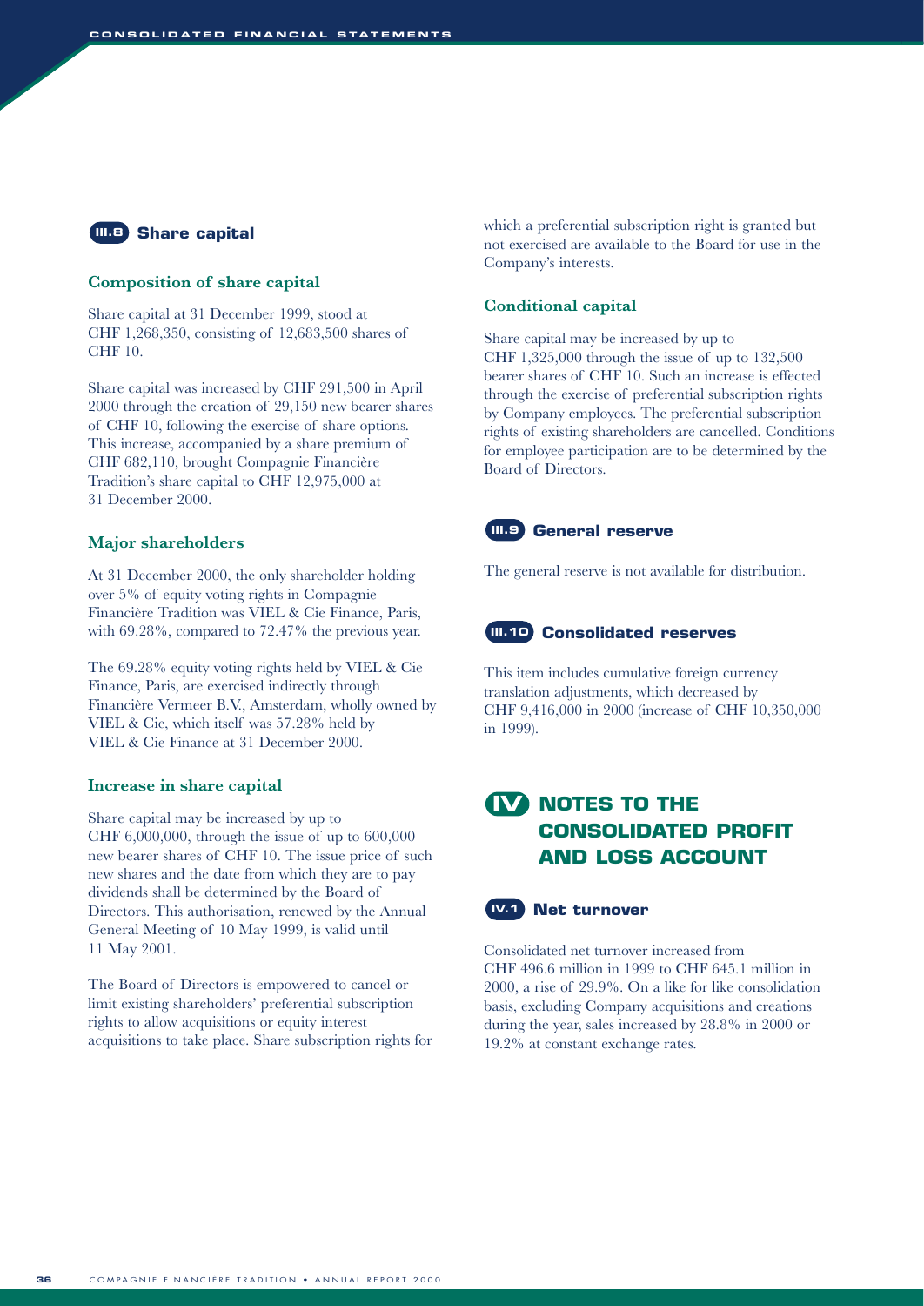## III.8 Share capital

### Composition of share capital

Share capital at 31 December 1999, stood at CHF 1,268,350, consisting of 12,683,500 shares of CHF 10.

Share capital was increased by CHF 291,500 in April 2000 through the creation of 29,150 new bearer shares of CHF 10, following the exercise of share options. This increase, accompanied by a share premium of CHF 682,110, brought Compagnie Financière Tradition's share capital to CHF 12,975,000 at 31 December 2000.

### Major shareholders

At 31 December 2000, the only shareholder holding over 5% of equity voting rights in Compagnie Financière Tradition was VIEL & Cie Finance, Paris, with 69.28%, compared to 72.47% the previous year.

The 69.28% equity voting rights held by VIEL & Cie Finance, Paris, are exercised indirectly through Financière Vermeer B.V., Amsterdam, wholly owned by VIEL & Cie, which itself was 57.28% held by VIEL & Cie Finance at 31 December 2000.

### Increase in share capital

Share capital may be increased by up to CHF 6,000,000, through the issue of up to 600,000 new bearer shares of CHF 10. The issue price of such new shares and the date from which they are to pay dividends shall be determined by the Board of Directors. This authorisation, renewed by the Annual General Meeting of 10 May 1999, is valid until 11 May 2001.

The Board of Directors is empowered to cancel or limit existing shareholders' preferential subscription rights to allow acquisitions or equity interest acquisitions to take place. Share subscription rights for which a preferential subscription right is granted but not exercised are available to the Board for use in the Company's interests.

### Conditional capital

Share capital may be increased by up to CHF 1,325,000 through the issue of up to 132,500 bearer shares of CHF 10. Such an increase is effected through the exercise of preferential subscription rights by Company employees. The preferential subscription rights of existing shareholders are cancelled. Conditions for employee participation are to be determined by the Board of Directors.

## III.9 General reserve

The general reserve is not available for distribution.

## III.10 Consolidated reserves

This item includes cumulative foreign currency translation adjustments, which decreased by CHF 9,416,000 in 2000 (increase of CHF 10,350,000 in 1999).

# IV NOTES TO THE CONSOLIDATED PROFIT AND LOSS ACCOUNT

## IV.1 Net turnover

Consolidated net turnover increased from CHF 496.6 million in 1999 to CHF 645.1 million in 2000, a rise of 29.9%. On a like for like consolidation basis, excluding Company acquisitions and creations during the year, sales increased by 28.8% in 2000 or 19.2% at constant exchange rates.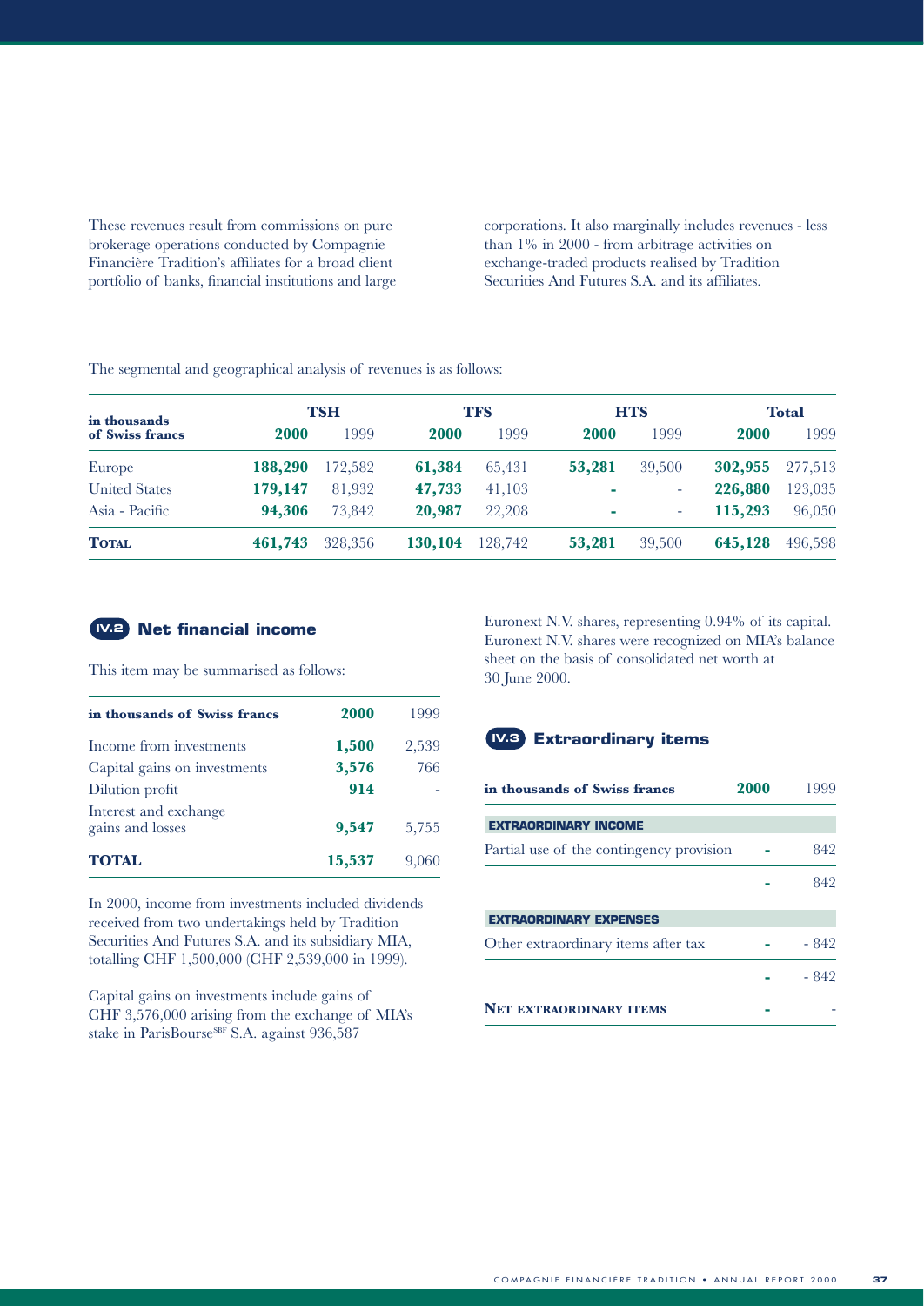These revenues result from commissions on pure brokerage operations conducted by Compagnie Financière Tradition's affiliates for a broad client portfolio of banks, financial institutions and large corporations. It also marginally includes revenues - less than 1% in 2000 - from arbitrage activities on exchange-traded products realised by Tradition Securities And Futures S.A. and its affiliates.

The segmental and geographical analysis of revenues is as follows:

| in thousands of Swiss francs | TSH | | TFS | | HTS | | Total | |
|---|---|---|---|---|---|---|---|---|
| | **2000** | 1999 | **2000** | 1999 | **2000** | 1999 | **2000** | 1999 |
| Europe | **188,290** | 172,582 | **61,384** | 65,431 | **53,281** | 39,500 | **302,955** | 277,513 |
| United States | **179,147** | 81,932 | **47,733** | 41,103 | **-** | - | **226,880** | 123,035 |
| Asia - Pacific | **94,306** | 73,842 | **20,987** | 22,208 | **-** | - | **115,293** | 96,050 |
| **TOTAL** | **461,743** | 328,356 | **130,104** | 128,742 | **53,281** | 39,500 | **645,128** | 496,598 |

## IV.2 Net financial income

This item may be summarised as follows:

| in thousands of Swiss francs | 2000 | 1999 |
|---|---|---|
| Income from investments | **1,500** | 2,539 |
| Capital gains on investments | **3,576** | 766 |
| Dilution profit | **914** | - |
| Interest and exchange gains and losses | **9,547** | 5,755 |
| **TOTAL** | **15,537** | 9,060 |

In 2000, income from investments included dividends received from two undertakings held by Tradition Securities And Futures S.A. and its subsidiary MIA, totalling CHF 1,500,000 (CHF 2,539,000 in 1999).

Capital gains on investments include gains of CHF 3,576,000 arising from the exchange of MIA's stake in ParisBourse[SBF] S.A. against 936,587 Euronext N.V. shares, representing 0.94% of its capital. Euronext N.V. shares were recognized on MIA's balance sheet on the basis of consolidated net worth at 30 June 2000.

## IV.3 Extraordinary items

| in thousands of Swiss francs | 2000 | 1999 |
|---|---|---|
| **EXTRAORDINARY INCOME** | | |
| Partial use of the contingency provision | **-** | 842 |
| | **-** | 842 |
| **EXTRAORDINARY EXPENSES** | | |
| Other extraordinary items after tax | **-** | - 842 |
| | **-** | - 842 |
| **NET EXTRAORDINARY ITEMS** | **-** | - |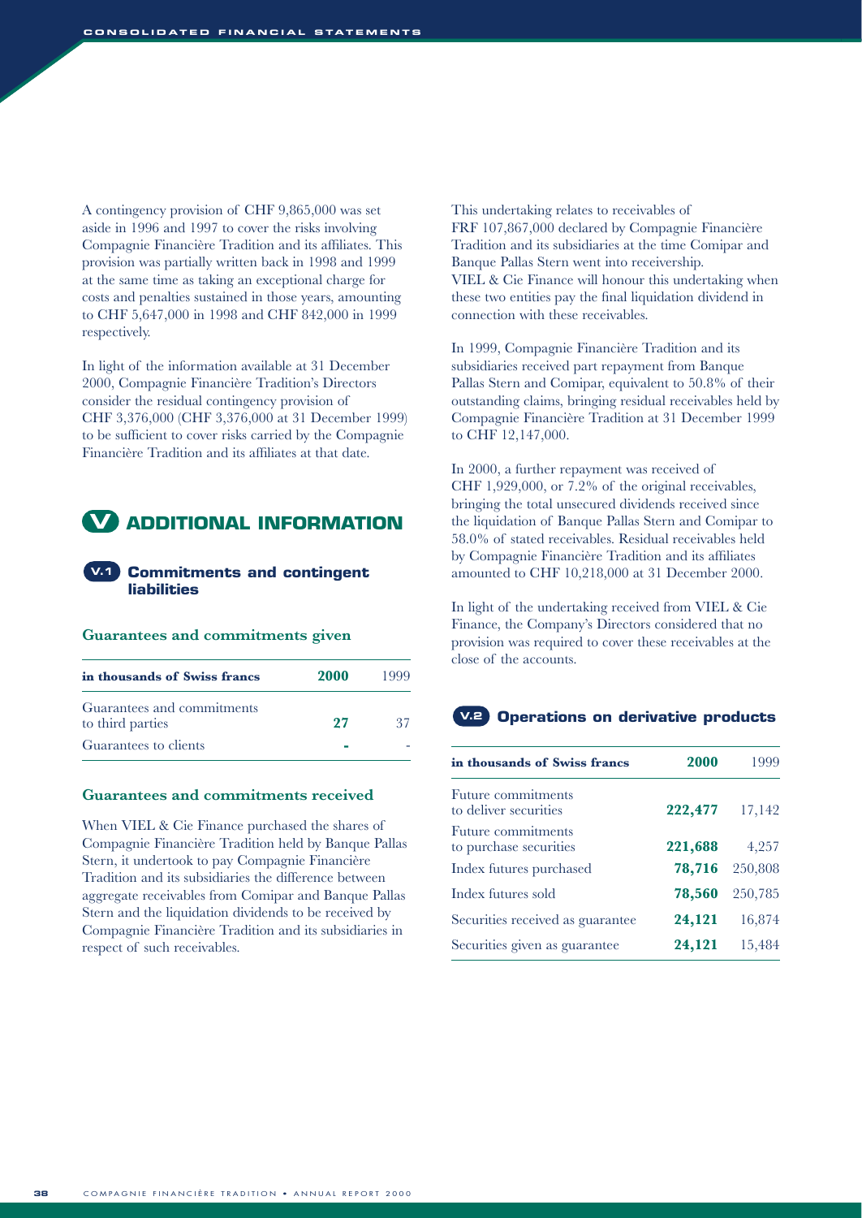A contingency provision of CHF 9,865,000 was set aside in 1996 and 1997 to cover the risks involving Compagnie Financière Tradition and its affiliates. This provision was partially written back in 1998 and 1999 at the same time as taking an exceptional charge for costs and penalties sustained in those years, amounting to CHF 5,647,000 in 1998 and CHF 842,000 in 1999 respectively.

In light of the information available at 31 December 2000, Compagnie Financière Tradition's Directors consider the residual contingency provision of CHF 3,376,000 (CHF 3,376,000 at 31 December 1999) to be sufficient to cover risks carried by the Compagnie Financière Tradition and its affiliates at that date.

# V ADDITIONAL INFORMATION

## V.1 Commitments and contingent liabilities

### Guarantees and commitments given

| in thousands of Swiss francs | 2000 | 1999 |
|---|---|---|
| Guarantees and commitments to third parties | **27** | 37 |
| Guarantees to clients | **-** | - |

### Guarantees and commitments received

When VIEL & Cie Finance purchased the shares of Compagnie Financière Tradition held by Banque Pallas Stern, it undertook to pay Compagnie Financière Tradition and its subsidiaries the difference between aggregate receivables from Comipar and Banque Pallas Stern and the liquidation dividends to be received by Compagnie Financière Tradition and its subsidiaries in respect of such receivables.

This undertaking relates to receivables of FRF 107,867,000 declared by Compagnie Financière Tradition and its subsidiaries at the time Comipar and Banque Pallas Stern went into receivership. VIEL & Cie Finance will honour this undertaking when these two entities pay the final liquidation dividend in connection with these receivables.

In 1999, Compagnie Financière Tradition and its subsidiaries received part repayment from Banque Pallas Stern and Comipar, equivalent to 50.8% of their outstanding claims, bringing residual receivables held by Compagnie Financière Tradition at 31 December 1999 to CHF 12,147,000.

In 2000, a further repayment was received of CHF 1,929,000, or 7.2% of the original receivables, bringing the total unsecured dividends received since the liquidation of Banque Pallas Stern and Comipar to 58.0% of stated receivables. Residual receivables held by Compagnie Financière Tradition and its affiliates amounted to CHF 10,218,000 at 31 December 2000.

In light of the undertaking received from VIEL & Cie Finance, the Company's Directors considered that no provision was required to cover these receivables at the close of the accounts.

## V.2 Operations on derivative products

| in thousands of Swiss francs | 2000 | 1999 |
|---|---|---|
| Future commitments to deliver securities | **222,477** | 17,142 |
| Future commitments to purchase securities | **221,688** | 4,257 |
| Index futures purchased | **78,716** | 250,808 |
| Index futures sold | **78,560** | 250,785 |
| Securities received as guarantee | **24,121** | 16,874 |
| Securities given as guarantee | **24,121** | 15,484 |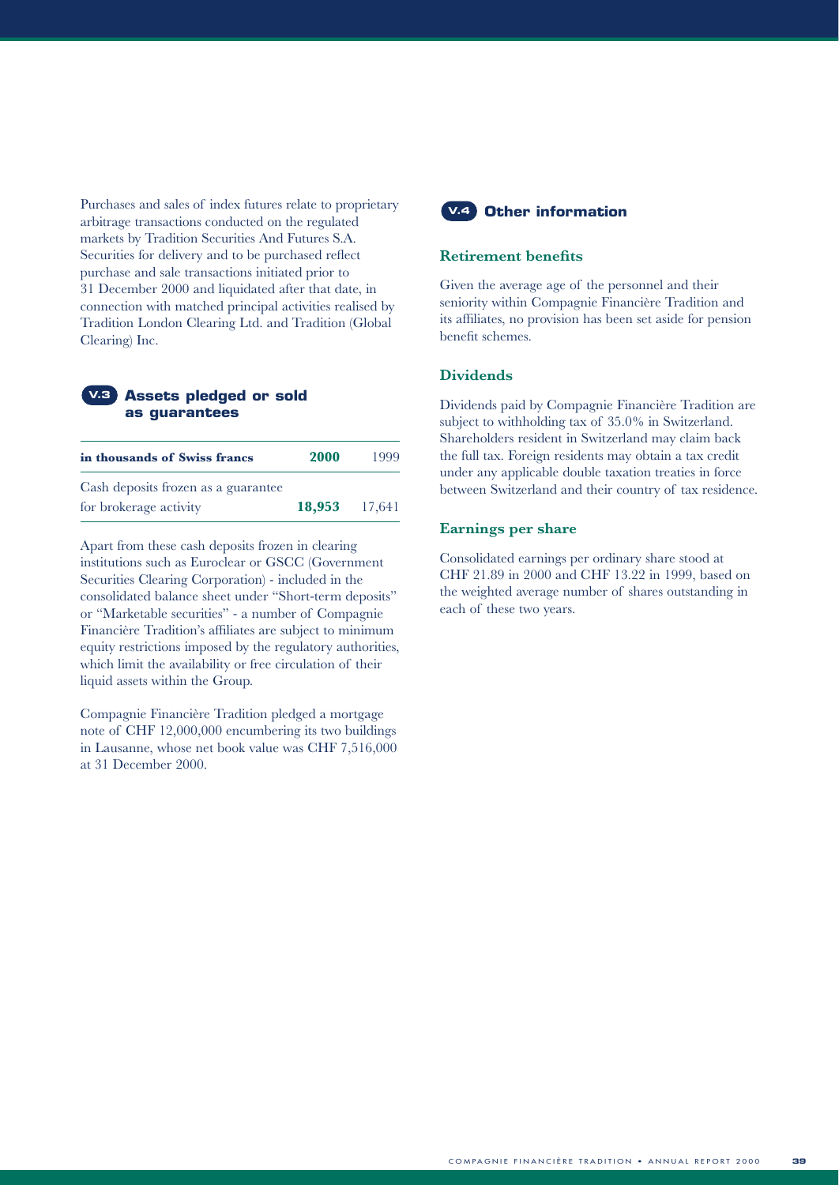Purchases and sales of index futures relate to proprietary arbitrage transactions conducted on the regulated markets by Tradition Securities And Futures S.A. Securities for delivery and to be purchased reflect purchase and sale transactions initiated prior to 31 December 2000 and liquidated after that date, in connection with matched principal activities realised by Tradition London Clearing Ltd. and Tradition (Global Clearing) Inc.

## V.3 Assets pledged or sold as guarantees

| in thousands of Swiss francs | **2000** | 1999 |
|---|---|---|
| Cash deposits frozen as a guarantee for brokerage activity | **18,953** | 17,641 |

Apart from these cash deposits frozen in clearing institutions such as Euroclear or GSCC (Government Securities Clearing Corporation) - included in the consolidated balance sheet under "Short-term deposits" or "Marketable securities" - a number of Compagnie Financière Tradition's affiliates are subject to minimum equity restrictions imposed by the regulatory authorities, which limit the availability or free circulation of their liquid assets within the Group.

Compagnie Financière Tradition pledged a mortgage note of CHF 12,000,000 encumbering its two buildings in Lausanne, whose net book value was CHF 7,516,000 at 31 December 2000.

## V.4 Other information

### Retirement benefits

Given the average age of the personnel and their seniority within Compagnie Financière Tradition and its affiliates, no provision has been set aside for pension benefit schemes.

### Dividends

Dividends paid by Compagnie Financière Tradition are subject to withholding tax of 35.0% in Switzerland. Shareholders resident in Switzerland may claim back the full tax. Foreign residents may obtain a tax credit under any applicable double taxation treaties in force between Switzerland and their country of tax residence.

### Earnings per share

Consolidated earnings per ordinary share stood at CHF 21.89 in 2000 and CHF 13.22 in 1999, based on the weighted average number of shares outstanding in each of these two years.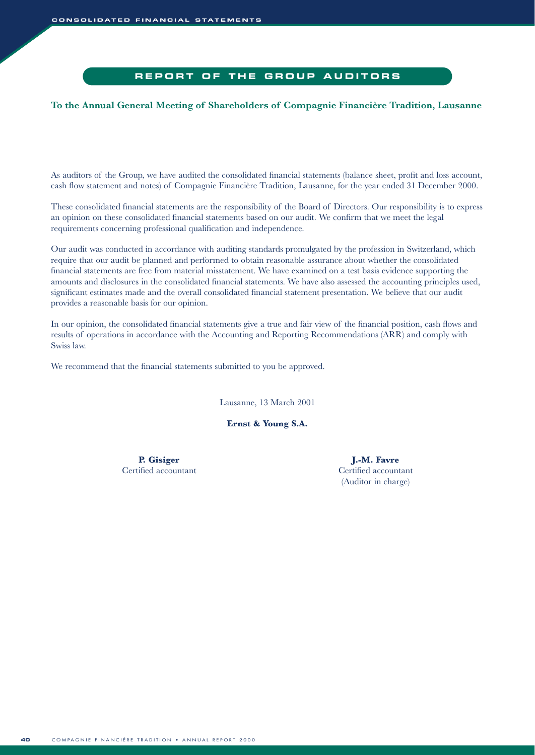# REPORT OF THE GROUP AUDITORS

**To the Annual General Meeting of Shareholders of Compagnie Financière Tradition, Lausanne**

As auditors of the Group, we have audited the consolidated financial statements (balance sheet, profit and loss account, cash flow statement and notes) of Compagnie Financière Tradition, Lausanne, for the year ended 31 December 2000.

These consolidated financial statements are the responsibility of the Board of Directors. Our responsibility is to express an opinion on these consolidated financial statements based on our audit. We confirm that we meet the legal requirements concerning professional qualification and independence.

Our audit was conducted in accordance with auditing standards promulgated by the profession in Switzerland, which require that our audit be planned and performed to obtain reasonable assurance about whether the consolidated financial statements are free from material misstatement. We have examined on a test basis evidence supporting the amounts and disclosures in the consolidated financial statements. We have also assessed the accounting principles used, significant estimates made and the overall consolidated financial statement presentation. We believe that our audit provides a reasonable basis for our opinion.

In our opinion, the consolidated financial statements give a true and fair view of the financial position, cash flows and results of operations in accordance with the Accounting and Reporting Recommendations (ARR) and comply with Swiss law.

We recommend that the financial statements submitted to you be approved.

Lausanne, 13 March 2001

**Ernst & Young S.A.**

**P. Gisiger**
Certified accountant

**J.-M. Favre**
Certified accountant
(Auditor in charge)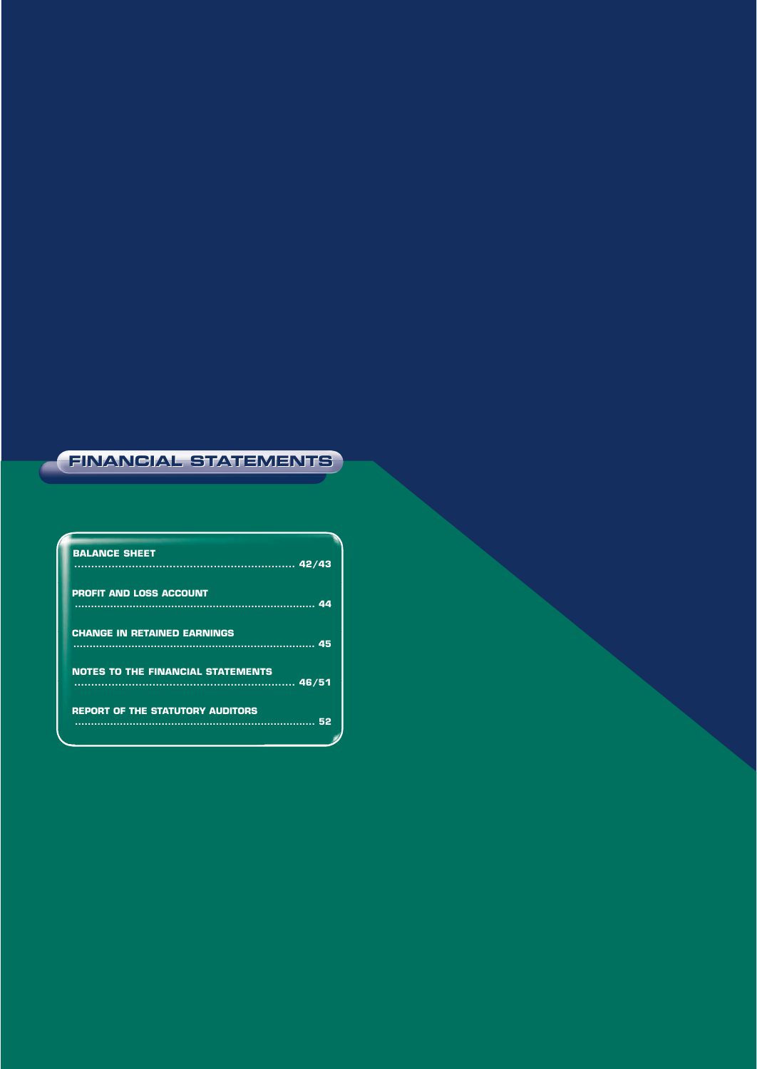# FINANCIAL STATEMENTS

| | |
|---|---|
| BALANCE SHEET | 42/43 |
| PROFIT AND LOSS ACCOUNT | 44 |
| CHANGE IN RETAINED EARNINGS | 45 |
| NOTES TO THE FINANCIAL STATEMENTS | 46/51 |
| REPORT OF THE STATUTORY AUDITORS | 52 |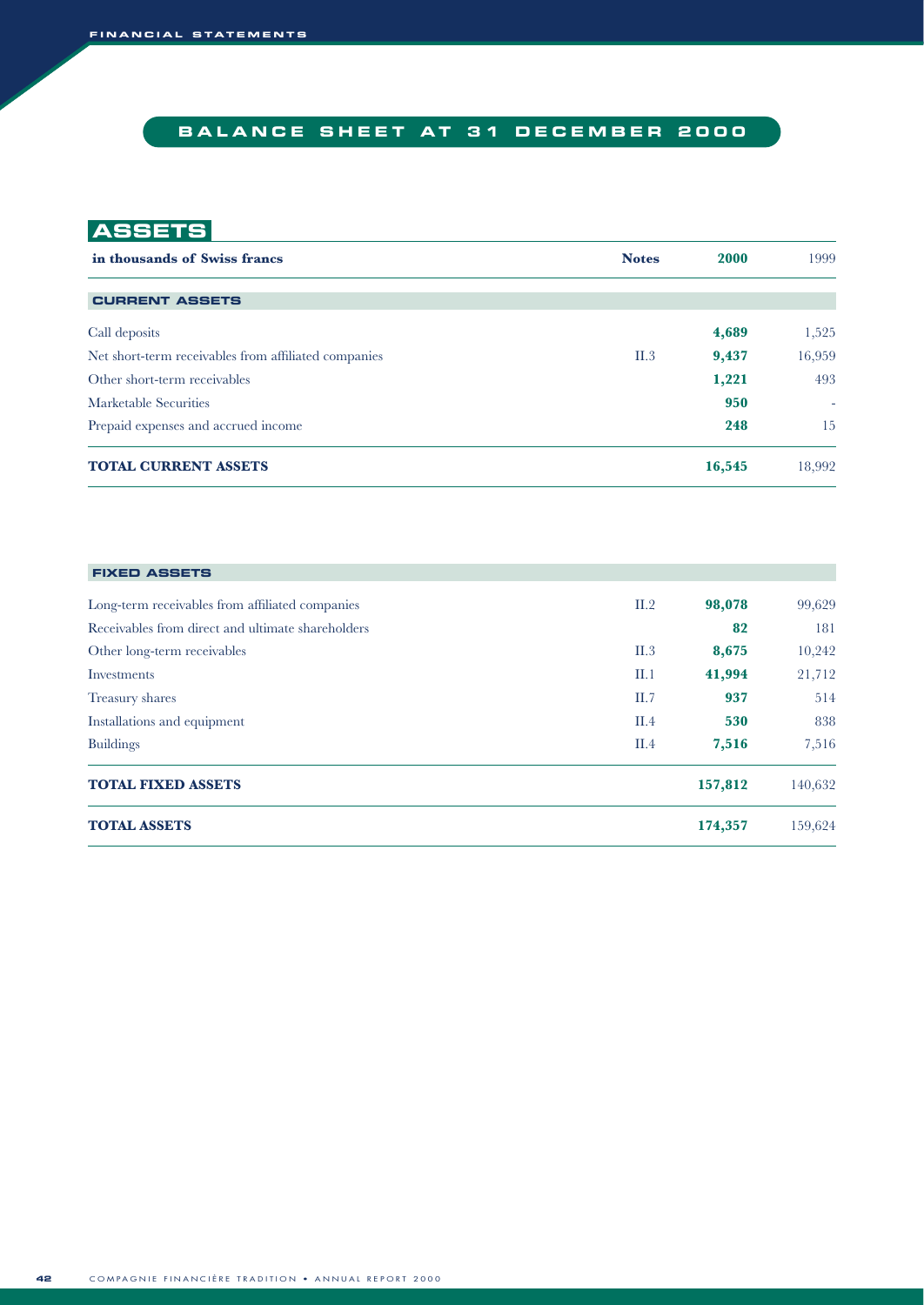# BALANCE SHEET AT 31 DECEMBER 2000

## ASSETS

| in thousands of Swiss francs | Notes | 2000 | 1999 |
|---|---|---|---|
| **CURRENT ASSETS** | | | |
| Call deposits | | **4,689** | 1,525 |
| Net short-term receivables from affiliated companies | II.3 | **9,437** | 16,959 |
| Other short-term receivables | | **1,221** | 493 |
| Marketable Securities | | **950** | - |
| Prepaid expenses and accrued income | | **248** | 15 |
| **TOTAL CURRENT ASSETS** | | **16,545** | 18,992 |
| **FIXED ASSETS** | | | |
| Long-term receivables from affiliated companies | II.2 | **98,078** | 99,629 |
| Receivables from direct and ultimate shareholders | | **82** | 181 |
| Other long-term receivables | II.3 | **8,675** | 10,242 |
| Investments | II.1 | **41,994** | 21,712 |
| Treasury shares | II.7 | **937** | 514 |
| Installations and equipment | II.4 | **530** | 838 |
| Buildings | II.4 | **7,516** | 7,516 |
| **TOTAL FIXED ASSETS** | | **157,812** | 140,632 |
| **TOTAL ASSETS** | | **174,357** | 159,624 |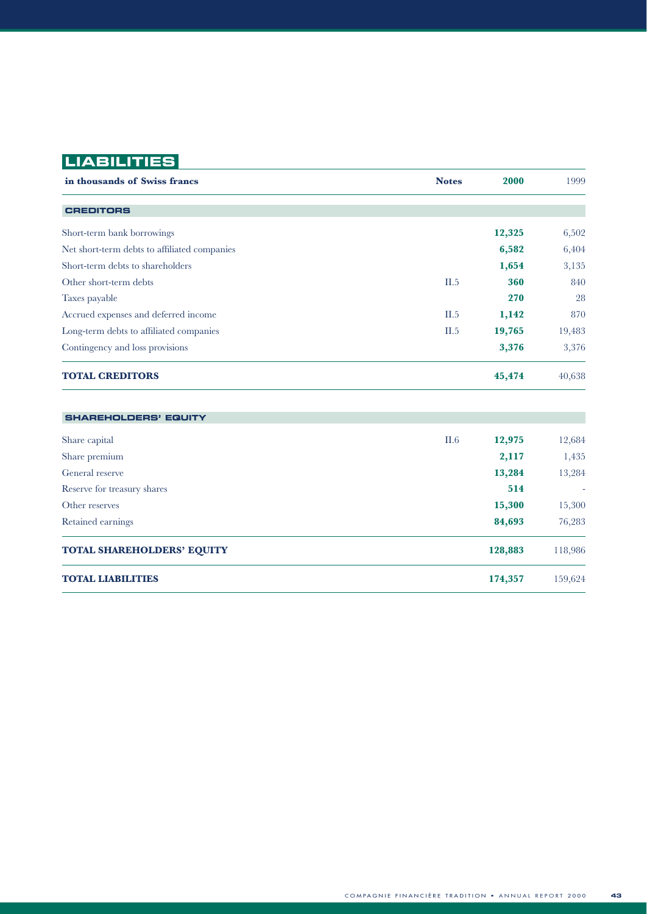## LIABILITIES

| in thousands of Swiss francs | Notes | 2000 | 1999 |
|---|---|---|---|
| **CREDITORS** | | | |
| Short-term bank borrowings | | **12,325** | 6,502 |
| Net short-term debts to affiliated companies | | **6,582** | 6,404 |
| Short-term debts to shareholders | | **1,654** | 3,135 |
| Other short-term debts | II.5 | **360** | 840 |
| Taxes payable | | **270** | 28 |
| Accrued expenses and deferred income | II.5 | **1,142** | 870 |
| Long-term debts to affiliated companies | II.5 | **19,765** | 19,483 |
| Contingency and loss provisions | | **3,376** | 3,376 |
| **TOTAL CREDITORS** | | **45,474** | 40,638 |
| **SHAREHOLDERS' EQUITY** | | | |
| Share capital | II.6 | **12,975** | 12,684 |
| Share premium | | **2,117** | 1,435 |
| General reserve | | **13,284** | 13,284 |
| Reserve for treasury shares | | **514** | - |
| Other reserves | | **15,300** | 15,300 |
| Retained earnings | | **84,693** | 76,283 |
| **TOTAL SHAREHOLDERS' EQUITY** | | **128,883** | 118,986 |
| **TOTAL LIABILITIES** | | **174,357** | 159,624 |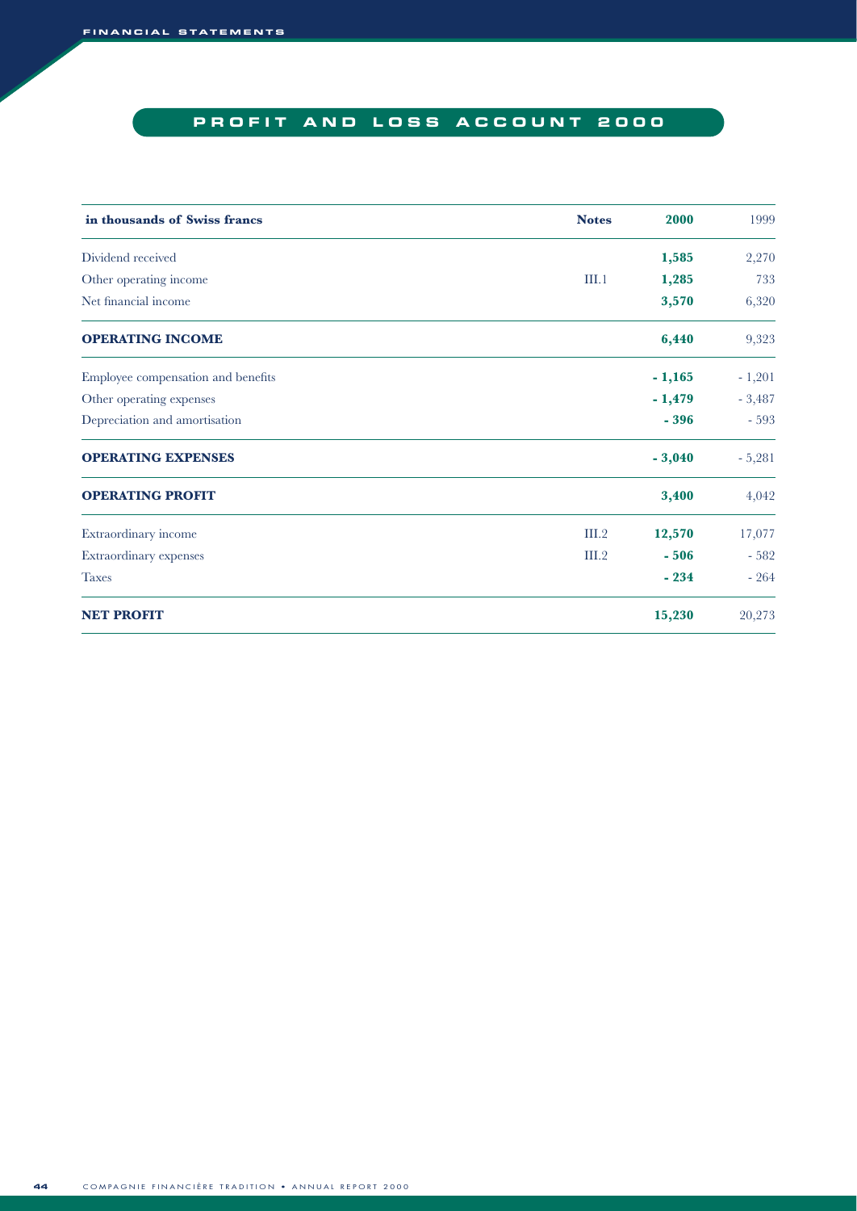## PROFIT AND LOSS ACCOUNT 2000

| in thousands of Swiss francs | Notes | 2000 | 1999 |
|---|---|---|---|
| Dividend received | | **1,585** | 2,270 |
| Other operating income | III.1 | **1,285** | 733 |
| Net financial income | | **3,570** | 6,320 |
| **OPERATING INCOME** | | **6,440** | 9,323 |
| Employee compensation and benefits | | **- 1,165** | - 1,201 |
| Other operating expenses | | **- 1,479** | - 3,487 |
| Depreciation and amortisation | | **- 396** | - 593 |
| **OPERATING EXPENSES** | | **- 3,040** | - 5,281 |
| **OPERATING PROFIT** | | **3,400** | 4,042 |
| Extraordinary income | III.2 | **12,570** | 17,077 |
| Extraordinary expenses | III.2 | **- 506** | - 582 |
| Taxes | | **- 234** | - 264 |
| **NET PROFIT** | | **15,230** | 20,273 |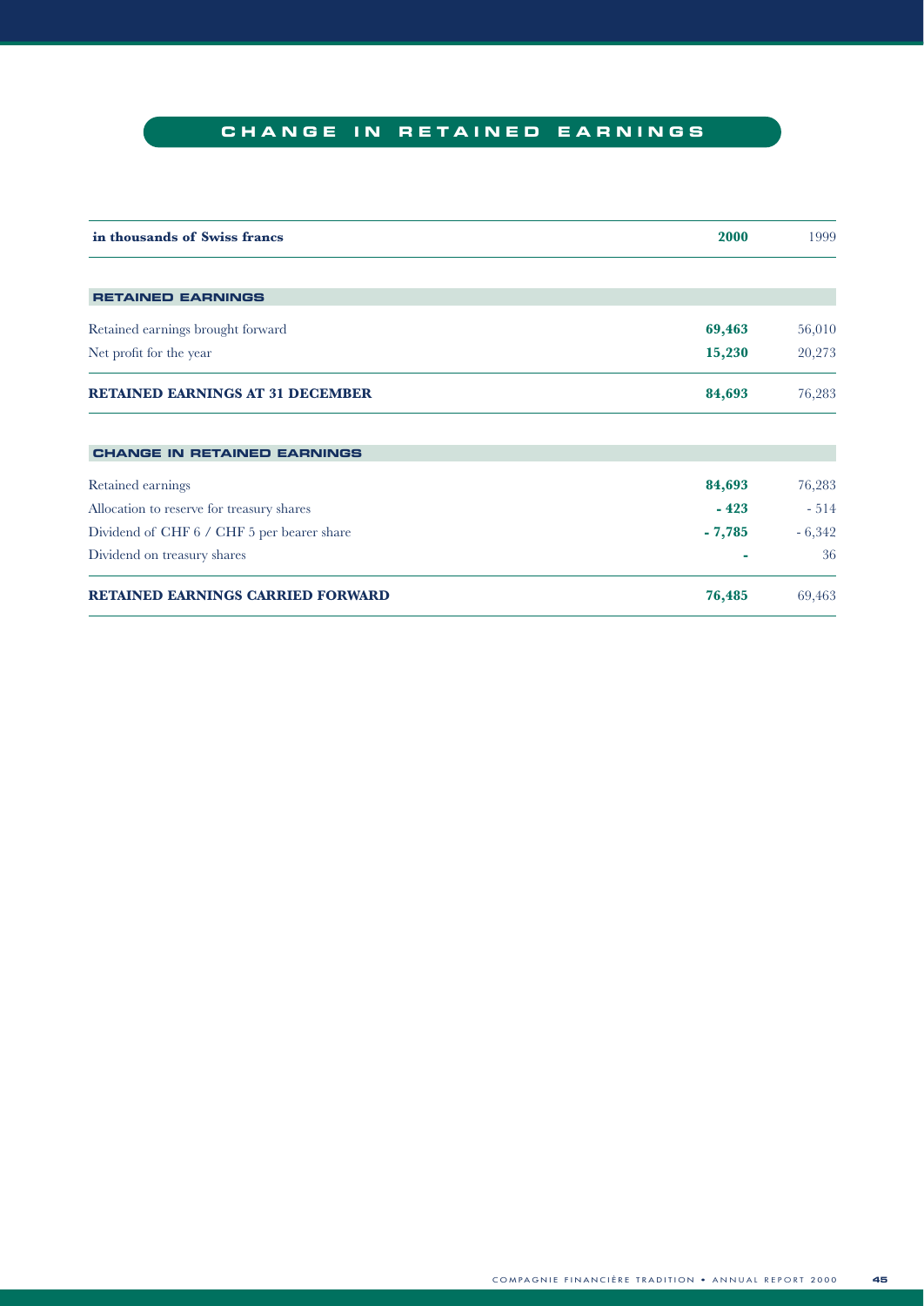# CHANGE IN RETAINED EARNINGS

| in thousands of Swiss francs | 2000 | 1999 |
|---|---|---|
| **RETAINED EARNINGS** | | |
| Retained earnings brought forward | **69,463** | 56,010 |
| Net profit for the year | **15,230** | 20,273 |
| **RETAINED EARNINGS AT 31 DECEMBER** | **84,693** | 76,283 |
| **CHANGE IN RETAINED EARNINGS** | | |
| Retained earnings | **84,693** | 76,283 |
| Allocation to reserve for treasury shares | **- 423** | - 514 |
| Dividend of CHF 6 / CHF 5 per bearer share | **- 7,785** | - 6,342 |
| Dividend on treasury shares | **-** | 36 |
| **RETAINED EARNINGS CARRIED FORWARD** | **76,485** | 69,463 |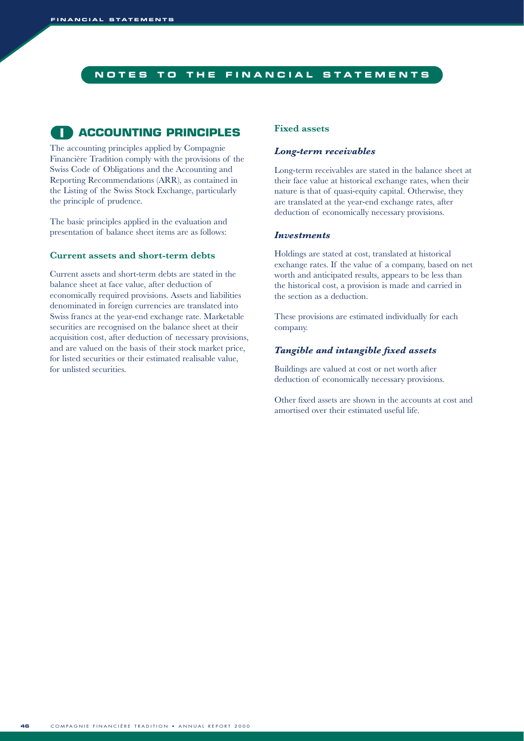# NOTES TO THE FINANCIAL STATEMENTS

## I ACCOUNTING PRINCIPLES

The accounting principles applied by Compagnie Financière Tradition comply with the provisions of the Swiss Code of Obligations and the Accounting and Reporting Recommendations (ARR), as contained in the Listing of the Swiss Stock Exchange, particularly the principle of prudence.

The basic principles applied in the evaluation and presentation of balance sheet items are as follows:

### Current assets and short-term debts

Current assets and short-term debts are stated in the balance sheet at face value, after deduction of economically required provisions. Assets and liabilities denominated in foreign currencies are translated into Swiss francs at the year-end exchange rate. Marketable securities are recognised on the balance sheet at their acquisition cost, after deduction of necessary provisions, and are valued on the basis of their stock market price, for listed securities or their estimated realisable value, for unlisted securities.

### Fixed assets

#### *Long-term receivables*

Long-term receivables are stated in the balance sheet at their face value at historical exchange rates, when their nature is that of quasi-equity capital. Otherwise, they are translated at the year-end exchange rates, after deduction of economically necessary provisions.

#### *Investments*

Holdings are stated at cost, translated at historical exchange rates. If the value of a company, based on net worth and anticipated results, appears to be less than the historical cost, a provision is made and carried in the section as a deduction.

These provisions are estimated individually for each company.

#### *Tangible and intangible fixed assets*

Buildings are valued at cost or net worth after deduction of economically necessary provisions.

Other fixed assets are shown in the accounts at cost and amortised over their estimated useful life.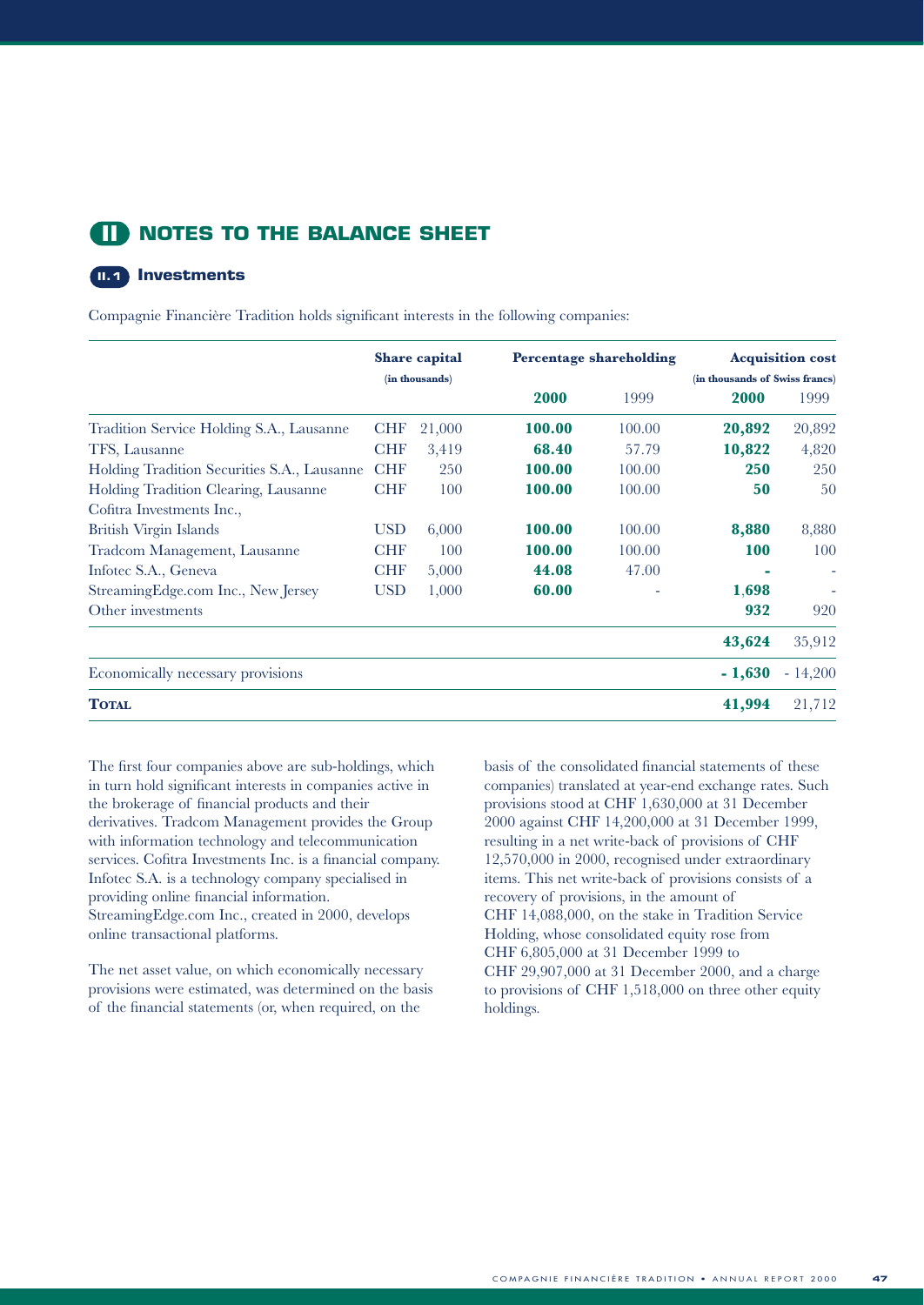# II NOTES TO THE BALANCE SHEET

## II.1 Investments

Compagnie Financière Tradition holds significant interests in the following companies:

| | Share capital (in thousands) | | Percentage shareholding | | Acquisition cost (in thousands of Swiss francs) | |
|---|---|---|---|---|---|---|
| | | | **2000** | 1999 | **2000** | 1999 |
| Tradition Service Holding S.A., Lausanne | CHF | 21,000 | **100.00** | 100.00 | **20,892** | 20,892 |
| TFS, Lausanne | CHF | 3,419 | **68.40** | 57.79 | **10,822** | 4,820 |
| Holding Tradition Securities S.A., Lausanne | CHF | 250 | **100.00** | 100.00 | **250** | 250 |
| Holding Tradition Clearing, Lausanne | CHF | 100 | **100.00** | 100.00 | **50** | 50 |
| Cofitra Investments Inc., British Virgin Islands | USD | 6,000 | **100.00** | 100.00 | **8,880** | 8,880 |
| Tradcom Management, Lausanne | CHF | 100 | **100.00** | 100.00 | **100** | 100 |
| Infotec S.A., Geneva | CHF | 5,000 | **44.08** | 47.00 | **-** | - |
| StreamingEdge.com Inc., New Jersey | USD | 1,000 | **60.00** | - | **1,698** | - |
| Other investments | | | | | **932** | 920 |
| | | | | | **43,624** | 35,912 |
| Economically necessary provisions | | | | | **- 1,630** | - 14,200 |
| **TOTAL** | | | | | **41,994** | 21,712 |

The first four companies above are sub-holdings, which in turn hold significant interests in companies active in the brokerage of financial products and their derivatives. Tradcom Management provides the Group with information technology and telecommunication services. Cofitra Investments Inc. is a financial company. Infotec S.A. is a technology company specialised in providing online financial information. StreamingEdge.com Inc., created in 2000, develops online transactional platforms.

The net asset value, on which economically necessary provisions were estimated, was determined on the basis of the financial statements (or, when required, on the basis of the consolidated financial statements of these companies) translated at year-end exchange rates. Such provisions stood at CHF 1,630,000 at 31 December 2000 against CHF 14,200,000 at 31 December 1999, resulting in a net write-back of provisions of CHF 12,570,000 in 2000, recognised under extraordinary items. This net write-back of provisions consists of a recovery of provisions, in the amount of CHF 14,088,000, on the stake in Tradition Service Holding, whose consolidated equity rose from CHF 6,805,000 at 31 December 1999 to CHF 29,907,000 at 31 December 2000, and a charge to provisions of CHF 1,518,000 on three other equity holdings.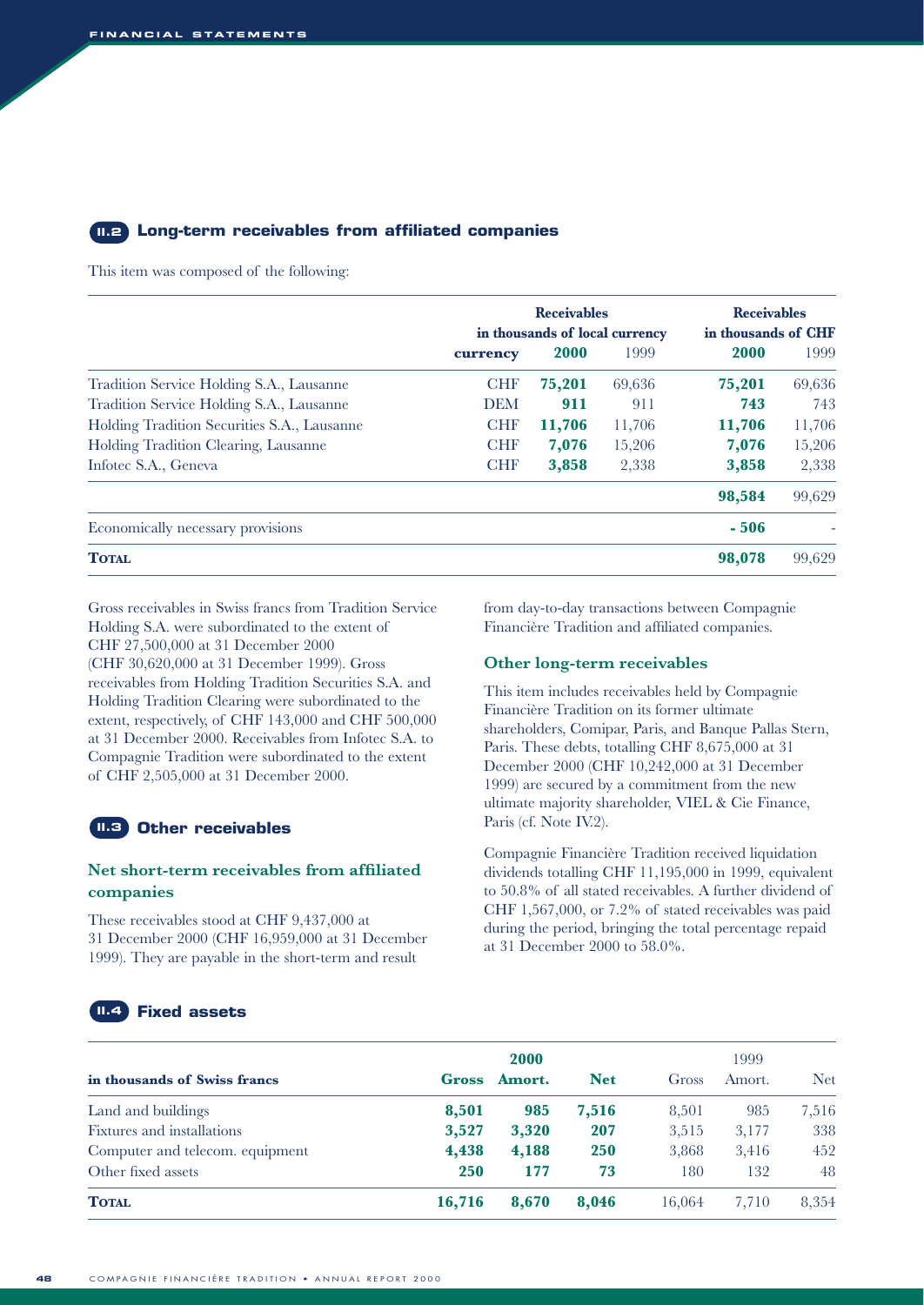## II.2 Long-term receivables from affiliated companies

This item was composed of the following:

| | | Receivables in thousands of local currency | | Receivables in thousands of CHF | |
|---|---|---|---|---|---|
| | **currency** | **2000** | 1999 | **2000** | 1999 |
| Tradition Service Holding S.A., Lausanne | **CHF** | **75,201** | 69,636 | **75,201** | 69,636 |
| Tradition Service Holding S.A., Lausanne | **DEM** | **911** | 911 | **743** | 743 |
| Holding Tradition Securities S.A., Lausanne | **CHF** | **11,706** | 11,706 | **11,706** | 11,706 |
| Holding Tradition Clearing, Lausanne | **CHF** | **7,076** | 15,206 | **7,076** | 15,206 |
| Infotec S.A., Geneva | **CHF** | **3,858** | 2,338 | **3,858** | 2,338 |
| | | | | **98,584** | 99,629 |
| Economically necessary provisions | | | | **- 506** | - |
| **TOTAL** | | | | **98,078** | 99,629 |

Gross receivables in Swiss francs from Tradition Service Holding S.A. were subordinated to the extent of CHF 27,500,000 at 31 December 2000 (CHF 30,620,000 at 31 December 1999). Gross receivables from Holding Tradition Securities S.A. and Holding Tradition Clearing were subordinated to the extent, respectively, of CHF 143,000 and CHF 500,000 at 31 December 2000. Receivables from Infotec S.A. to Compagnie Tradition were subordinated to the extent of CHF 2,505,000 at 31 December 2000.

## II.3 Other receivables

### Net short-term receivables from affiliated companies

These receivables stood at CHF 9,437,000 at 31 December 2000 (CHF 16,959,000 at 31 December 1999). They are payable in the short-term and result from day-to-day transactions between Compagnie Financière Tradition and affiliated companies.

### Other long-term receivables

This item includes receivables held by Compagnie Financière Tradition on its former ultimate shareholders, Comipar, Paris, and Banque Pallas Stern, Paris. These debts, totalling CHF 8,675,000 at 31 December 2000 (CHF 10,242,000 at 31 December 1999) are secured by a commitment from the new ultimate majority shareholder, VIEL & Cie Finance, Paris (cf. Note IV.2).

Compagnie Financière Tradition received liquidation dividends totalling CHF 11,195,000 in 1999, equivalent to 50.8% of all stated receivables. A further dividend of CHF 1,567,000, or 7.2% of stated receivables was paid during the period, bringing the total percentage repaid at 31 December 2000 to 58.0%.

## II.4 Fixed assets

| | 2000 | | | 1999 | | |
|---|---|---|---|---|---|---|
| **in thousands of Swiss francs** | **Gross** | **Amort.** | **Net** | Gross | Amort. | Net |
| Land and buildings | **8,501** | **985** | **7,516** | 8,501 | 985 | 7,516 |
| Fixtures and installations | **3,527** | **3,320** | **207** | 3,515 | 3,177 | 338 |
| Computer and telecom. equipment | **4,438** | **4,188** | **250** | 3,868 | 3,416 | 452 |
| Other fixed assets | **250** | **177** | **73** | 180 | 132 | 48 |
| **TOTAL** | **16,716** | **8,670** | **8,046** | 16,064 | 7,710 | 8,354 |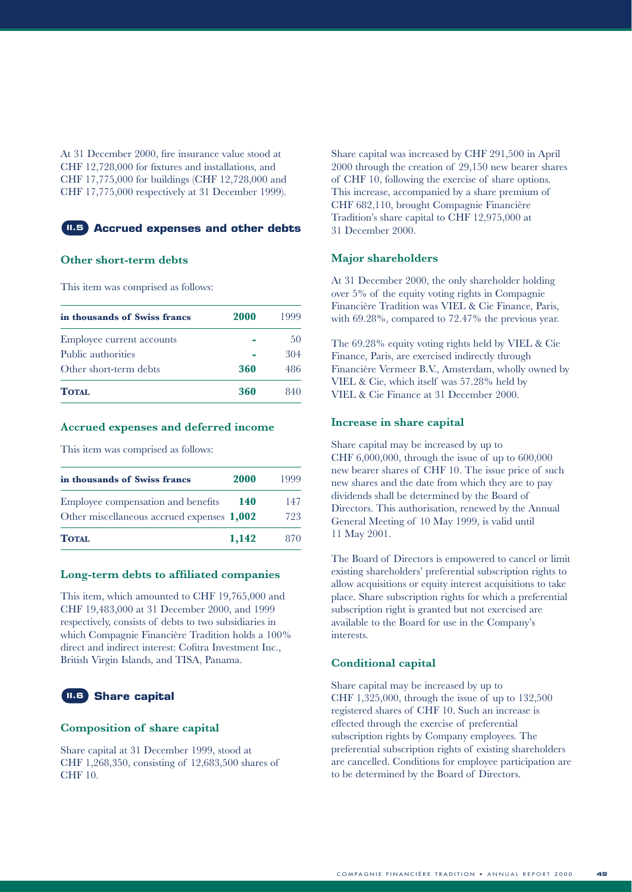At 31 December 2000, fire insurance value stood at CHF 12,728,000 for fixtures and installations, and CHF 17,775,000 for buildings (CHF 12,728,000 and CHF 17,775,000 respectively at 31 December 1999).

## II.5 Accrued expenses and other debts

### Other short-term debts

This item was comprised as follows:

| in thousands of Swiss francs | 2000 | 1999 |
|---|---|---|
| Employee current accounts | - | 50 |
| Public authorities | - | 304 |
| Other short-term debts | **360** | 486 |
| **TOTAL** | **360** | 840 |

### Accrued expenses and deferred income

This item was comprised as follows:

| in thousands of Swiss francs | 2000 | 1999 |
|---|---|---|
| Employee compensation and benefits | **140** | 147 |
| Other miscellaneous accrued expenses | **1,002** | 723 |
| **TOTAL** | **1,142** | 870 |

### Long-term debts to affiliated companies

This item, which amounted to CHF 19,765,000 and CHF 19,483,000 at 31 December 2000, and 1999 respectively, consists of debts to two subsidiaries in which Compagnie Financière Tradition holds a 100% direct and indirect interest: Cofitra Investment Inc., British Virgin Islands, and TISA, Panama.

## II.6 Share capital

### Composition of share capital

Share capital at 31 December 1999, stood at CHF 1,268,350, consisting of 12,683,500 shares of CHF 10.

Share capital was increased by CHF 291,500 in April 2000 through the creation of 29,150 new bearer shares of CHF 10, following the exercise of share options. This increase, accompanied by a share premium of CHF 682,110, brought Compagnie Financière Tradition's share capital to CHF 12,975,000 at 31 December 2000.

### Major shareholders

At 31 December 2000, the only shareholder holding over 5% of the equity voting rights in Compagnie Financière Tradition was VIEL & Cie Finance, Paris, with 69.28%, compared to 72.47% the previous year.

The 69.28% equity voting rights held by VIEL & Cie Finance, Paris, are exercised indirectly through Financière Vermeer B.V., Amsterdam, wholly owned by VIEL & Cie, which itself was 57.28% held by VIEL & Cie Finance at 31 December 2000.

### Increase in share capital

Share capital may be increased by up to CHF 6,000,000, through the issue of up to 600,000 new bearer shares of CHF 10. The issue price of such new shares and the date from which they are to pay dividends shall be determined by the Board of Directors. This authorisation, renewed by the Annual General Meeting of 10 May 1999, is valid until 11 May 2001.

The Board of Directors is empowered to cancel or limit existing shareholders' preferential subscription rights to allow acquisitions or equity interest acquisitions to take place. Share subscription rights for which a preferential subscription right is granted but not exercised are available to the Board for use in the Company's interests.

### Conditional capital

Share capital may be increased by up to CHF 1,325,000, through the issue of up to 132,500 registered shares of CHF 10. Such an increase is effected through the exercise of preferential subscription rights by Company employees. The preferential subscription rights of existing shareholders are cancelled. Conditions for employee participation are to be determined by the Board of Directors.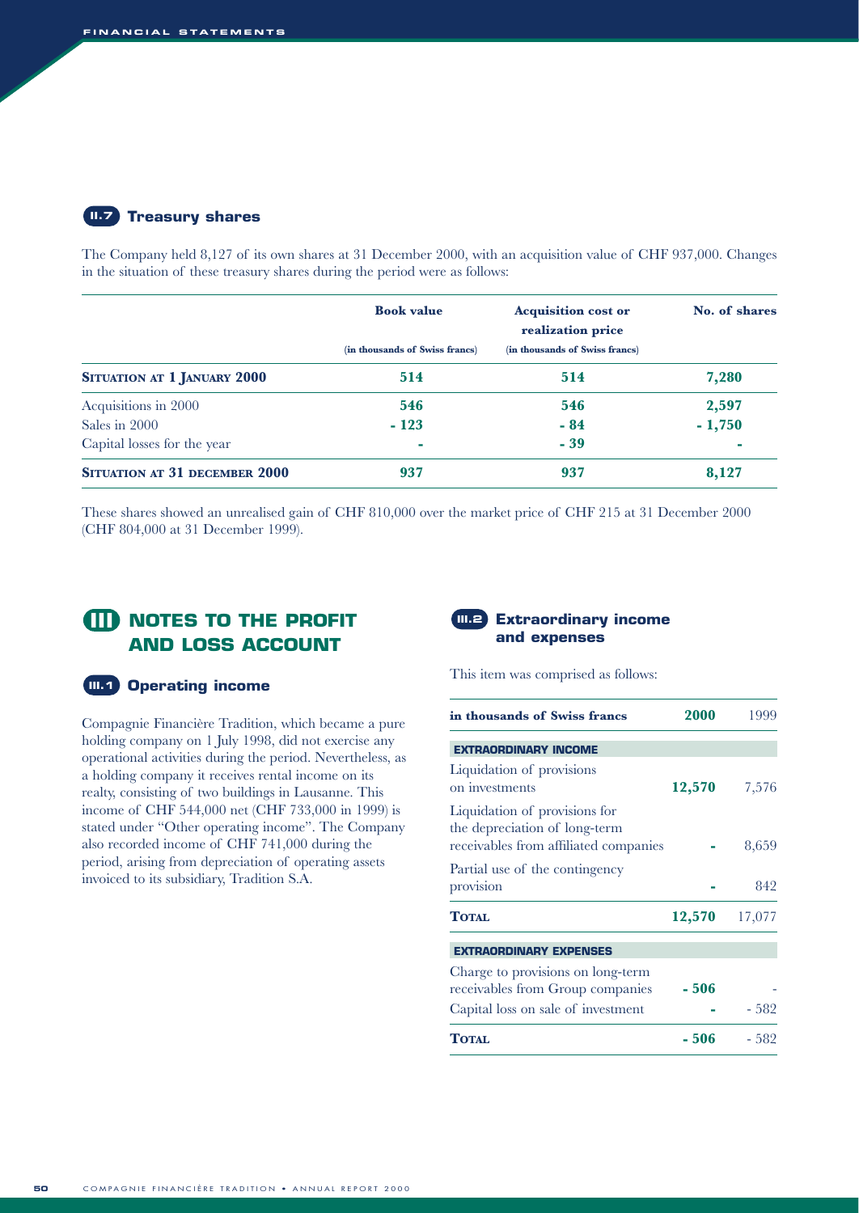## II.7 Treasury shares

The Company held 8,127 of its own shares at 31 December 2000, with an acquisition value of CHF 937,000. Changes in the situation of these treasury shares during the period were as follows:

| | Book value (in thousands of Swiss francs) | Acquisition cost or realization price (in thousands of Swiss francs) | No. of shares |
|---|---|---|---|
| **SITUATION AT 1 JANUARY 2000** | **514** | **514** | **7,280** |
| Acquisitions in 2000 | **546** | **546** | **2,597** |
| Sales in 2000 | **- 123** | **- 84** | **- 1,750** |
| Capital losses for the year | **-** | **- 39** | **-** |
| **SITUATION AT 31 DECEMBER 2000** | **937** | **937** | **8,127** |

These shares showed an unrealised gain of CHF 810,000 over the market price of CHF 215 at 31 December 2000 (CHF 804,000 at 31 December 1999).

# III NOTES TO THE PROFIT AND LOSS ACCOUNT

## III.1 Operating income

Compagnie Financière Tradition, which became a pure holding company on 1 July 1998, did not exercise any operational activities during the period. Nevertheless, as a holding company it receives rental income on its realty, consisting of two buildings in Lausanne. This income of CHF 544,000 net (CHF 733,000 in 1999) is stated under "Other operating income". The Company also recorded income of CHF 741,000 during the period, arising from depreciation of operating assets invoiced to its subsidiary, Tradition S.A.

## III.2 Extraordinary income and expenses

This item was comprised as follows:

| in thousands of Swiss francs | 2000 | 1999 |
|---|---|---|
| **EXTRAORDINARY INCOME** | | |
| Liquidation of provisions on investments | **12,570** | 7,576 |
| Liquidation of provisions for the depreciation of long-term receivables from affiliated companies | **-** | 8,659 |
| Partial use of the contingency provision | **-** | 842 |
| **TOTAL** | **12,570** | 17,077 |
| **EXTRAORDINARY EXPENSES** | | |
| Charge to provisions on long-term receivables from Group companies | **- 506** | - |
| Capital loss on sale of investment | **-** | - 582 |
| **TOTAL** | **- 506** | - 582 |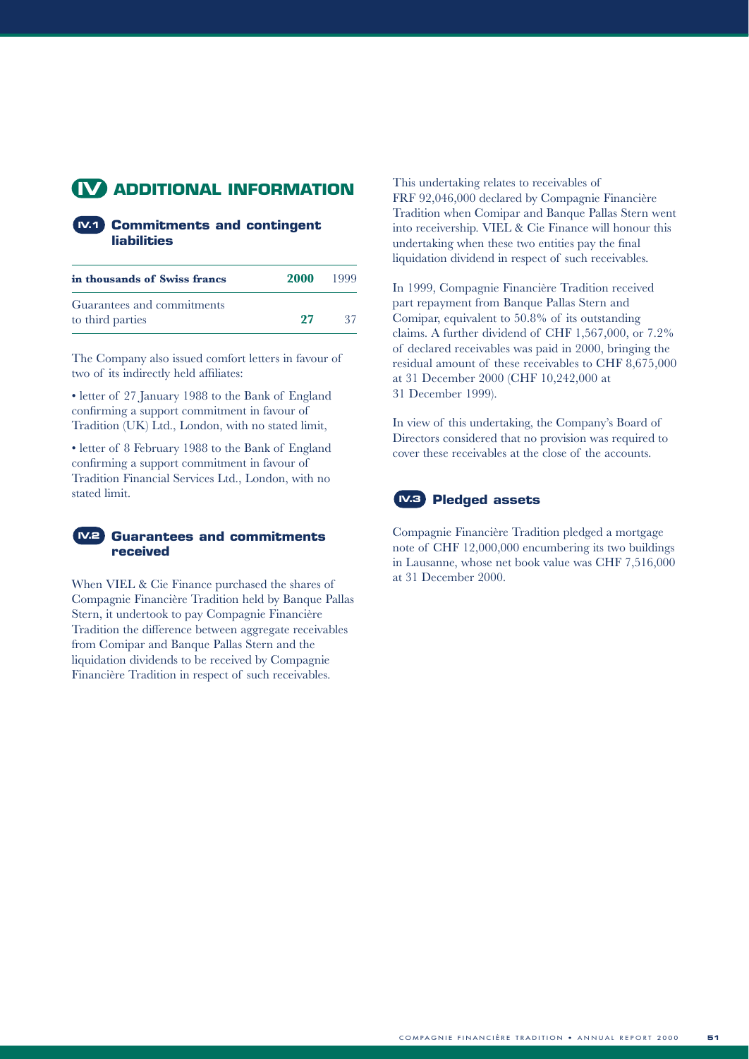# IV ADDITIONAL INFORMATION

## IV.1 Commitments and contingent liabilities

| in thousands of Swiss francs | 2000 | 1999 |
|---|---|---|
| Guarantees and commitments to third parties | **27** | 37 |

The Company also issued comfort letters in favour of two of its indirectly held affiliates:

• letter of 27 January 1988 to the Bank of England confirming a support commitment in favour of Tradition (UK) Ltd., London, with no stated limit,

• letter of 8 February 1988 to the Bank of England confirming a support commitment in favour of Tradition Financial Services Ltd., London, with no stated limit.

## IV.2 Guarantees and commitments received

When VIEL & Cie Finance purchased the shares of Compagnie Financière Tradition held by Banque Pallas Stern, it undertook to pay Compagnie Financière Tradition the difference between aggregate receivables from Comipar and Banque Pallas Stern and the liquidation dividends to be received by Compagnie Financière Tradition in respect of such receivables.

This undertaking relates to receivables of FRF 92,046,000 declared by Compagnie Financière Tradition when Comipar and Banque Pallas Stern went into receivership. VIEL & Cie Finance will honour this undertaking when these two entities pay the final liquidation dividend in respect of such receivables.

In 1999, Compagnie Financière Tradition received part repayment from Banque Pallas Stern and Comipar, equivalent to 50.8% of its outstanding claims. A further dividend of CHF 1,567,000, or 7.2% of declared receivables was paid in 2000, bringing the residual amount of these receivables to CHF 8,675,000 at 31 December 2000 (CHF 10,242,000 at 31 December 1999).

In view of this undertaking, the Company's Board of Directors considered that no provision was required to cover these receivables at the close of the accounts.

## IV.3 Pledged assets

Compagnie Financière Tradition pledged a mortgage note of CHF 12,000,000 encumbering its two buildings in Lausanne, whose net book value was CHF 7,516,000 at 31 December 2000.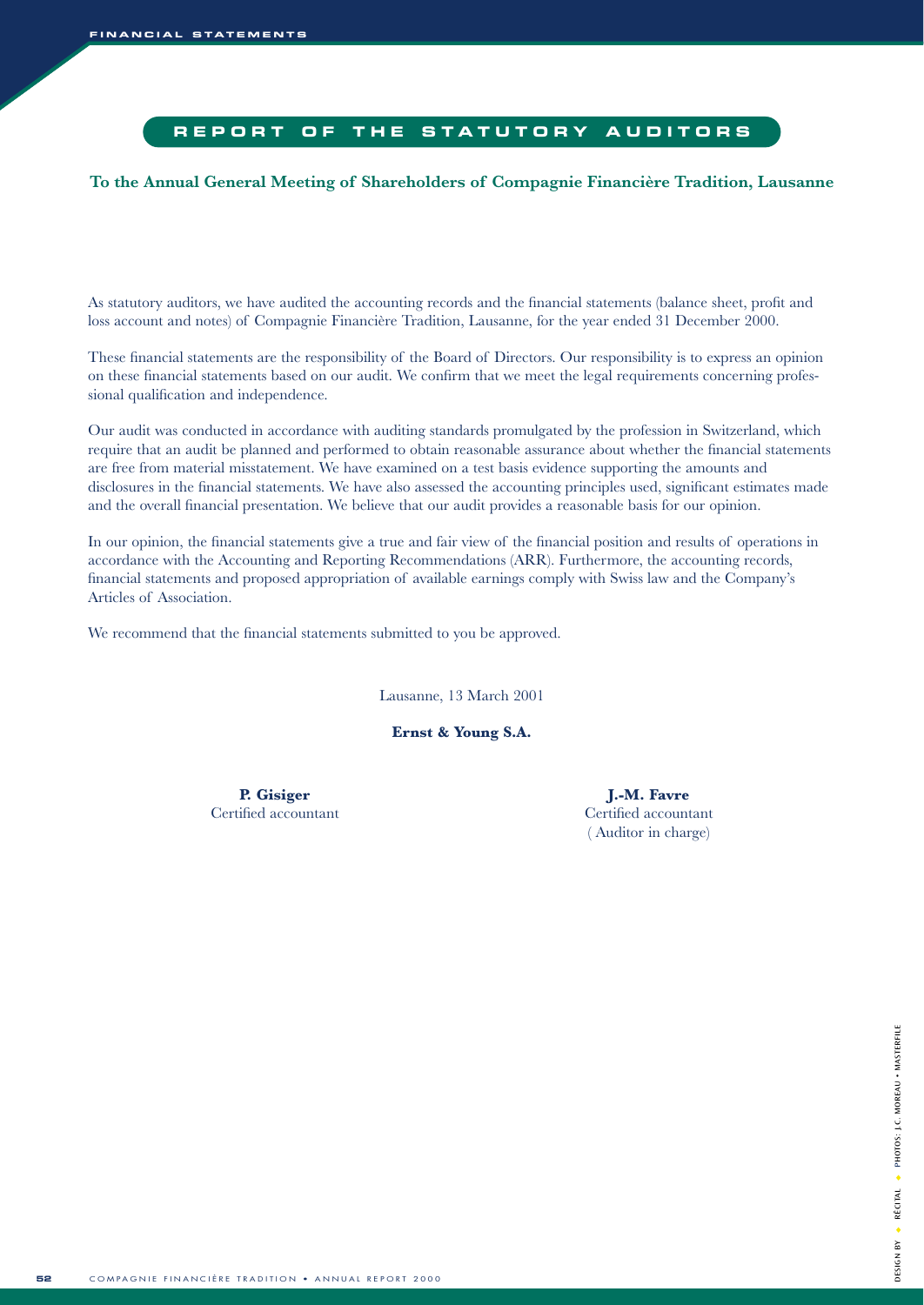## REPORT OF THE STATUTORY AUDITORS

**To the Annual General Meeting of Shareholders of Compagnie Financière Tradition, Lausanne**

As statutory auditors, we have audited the accounting records and the financial statements (balance sheet, profit and loss account and notes) of Compagnie Financière Tradition, Lausanne, for the year ended 31 December 2000.

These financial statements are the responsibility of the Board of Directors. Our responsibility is to express an opinion on these financial statements based on our audit. We confirm that we meet the legal requirements concerning professional qualification and independence.

Our audit was conducted in accordance with auditing standards promulgated by the profession in Switzerland, which require that an audit be planned and performed to obtain reasonable assurance about whether the financial statements are free from material misstatement. We have examined on a test basis evidence supporting the amounts and disclosures in the financial statements. We have also assessed the accounting principles used, significant estimates made and the overall financial presentation. We believe that our audit provides a reasonable basis for our opinion.

In our opinion, the financial statements give a true and fair view of the financial position and results of operations in accordance with the Accounting and Reporting Recommendations (ARR). Furthermore, the accounting records, financial statements and proposed appropriation of available earnings comply with Swiss law and the Company's Articles of Association.

We recommend that the financial statements submitted to you be approved.

Lausanne, 13 March 2001

**Ernst & Young S.A.**

**P. Gisiger**
Certified accountant

**J.-M. Favre**
Certified accountant
( Auditor in charge)

DESIGN BY ♦ RÉCITAL ♦ PHOTOS: J.C. MOREAU • MASTERFILE